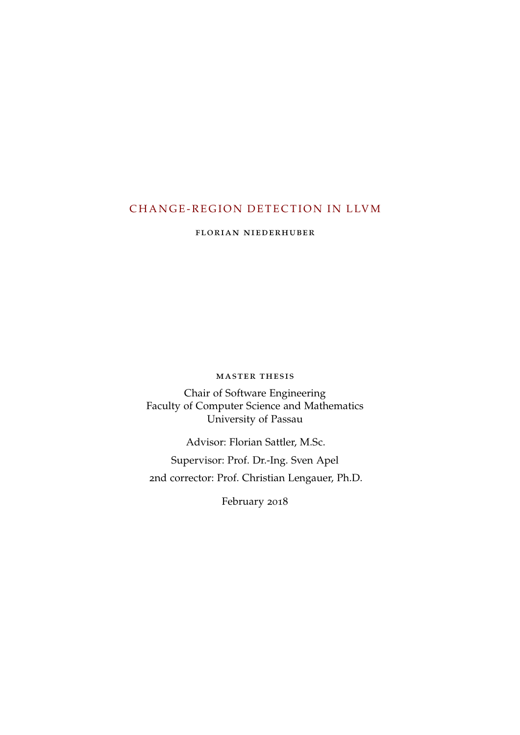# CHANGE-REGION DETECTION IN LLVM

FLORIAN NIEDERHUBER

MASTER THESIS

Chair of Software Engineering
Faculty of Computer Science and Mathematics
University of Passau

Advisor: Florian Sattler, M.Sc.

Supervisor: Prof. Dr.-Ing. Sven Apel

2nd corrector: Prof. Christian Lengauer, Ph.D.

February 2018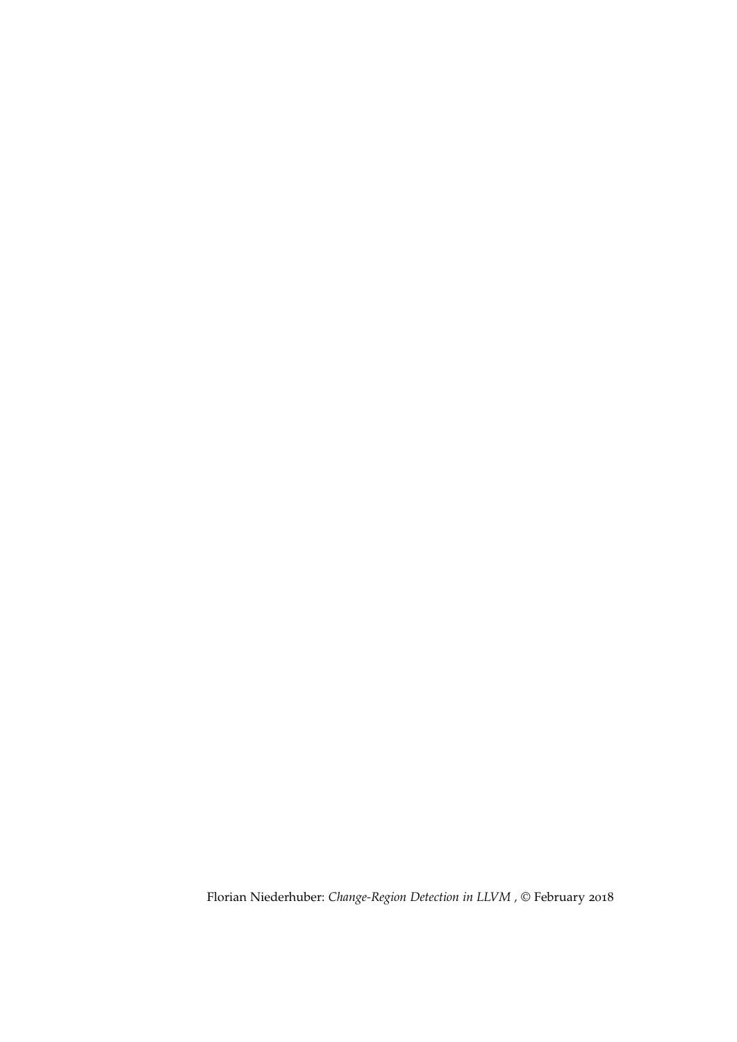Florian Niederhuber: *Change-Region Detection in LLVM ,* © February 2018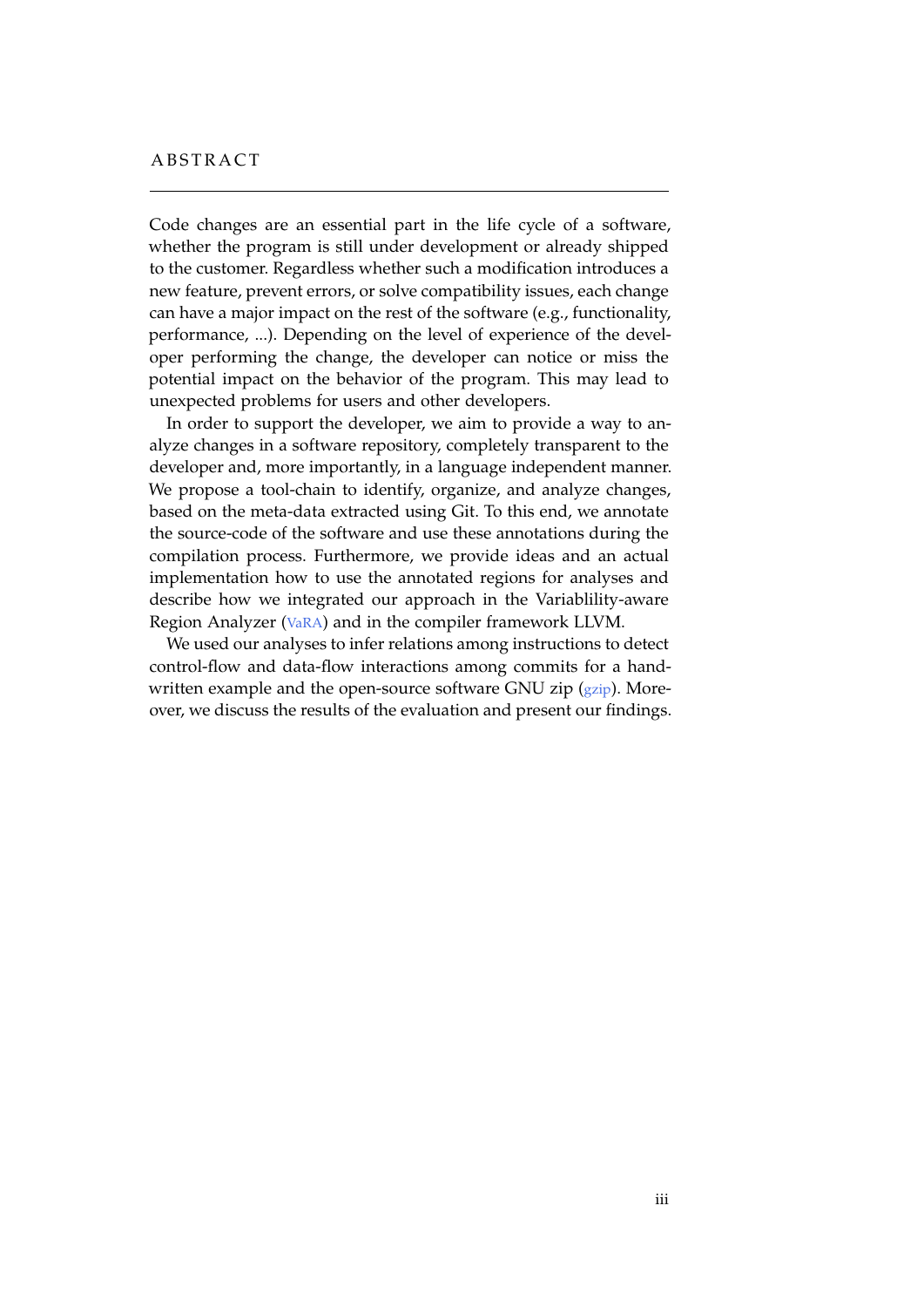# ABSTRACT

Code changes are an essential part in the life cycle of a software, whether the program is still under development or already shipped to the customer. Regardless whether such a modification introduces a new feature, prevent errors, or solve compatibility issues, each change can have a major impact on the rest of the software (e.g., functionality, performance, ...). Depending on the level of experience of the developer performing the change, the developer can notice or miss the potential impact on the behavior of the program. This may lead to unexpected problems for users and other developers.

In order to support the developer, we aim to provide a way to analyze changes in a software repository, completely transparent to the developer and, more importantly, in a language independent manner. We propose a tool-chain to identify, organize, and analyze changes, based on the meta-data extracted using Git. To this end, we annotate the source-code of the software and use these annotations during the compilation process. Furthermore, we provide ideas and an actual implementation how to use the annotated regions for analyses and describe how we integrated our approach in the Variablility-aware Region Analyzer (VaRA) and in the compiler framework LLVM.

We used our analyses to infer relations among instructions to detect control-flow and data-flow interactions among commits for a handwritten example and the open-source software GNU zip (gzip). Moreover, we discuss the results of the evaluation and present our findings.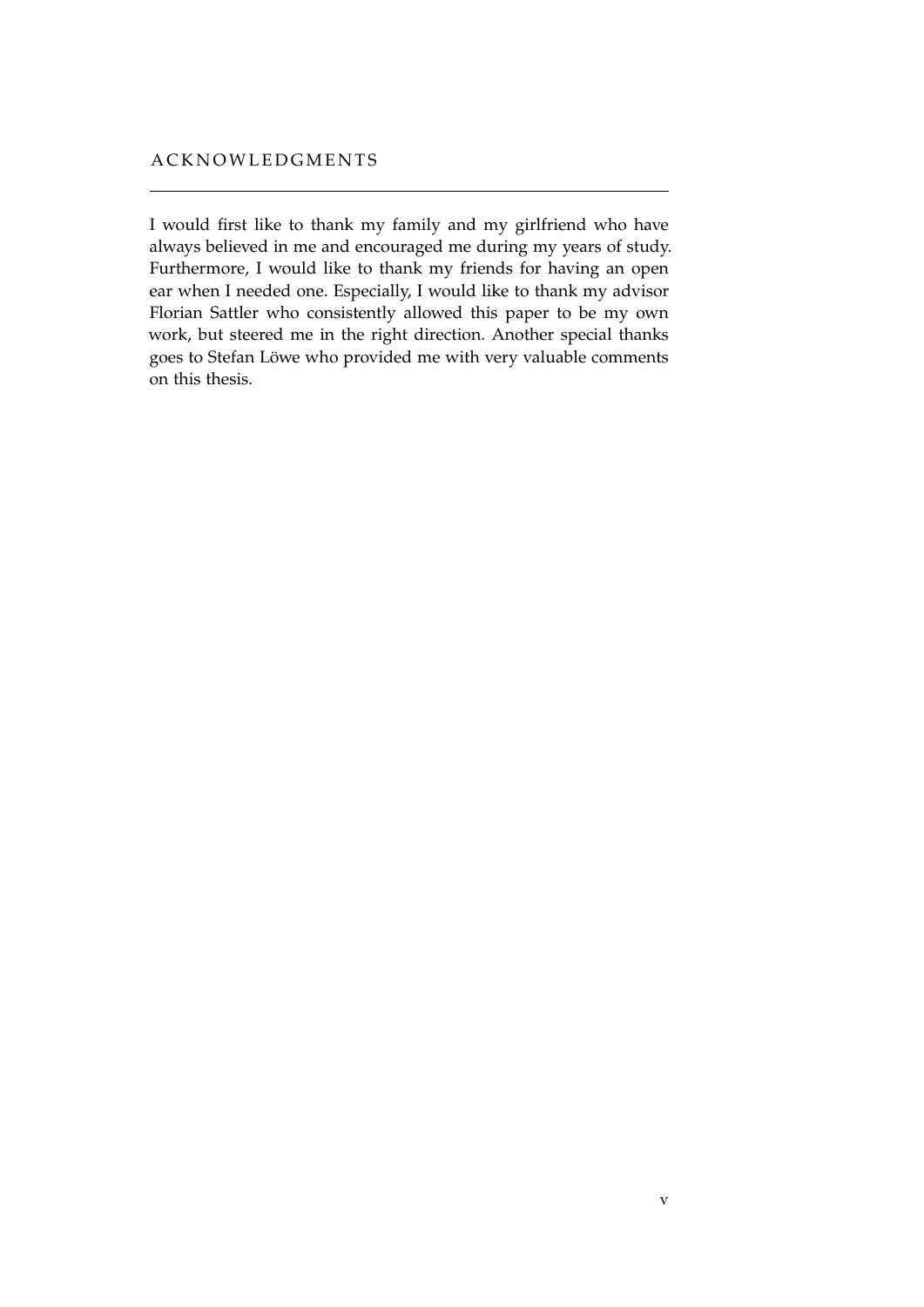# ACKNOWLEDGMENTS

I would first like to thank my family and my girlfriend who have always believed in me and encouraged me during my years of study. Furthermore, I would like to thank my friends for having an open ear when I needed one. Especially, I would like to thank my advisor Florian Sattler who consistently allowed this paper to be my own work, but steered me in the right direction. Another special thanks goes to Stefan Löwe who provided me with very valuable comments on this thesis.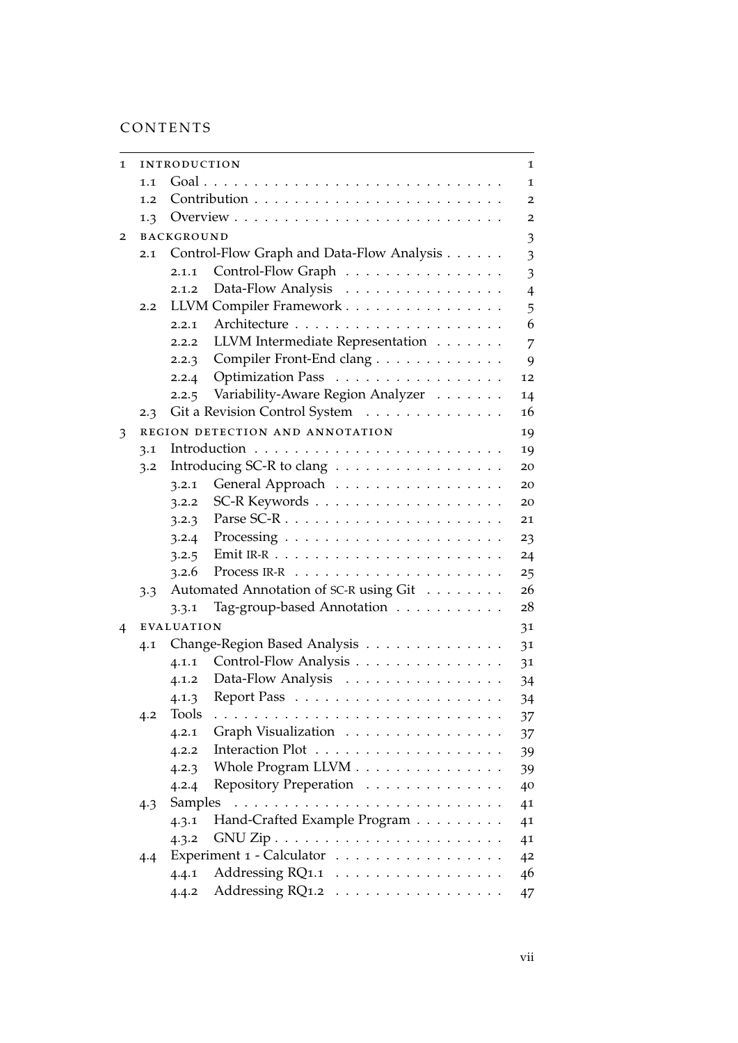# CONTENTS

1 INTRODUCTION 1
- 1.1 Goal 1
- 1.2 Contribution 2
- 1.3 Overview 2

2 BACKGROUND 3
- 2.1 Control-Flow Graph and Data-Flow Analysis 3
  - 2.1.1 Control-Flow Graph 3
  - 2.1.2 Data-Flow Analysis 4
- 2.2 LLVM Compiler Framework 5
  - 2.2.1 Architecture 6
  - 2.2.2 LLVM Intermediate Representation 7
  - 2.2.3 Compiler Front-End clang 9
  - 2.2.4 Optimization Pass 12
  - 2.2.5 Variability-Aware Region Analyzer 14
- 2.3 Git a Revision Control System 16

3 REGION DETECTION AND ANNOTATION 19
- 3.1 Introduction 19
- 3.2 Introducing SC-R to clang 20
  - 3.2.1 General Approach 20
  - 3.2.2 SC-R Keywords 20
  - 3.2.3 Parse SC-R 21
  - 3.2.4 Processing 23
  - 3.2.5 Emit IR-R 24
  - 3.2.6 Process IR-R 25
- 3.3 Automated Annotation of SC-R using Git 26
  - 3.3.1 Tag-group-based Annotation 28

4 EVALUATION 31
- 4.1 Change-Region Based Analysis 31
  - 4.1.1 Control-Flow Analysis 31
  - 4.1.2 Data-Flow Analysis 34
  - 4.1.3 Report Pass 34
- 4.2 Tools 37
  - 4.2.1 Graph Visualization 37
  - 4.2.2 Interaction Plot 39
  - 4.2.3 Whole Program LLVM 39
  - 4.2.4 Repository Preperation 40
- 4.3 Samples 41
  - 4.3.1 Hand-Crafted Example Program 41
  - 4.3.2 GNU Zip 41
- 4.4 Experiment 1 - Calculator 42
  - 4.4.1 Addressing RQ1.1 46
  - 4.4.2 Addressing RQ1.2 47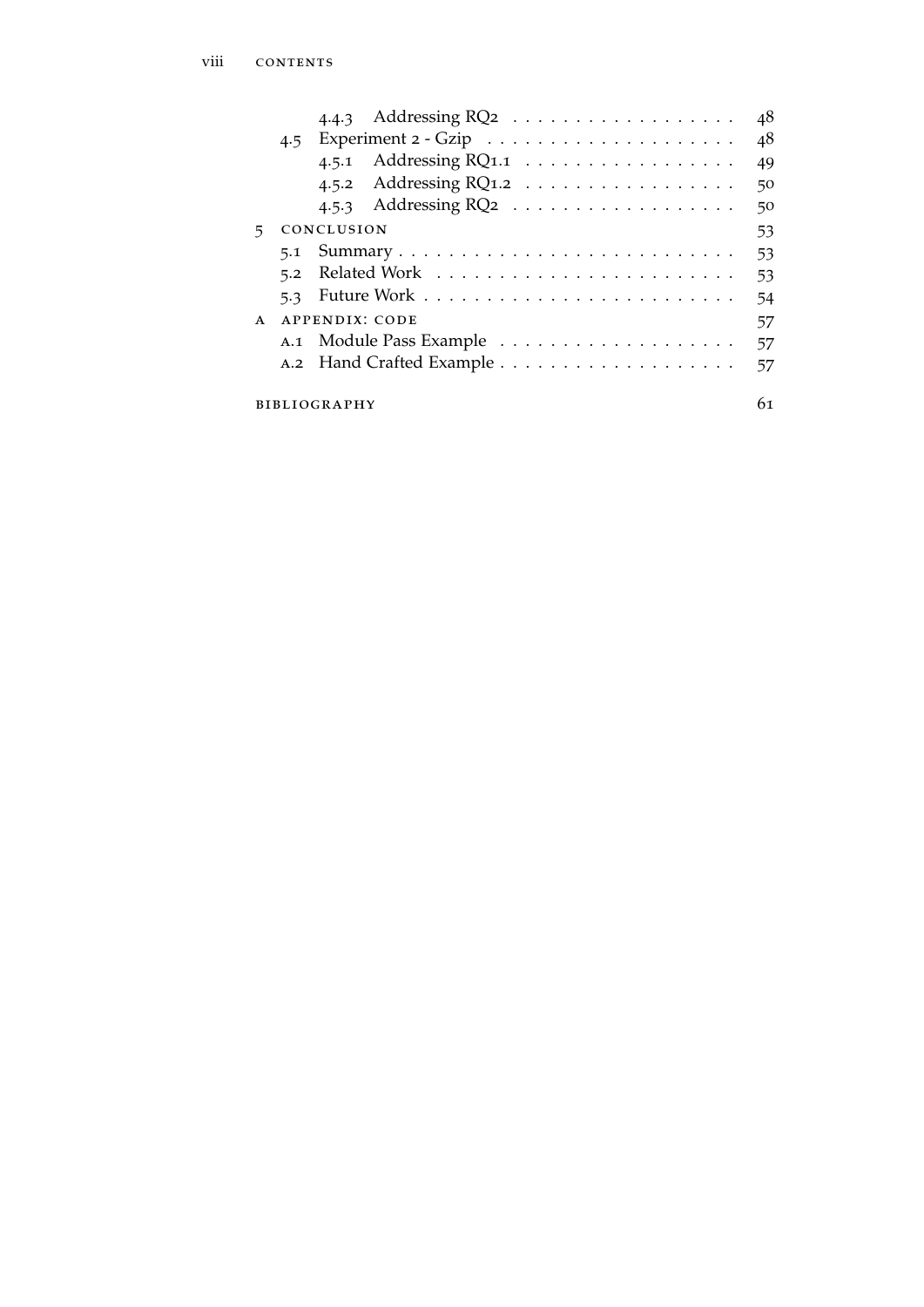- 4.4.3 Addressing RQ2 . . . . . . . . . . . . . . . . . . 48
- 4.5 Experiment 2 - Gzip . . . . . . . . . . . . . . . . . . . 48
  - 4.5.1 Addressing RQ1.1 . . . . . . . . . . . . . . . . . 49
  - 4.5.2 Addressing RQ1.2 . . . . . . . . . . . . . . . . . 50
  - 4.5.3 Addressing RQ2 . . . . . . . . . . . . . . . . . . 50

5 CONCLUSION 53
- 5.1 Summary . . . . . . . . . . . . . . . . . . . . . . . . . . 53
- 5.2 Related Work . . . . . . . . . . . . . . . . . . . . . . . 53
- 5.3 Future Work . . . . . . . . . . . . . . . . . . . . . . . . 54

A APPENDIX: CODE 57
- A.1 Module Pass Example . . . . . . . . . . . . . . . . . . 57
- A.2 Hand Crafted Example . . . . . . . . . . . . . . . . . . 57

BIBLIOGRAPHY 61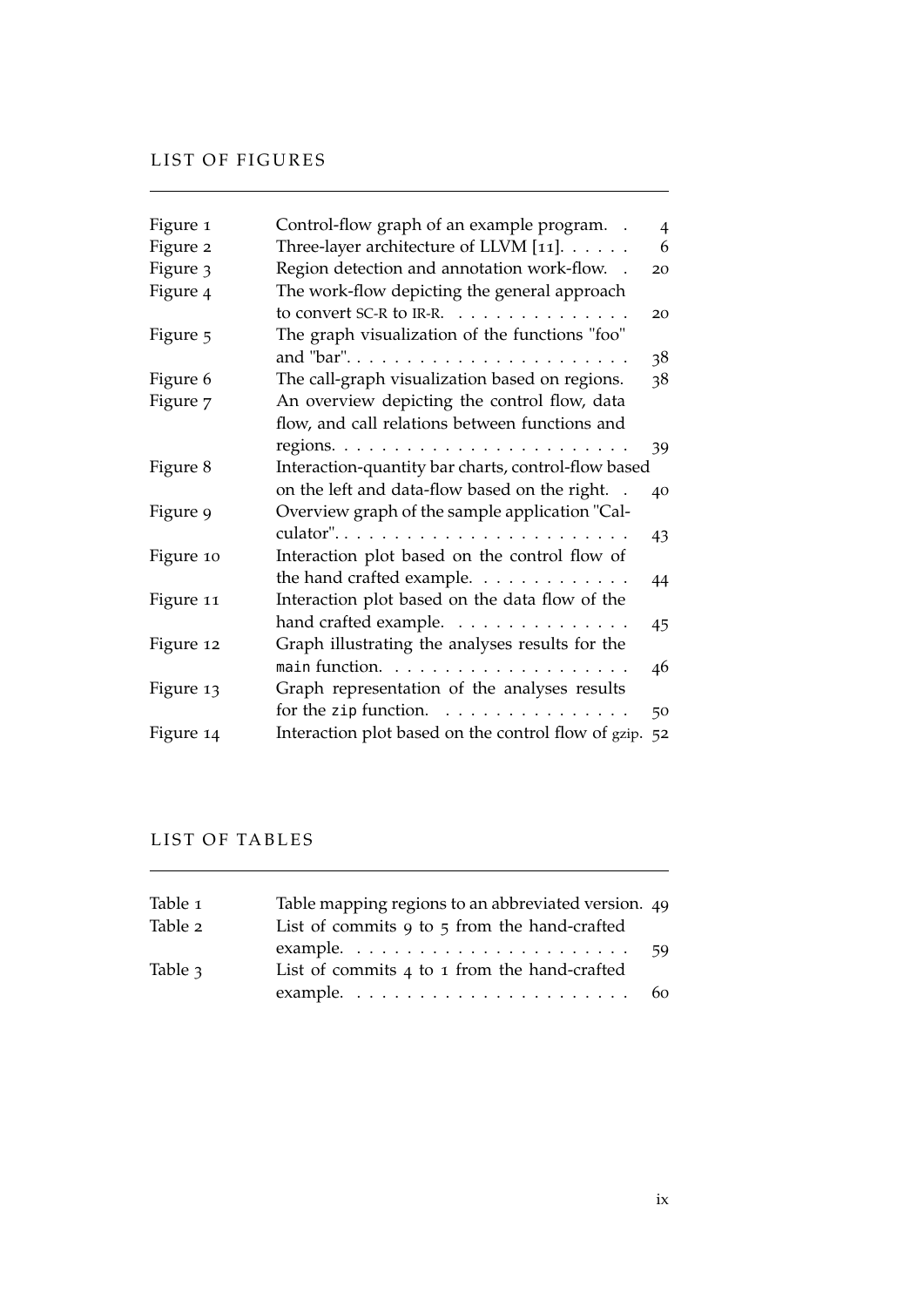# LIST OF FIGURES

| | | |
|---|---|---|
| Figure 1 | Control-flow graph of an example program. | 4 |
| Figure 2 | Three-layer architecture of LLVM [11]. | 6 |
| Figure 3 | Region detection and annotation work-flow. | 20 |
| Figure 4 | The work-flow depicting the general approach to convert SC-R to IR-R. | 20 |
| Figure 5 | The graph visualization of the functions "foo" and "bar". | 38 |
| Figure 6 | The call-graph visualization based on regions. | 38 |
| Figure 7 | An overview depicting the control flow, data flow, and call relations between functions and regions. | 39 |
| Figure 8 | Interaction-quantity bar charts, control-flow based on the left and data-flow based on the right. | 40 |
| Figure 9 | Overview graph of the sample application "Calculator". | 43 |
| Figure 10 | Interaction plot based on the control flow of the hand crafted example. | 44 |
| Figure 11 | Interaction plot based on the data flow of the hand crafted example. | 45 |
| Figure 12 | Graph illustrating the analyses results for the `main` function. | 46 |
| Figure 13 | Graph representation of the analyses results for the `zip` function. | 50 |
| Figure 14 | Interaction plot based on the control flow of gzip. | 52 |

# LIST OF TABLES

| | | |
|---|---|---|
| Table 1 | Table mapping regions to an abbreviated version. | 49 |
| Table 2 | List of commits 9 to 5 from the hand-crafted example. | 59 |
| Table 3 | List of commits 4 to 1 from the hand-crafted example. | 60 |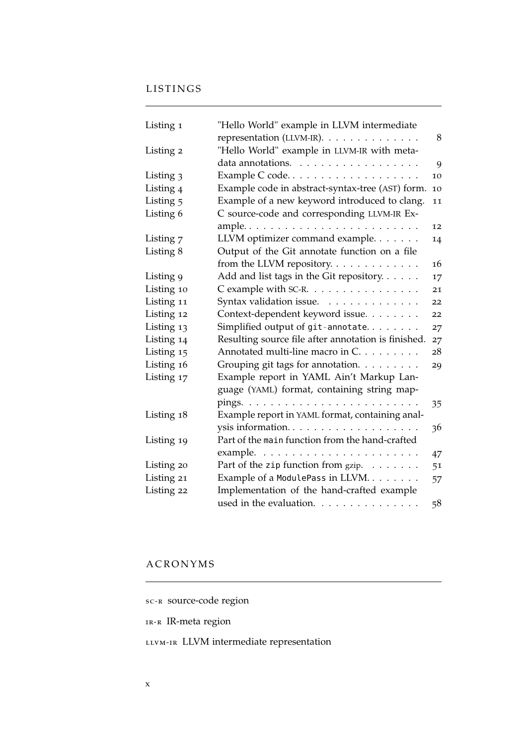# LISTINGS

| | | |
|---|---|---|
| Listing 1 | "Hello World" example in LLVM intermediate representation (LLVM-IR). | 8 |
| Listing 2 | "Hello World" example in LLVM-IR with metadata annotations. | 9 |
| Listing 3 | Example C code. | 10 |
| Listing 4 | Example code in abstract-syntax-tree (AST) form. | 10 |
| Listing 5 | Example of a new keyword introduced to clang. | 11 |
| Listing 6 | C source-code and corresponding LLVM-IR Example. | 12 |
| Listing 7 | LLVM optimizer command example. | 14 |
| Listing 8 | Output of the Git annotate function on a file from the LLVM repository. | 16 |
| Listing 9 | Add and list tags in the Git repository. | 17 |
| Listing 10 | C example with SC-R. | 21 |
| Listing 11 | Syntax validation issue. | 22 |
| Listing 12 | Context-dependent keyword issue. | 22 |
| Listing 13 | Simplified output of `git-annotate`. | 27 |
| Listing 14 | Resulting source file after annotation is finished. | 27 |
| Listing 15 | Annotated multi-line macro in C. | 28 |
| Listing 16 | Grouping git tags for annotation. | 29 |
| Listing 17 | Example report in YAML Ain't Markup Language (YAML) format, containing string mappings. | 35 |
| Listing 18 | Example report in YAML format, containing analysis information. | 36 |
| Listing 19 | Part of the `main` function from the hand-crafted example. | 47 |
| Listing 20 | Part of the `zip` function from gzip. | 51 |
| Listing 21 | Example of a `ModulePass` in LLVM. | 57 |
| Listing 22 | Implementation of the hand-crafted example used in the evaluation. | 58 |

# ACRONYMS

SC-R source-code region

IR-R IR-meta region

LLVM-IR LLVM intermediate representation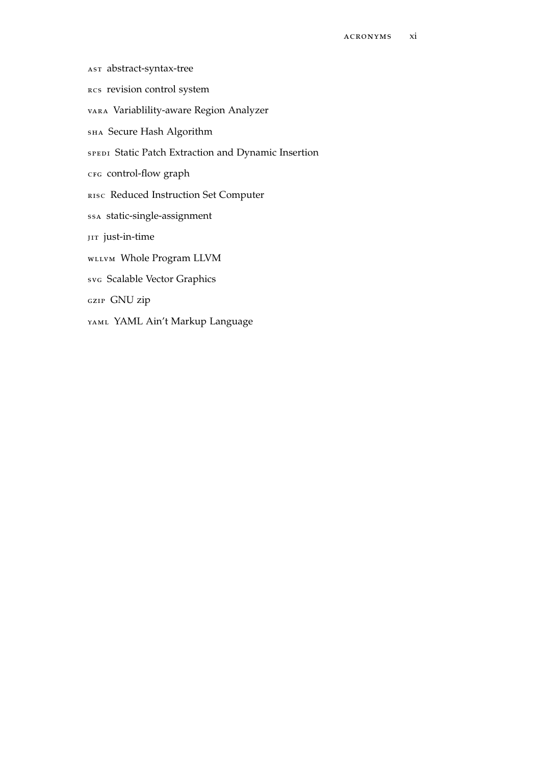AST abstract-syntax-tree

RCS revision control system

VARA Variablility-aware Region Analyzer

SHA Secure Hash Algorithm

SPEDI Static Patch Extraction and Dynamic Insertion

CFG control-flow graph

RISC Reduced Instruction Set Computer

SSA static-single-assignment

JIT just-in-time

WLLVM Whole Program LLVM

SVG Scalable Vector Graphics

GZIP GNU zip

YAML YAML Ain't Markup Language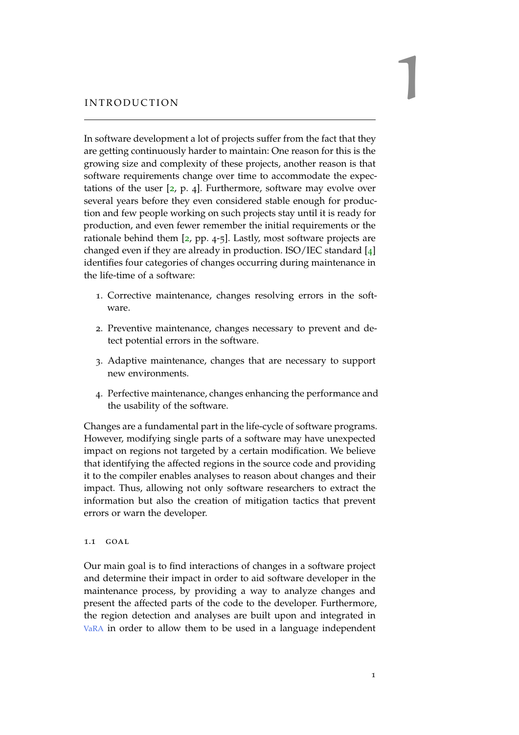# 1 INTRODUCTION

In software development a lot of projects suffer from the fact that they are getting continuously harder to maintain: One reason for this is the growing size and complexity of these projects, another reason is that software requirements change over time to accommodate the expectations of the user [2, p. 4]. Furthermore, software may evolve over several years before they even considered stable enough for production and few people working on such projects stay until it is ready for production, and even fewer remember the initial requirements or the rationale behind them [2, pp. 4-5]. Lastly, most software projects are changed even if they are already in production. ISO/IEC standard [4] identifies four categories of changes occurring during maintenance in the life-time of a software:

1. Corrective maintenance, changes resolving errors in the software.
2. Preventive maintenance, changes necessary to prevent and detect potential errors in the software.
3. Adaptive maintenance, changes that are necessary to support new environments.
4. Perfective maintenance, changes enhancing the performance and the usability of the software.

Changes are a fundamental part in the life-cycle of software programs. However, modifying single parts of a software may have unexpected impact on regions not targeted by a certain modification. We believe that identifying the affected regions in the source code and providing it to the compiler enables analyses to reason about changes and their impact. Thus, allowing not only software researchers to extract the information but also the creation of mitigation tactics that prevent errors or warn the developer.

## 1.1 GOAL

Our main goal is to find interactions of changes in a software project and determine their impact in order to aid software developer in the maintenance process, by providing a way to analyze changes and present the affected parts of the code to the developer. Furthermore, the region detection and analyses are built upon and integrated in VaRA in order to allow them to be used in a language independent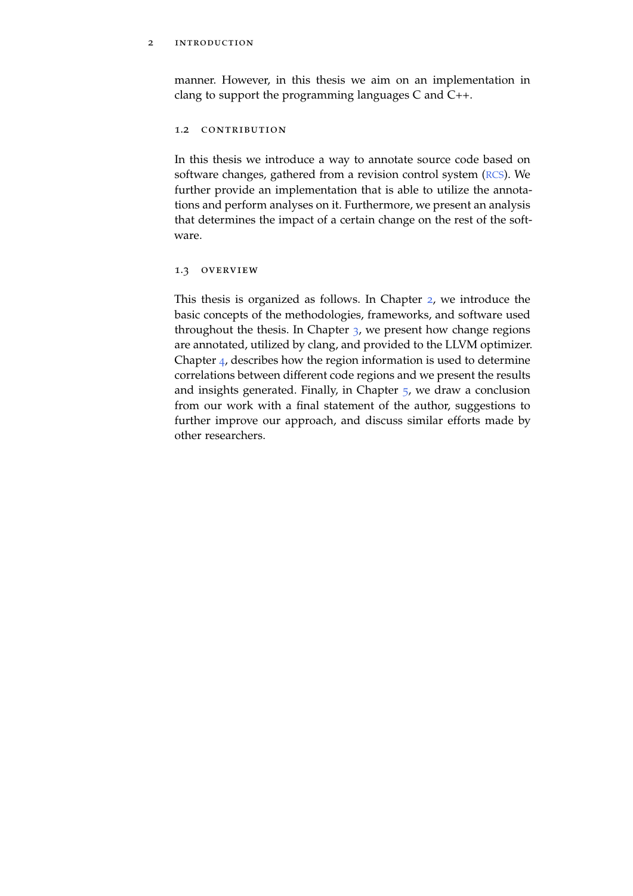manner. However, in this thesis we aim on an implementation in clang to support the programming languages C and C++.

## 1.2 Contribution

In this thesis we introduce a way to annotate source code based on software changes, gathered from a revision control system (RCS). We further provide an implementation that is able to utilize the annotations and perform analyses on it. Furthermore, we present an analysis that determines the impact of a certain change on the rest of the software.

## 1.3 Overview

This thesis is organized as follows. In Chapter 2, we introduce the basic concepts of the methodologies, frameworks, and software used throughout the thesis. In Chapter 3, we present how change regions are annotated, utilized by clang, and provided to the LLVM optimizer. Chapter 4, describes how the region information is used to determine correlations between different code regions and we present the results and insights generated. Finally, in Chapter 5, we draw a conclusion from our work with a final statement of the author, suggestions to further improve our approach, and discuss similar efforts made by other researchers.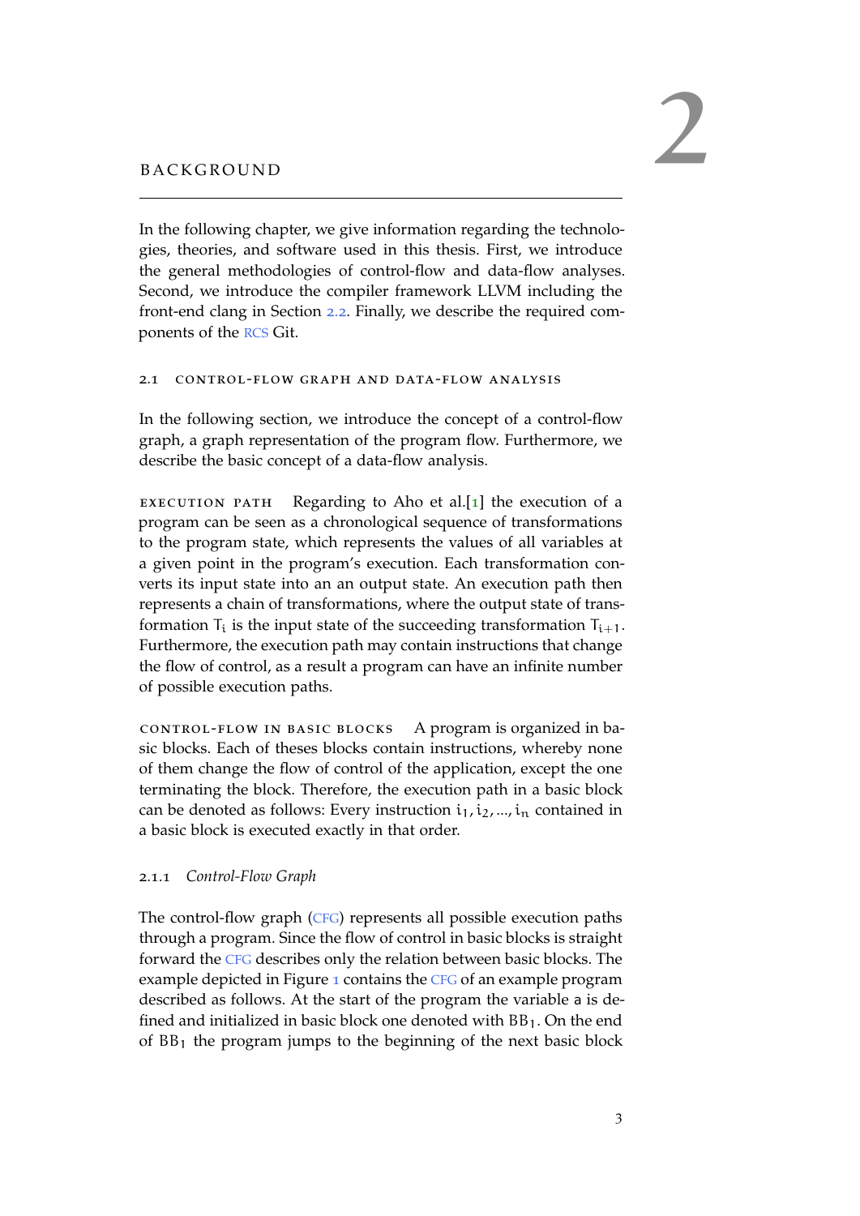# 2 BACKGROUND

In the following chapter, we give information regarding the technologies, theories, and software used in this thesis. First, we introduce the general methodologies of control-flow and data-flow analyses. Second, we introduce the compiler framework LLVM including the front-end clang in Section 2.2. Finally, we describe the required components of the RCS Git.

## 2.1 CONTROL-FLOW GRAPH AND DATA-FLOW ANALYSIS

In the following section, we introduce the concept of a control-flow graph, a graph representation of the program flow. Furthermore, we describe the basic concept of a data-flow analysis.

**EXECUTION PATH** Regarding to Aho et al.[1] the execution of a program can be seen as a chronological sequence of transformations to the program state, which represents the values of all variables at a given point in the program's execution. Each transformation converts its input state into an an output state. An execution path then represents a chain of transformations, where the output state of transformation $T_i$ is the input state of the succeeding transformation $T_{i+1}$. Furthermore, the execution path may contain instructions that change the flow of control, as a result a program can have an infinite number of possible execution paths.

**CONTROL-FLOW IN BASIC BLOCKS** A program is organized in basic blocks. Each of theses blocks contain instructions, whereby none of them change the flow of control of the application, except the one terminating the block. Therefore, the execution path in a basic block can be denoted as follows: Every instruction $i_1, i_2, ..., i_n$ contained in a basic block is executed exactly in that order.

### 2.1.1 *Control-Flow Graph*

The control-flow graph (CFG) represents all possible execution paths through a program. Since the flow of control in basic blocks is straight forward the CFG describes only the relation between basic blocks. The example depicted in Figure 1 contains the CFG of an example program described as follows. At the start of the program the variable a is defined and initialized in basic block one denoted with $BB_1$. On the end of $BB_1$ the program jumps to the beginning of the next basic block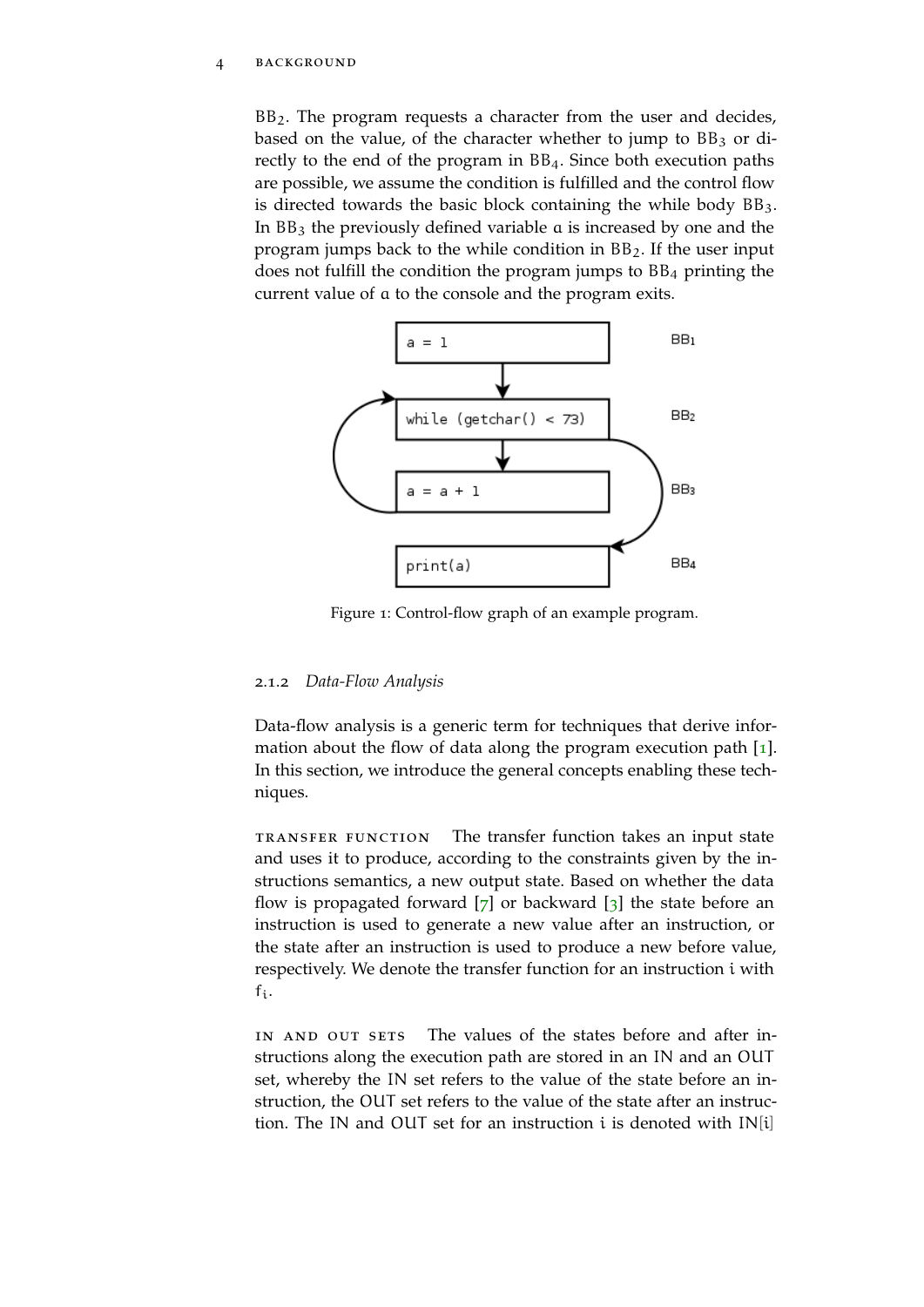$BB_2$. The program requests a character from the user and decides, based on the value, of the character whether to jump to $BB_3$ or directly to the end of the program in $BB_4$. Since both execution paths are possible, we assume the condition is fulfilled and the control flow is directed towards the basic block containing the while body $BB_3$. In $BB_3$ the previously defined variable $a$ is increased by one and the program jumps back to the while condition in $BB_2$. If the user input does not fulfill the condition the program jumps to $BB_4$ printing the current value of $a$ to the console and the program exits.

```
a = 1                      BB1
while (getchar() < 73)     BB2
a = a + 1                  BB3
print(a)                   BB4
```

Figure 1: Control-flow graph of an example program.

### 2.1.2 *Data-Flow Analysis*

Data-flow analysis is a generic term for techniques that derive information about the flow of data along the program execution path [1]. In this section, we introduce the general concepts enabling these techniques.

**Transfer function** The transfer function takes an input state and uses it to produce, according to the constraints given by the instructions semantics, a new output state. Based on whether the data flow is propagated forward [7] or backward [3] the state before an instruction is used to generate a new value after an instruction, or the state after an instruction is used to produce a new before value, respectively. We denote the transfer function for an instruction $i$ with $f_i$.

**In and out sets** The values of the states before and after instructions along the execution path are stored in an IN and an OUT set, whereby the IN set refers to the value of the state before an instruction, the OUT set refers to the value of the state after an instruction. The IN and OUT set for an instruction $i$ is denoted with $IN[i]$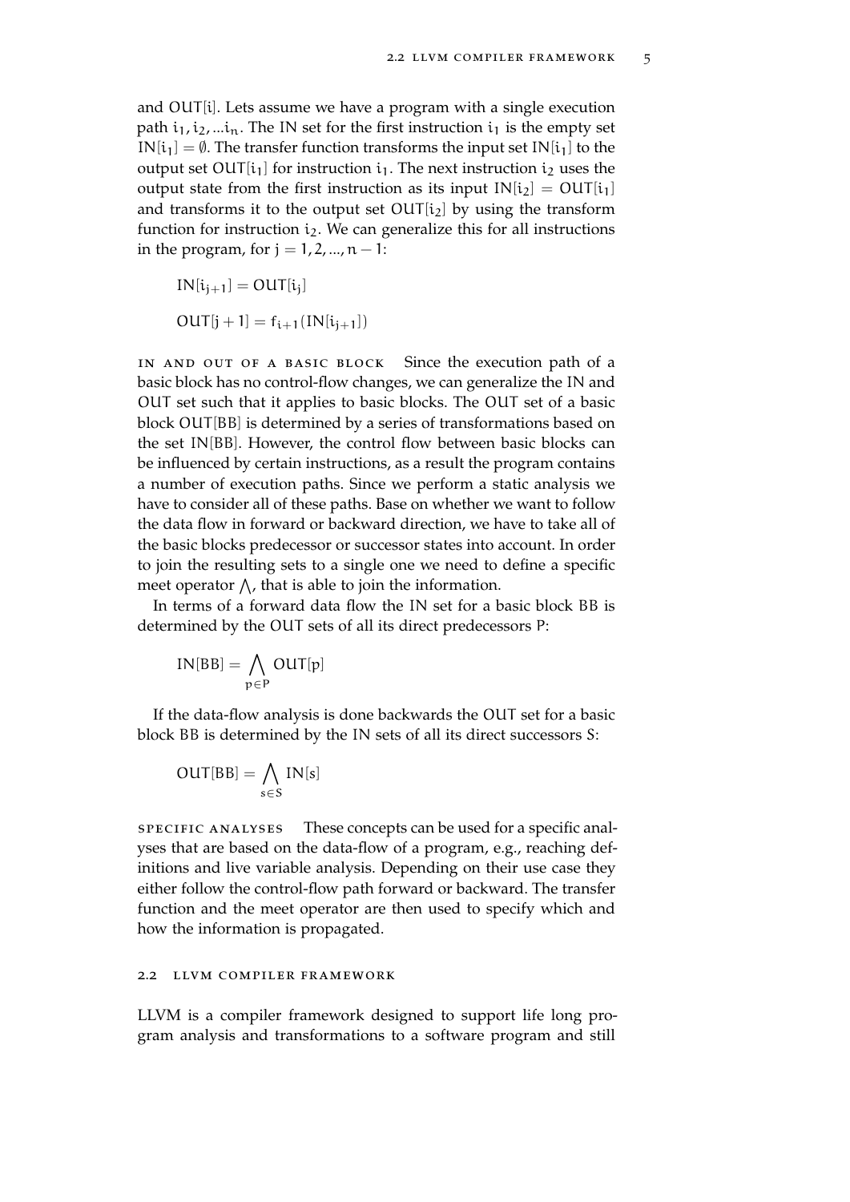and OUT[i]. Lets assume we have a program with a single execution path $i_1, i_2, ...i_n$. The IN set for the first instruction $i_1$ is the empty set $IN[i_1] = \emptyset$. The transfer function transforms the input set $IN[i_1]$ to the output set $OUT[i_1]$ for instruction $i_1$. The next instruction $i_2$ uses the output state from the first instruction as its input $IN[i_2] = OUT[i_1]$ and transforms it to the output set $OUT[i_2]$ by using the transform function for instruction $i_2$. We can generalize this for all instructions in the program, for $j = 1, 2, ..., n-1$:

$$IN[i_{j+1}] = OUT[i_j]$$

$$OUT[j+1] = f_{i+1}(IN[i_{j+1}])$$

**IN AND OUT OF A BASIC BLOCK** Since the execution path of a basic block has no control-flow changes, we can generalize the IN and OUT set such that it applies to basic blocks. The OUT set of a basic block OUT[BB] is determined by a series of transformations based on the set IN[BB]. However, the control flow between basic blocks can be influenced by certain instructions, as a result the program contains a number of execution paths. Since we perform a static analysis we have to consider all of these paths. Base on whether we want to follow the data flow in forward or backward direction, we have to take all of the basic blocks predecessor or successor states into account. In order to join the resulting sets to a single one we need to define a specific meet operator $\bigwedge$, that is able to join the information.

In terms of a forward data flow the IN set for a basic block BB is determined by the OUT sets of all its direct predecessors P:

$$IN[BB] = \bigwedge_{p \in P} OUT[p]$$

If the data-flow analysis is done backwards the OUT set for a basic block BB is determined by the IN sets of all its direct successors S:

$$OUT[BB] = \bigwedge_{s \in S} IN[s]$$

**SPECIFIC ANALYSES** These concepts can be used for a specific analyses that are based on the data-flow of a program, e.g., reaching definitions and live variable analysis. Depending on their use case they either follow the control-flow path forward or backward. The transfer function and the meet operator are then used to specify which and how the information is propagated.

## 2.2 LLVM COMPILER FRAMEWORK

LLVM is a compiler framework designed to support life long program analysis and transformations to a software program and still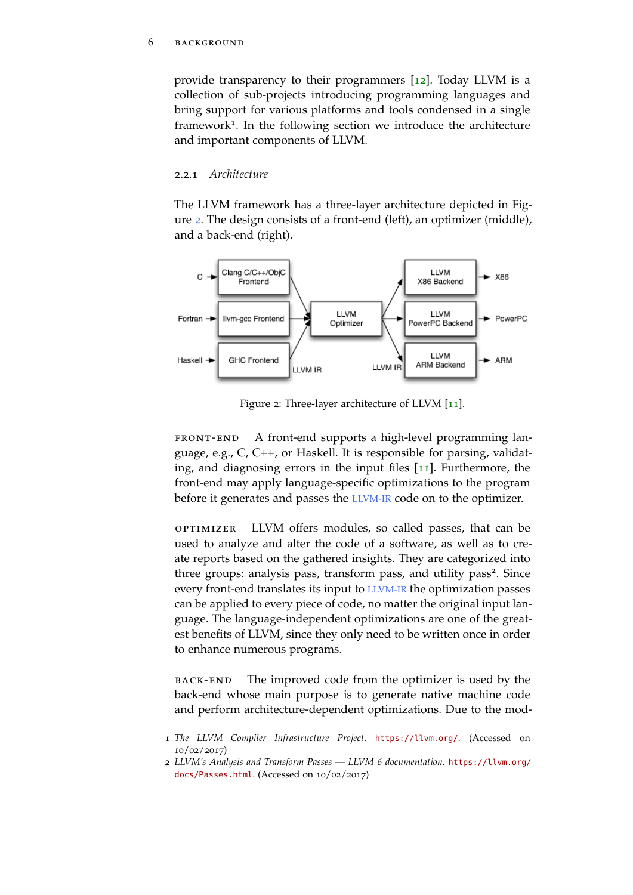provide transparency to their programmers [12]. Today LLVM is a collection of sub-projects introducing programming languages and bring support for various platforms and tools condensed in a single framework[1]. In the following section we introduce the architecture and important components of LLVM.

### 2.2.1 *Architecture*

The LLVM framework has a three-layer architecture depicted in Figure 2. The design consists of a front-end (left), an optimizer (middle), and a back-end (right).

Figure 2: Three-layer architecture of LLVM [11].

FRONT-END A front-end supports a high-level programming language, e.g., C, C++, or Haskell. It is responsible for parsing, validating, and diagnosing errors in the input files [11]. Furthermore, the front-end may apply language-specific optimizations to the program before it generates and passes the LLVM-IR code on to the optimizer.

OPTIMIZER LLVM offers modules, so called passes, that can be used to analyze and alter the code of a software, as well as to create reports based on the gathered insights. They are categorized into three groups: analysis pass, transform pass, and utility pass[2]. Since every front-end translates its input to LLVM-IR the optimization passes can be applied to every piece of code, no matter the original input language. The language-independent optimizations are one of the greatest benefits of LLVM, since they only need to be written once in order to enhance numerous programs.

BACK-END The improved code from the optimizer is used by the back-end whose main purpose is to generate native machine code and perform architecture-dependent optimizations. Due to the mod-

1 *The LLVM Compiler Infrastructure Project*. https://llvm.org/. (Accessed on 10/02/2017)

2 *LLVM's Analysis and Transform Passes — LLVM 6 documentation*. https://llvm.org/docs/Passes.html. (Accessed on 10/02/2017)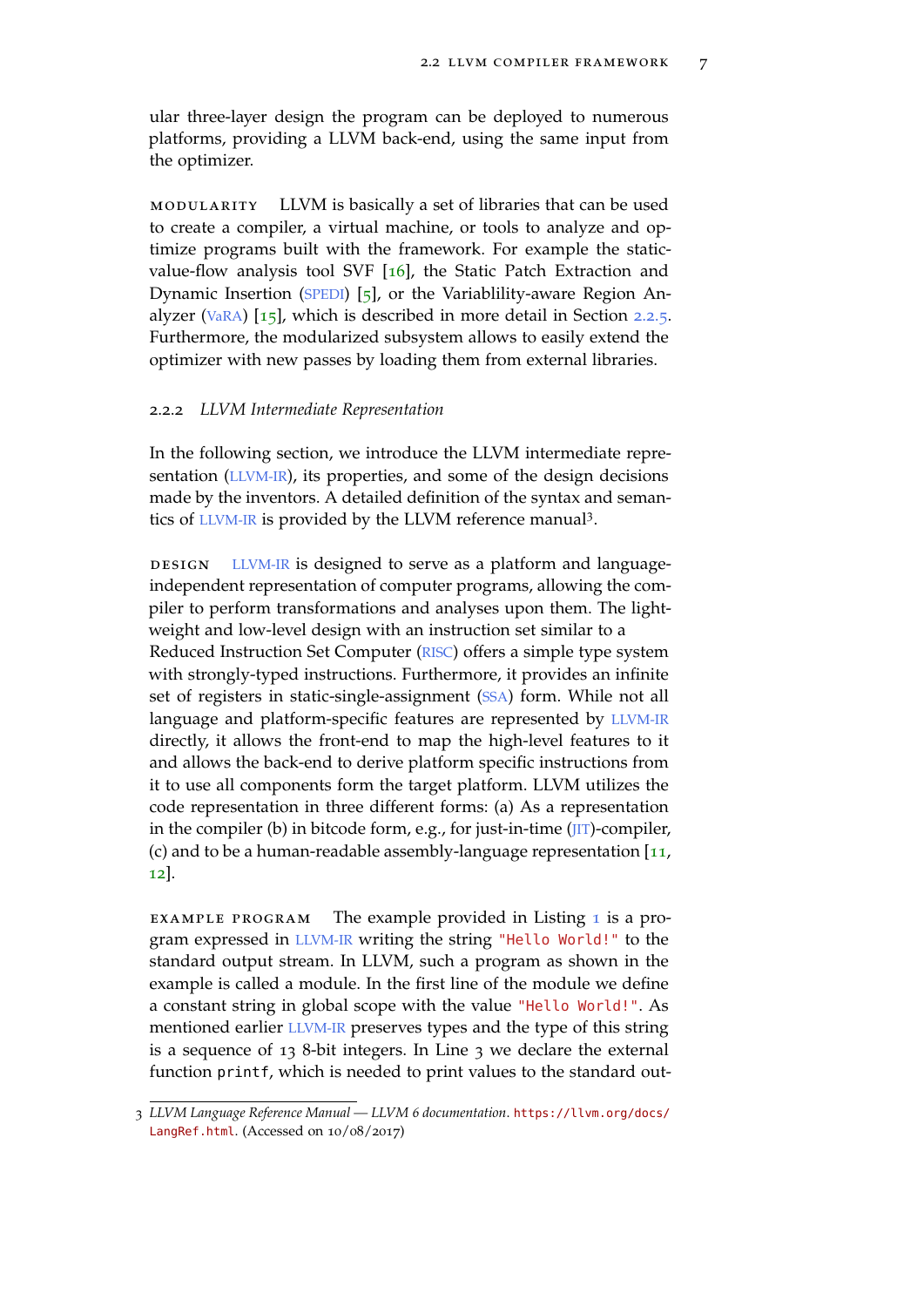ular three-layer design the program can be deployed to numerous platforms, providing a LLVM back-end, using the same input from the optimizer.

**MODULARITY** LLVM is basically a set of libraries that can be used to create a compiler, a virtual machine, or tools to analyze and optimize programs built with the framework. For example the static-value-flow analysis tool SVF [16], the Static Patch Extraction and Dynamic Insertion (SPEDI) [5], or the Variablility-aware Region Analyzer (VaRA) [15], which is described in more detail in Section 2.2.5. Furthermore, the modularized subsystem allows to easily extend the optimizer with new passes by loading them from external libraries.

### 2.2.2 *LLVM Intermediate Representation*

In the following section, we introduce the LLVM intermediate representation (LLVM-IR), its properties, and some of the design decisions made by the inventors. A detailed definition of the syntax and semantics of LLVM-IR is provided by the LLVM reference manual[3].

**DESIGN** LLVM-IR is designed to serve as a platform and language-independent representation of computer programs, allowing the compiler to perform transformations and analyses upon them. The light-weight and low-level design with an instruction set similar to a Reduced Instruction Set Computer (RISC) offers a simple type system with strongly-typed instructions. Furthermore, it provides an infinite set of registers in static-single-assignment (SSA) form. While not all language and platform-specific features are represented by LLVM-IR directly, it allows the front-end to map the high-level features to it and allows the back-end to derive platform specific instructions from it to use all components form the target platform. LLVM utilizes the code representation in three different forms: (a) As a representation in the compiler (b) in bitcode form, e.g., for just-in-time (JIT)-compiler, (c) and to be a human-readable assembly-language representation [11, 12].

**EXAMPLE PROGRAM** The example provided in Listing 1 is a program expressed in LLVM-IR writing the string `"Hello World!"` to the standard output stream. In LLVM, such a program as shown in the example is called a module. In the first line of the module we define a constant string in global scope with the value `"Hello World!"`. As mentioned earlier LLVM-IR preserves types and the type of this string is a sequence of 13 8-bit integers. In Line 3 we declare the external function `printf`, which is needed to print values to the standard out-

---

3 *LLVM Language Reference Manual — LLVM 6 documentation*. https://llvm.org/docs/LangRef.html. (Accessed on 10/08/2017)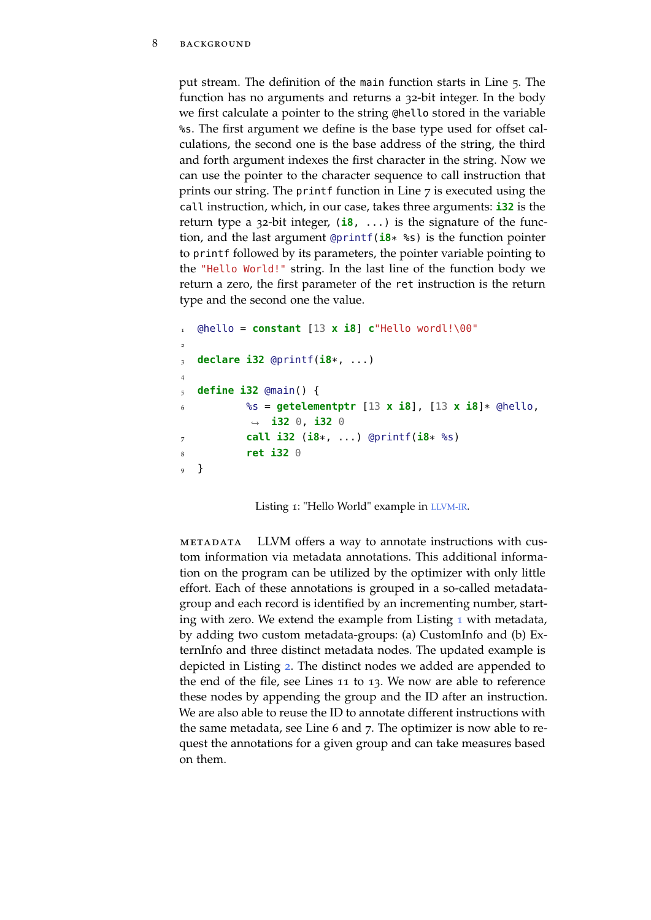put stream. The definition of the `main` function starts in Line 5. The function has no arguments and returns a 32-bit integer. In the body we first calculate a pointer to the string `@hello` stored in the variable `%s`. The first argument we define is the base type used for offset calculations, the second one is the base address of the string, the third and forth argument indexes the first character in the string. Now we can use the pointer to the character sequence to call instruction that prints our string. The `printf` function in Line 7 is executed using the `call` instruction, which, in our case, takes three arguments: `i32` is the return type a 32-bit integer, `(i8, ...)` is the signature of the function, and the last argument `@printf(i8* %s)` is the function pointer to `printf` followed by its parameters, the pointer variable pointing to the `"Hello World!"` string. In the last line of the function body we return a zero, the first parameter of the `ret` instruction is the return type and the second one the value.

```
1  @hello = constant [13 x i8] c"Hello wordl!\00"
2
3  declare i32 @printf(i8*, ...)
4
5  define i32 @main() {
6          %s = getelementptr [13 x i8], [13 x i8]* @hello,
            ↪  i32 0, i32 0
7          call i32 (i8*, ...) @printf(i8* %s)
8          ret i32 0
9  }
```

Listing 1: "Hello World" example in LLVM-IR.

METADATA LLVM offers a way to annotate instructions with custom information via metadata annotations. This additional information on the program can be utilized by the optimizer with only little effort. Each of these annotations is grouped in a so-called metadata-group and each record is identified by an incrementing number, starting with zero. We extend the example from Listing 1 with metadata, by adding two custom metadata-groups: (a) CustomInfo and (b) ExternInfo and three distinct metadata nodes. The updated example is depicted in Listing 2. The distinct nodes we added are appended to the end of the file, see Lines 11 to 13. We now are able to reference these nodes by appending the group and the ID after an instruction. We are also able to reuse the ID to annotate different instructions with the same metadata, see Line 6 and 7. The optimizer is now able to request the annotations for a given group and can take measures based on them.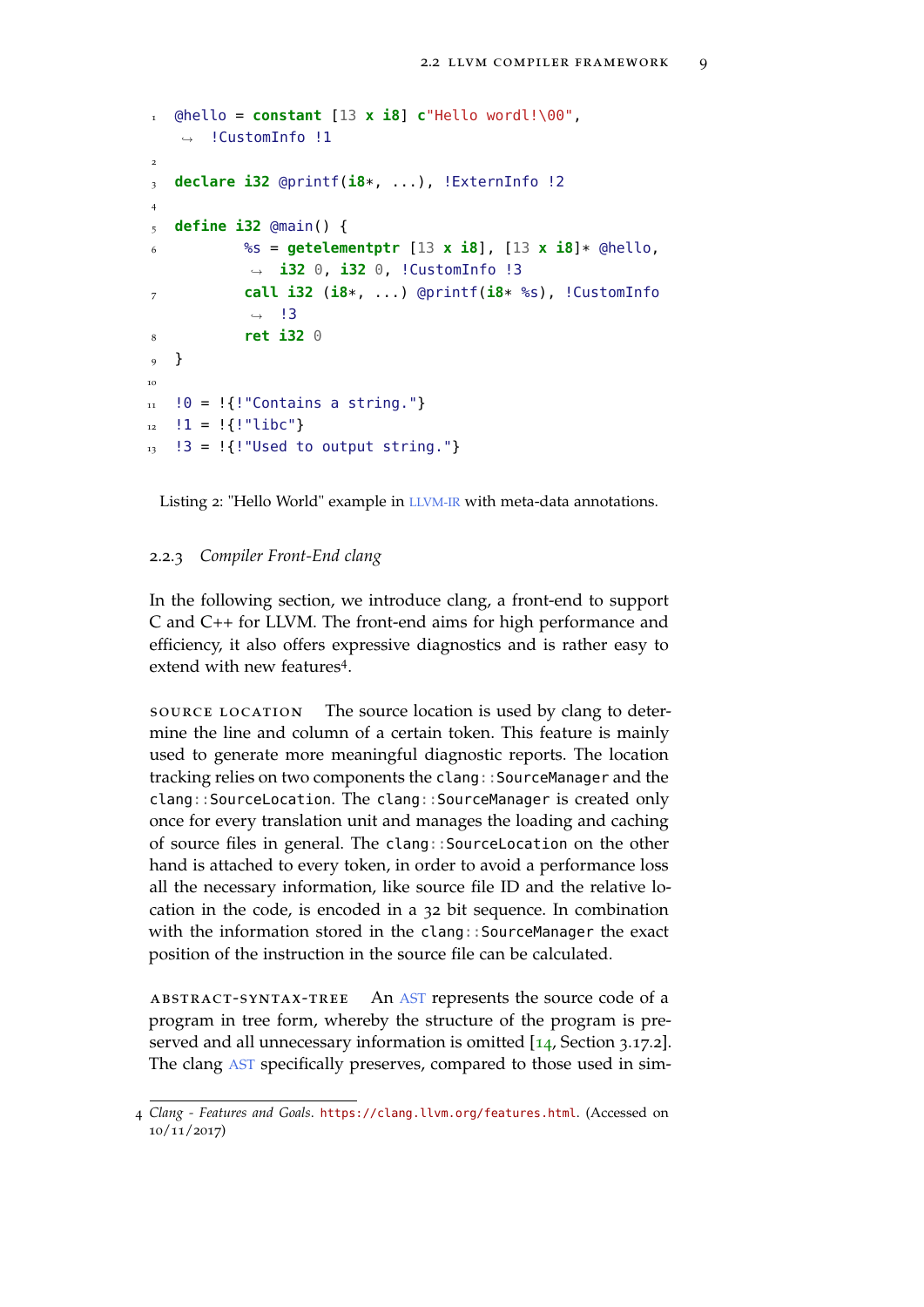```
@hello = constant [13 x i8] c"Hello wordl!\00", !CustomInfo !1

declare i32 @printf(i8*, ...), !ExternInfo !2

define i32 @main() {
        %s = getelementptr [13 x i8], [13 x i8]* @hello, i32 0, i32 0, !CustomInfo !3
        call i32 (i8*, ...) @printf(i8* %s), !CustomInfo !3
        ret i32 0
}

!0 = !{!"Contains a string."}
!1 = !{!"libc"}
!3 = !{!"Used to output string."}
```

Listing 2: "Hello World" example in LLVM-IR with meta-data annotations.

### 2.2.3 *Compiler Front-End clang*

In the following section, we introduce clang, a front-end to support C and C++ for LLVM. The front-end aims for high performance and efficiency, it also offers expressive diagnostics and is rather easy to extend with new features[4].

**Source location** The source location is used by clang to determine the line and column of a certain token. This feature is mainly used to generate more meaningful diagnostic reports. The location tracking relies on two components the `clang::SourceManager` and the `clang::SourceLocation`. The `clang::SourceManager` is created only once for every translation unit and manages the loading and caching of source files in general. The `clang::SourceLocation` on the other hand is attached to every token, in order to avoid a performance loss all the necessary information, like source file ID and the relative location in the code, is encoded in a 32 bit sequence. In combination with the information stored in the `clang::SourceManager` the exact position of the instruction in the source file can be calculated.

**Abstract-syntax-tree** An AST represents the source code of a program in tree form, whereby the structure of the program is preserved and all unnecessary information is omitted [14, Section 3.17.2]. The clang AST specifically preserves, compared to those used in sim-

[4] *Clang - Features and Goals*. https://clang.llvm.org/features.html. (Accessed on 10/11/2017)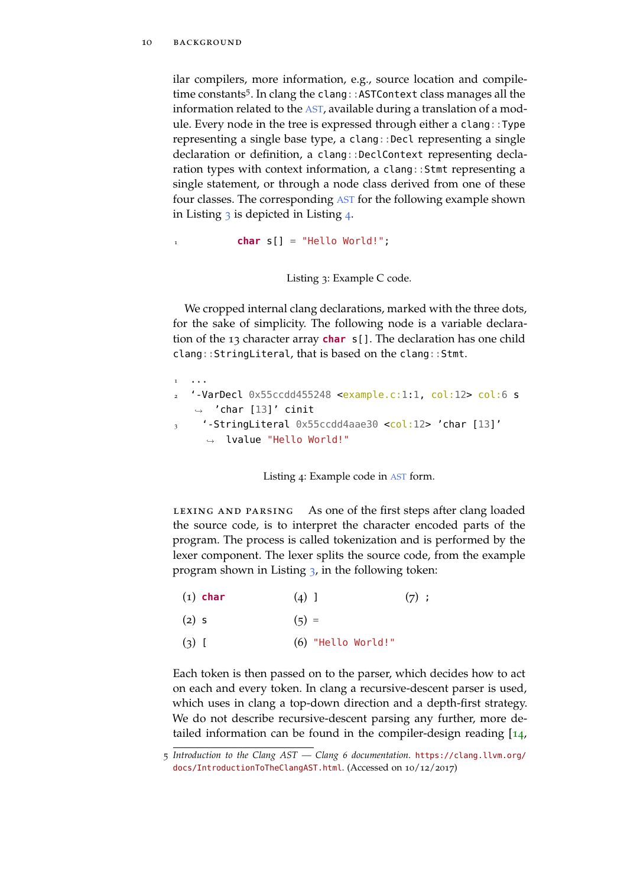ilar compilers, more information, e.g., source location and compile-time constants[5]. In clang the `clang::ASTContext` class manages all the information related to the AST, available during a translation of a module. Every node in the tree is expressed through either a `clang::Type` representing a single base type, a `clang::Decl` representing a single declaration or definition, a `clang::DeclContext` representing declaration types with context information, a `clang::Stmt` representing a single statement, or through a node class derived from one of these four classes. The corresponding AST for the following example shown in Listing 3 is depicted in Listing 4.

```
1         char s[] = "Hello World!";
```

Listing 3: Example C code.

We cropped internal clang declarations, marked with the three dots, for the sake of simplicity. The following node is a variable declaration of the 13 character array **`char`** `s[]`. The declaration has one child `clang::StringLiteral`, that is based on the `clang::Stmt`.

```
1 ...
2 `-VarDecl 0x55ccdd455248 <example.c:1:1, col:12> col:6 s
    ↪ 'char [13]' cinit
3   `-StringLiteral 0x55ccdd4aae30 <col:12> 'char [13]'
      ↪ lvalue "Hello World!"
```

Listing 4: Example code in AST form.

**Lexing and parsing** As one of the first steps after clang loaded the source code, is to interpret the character encoded parts of the program. The process is called tokenization and is performed by the lexer component. The lexer splits the source code, from the example program shown in Listing 3, in the following token:

(1) **`char`**
(2) `s`
(3) `[`
(4) `]`
(5) `=`
(6) `"Hello World!"`
(7) `;`

Each token is then passed on to the parser, which decides how to act on each and every token. In clang a recursive-descent parser is used, which uses in clang a top-down direction and a depth-first strategy. We do not describe recursive-descent parsing any further, more detailed information can be found in the compiler-design reading [14,

5 *Introduction to the Clang AST — Clang 6 documentation*. https://clang.llvm.org/docs/IntroductionToTheClangAST.html. (Accessed on 10/12/2017)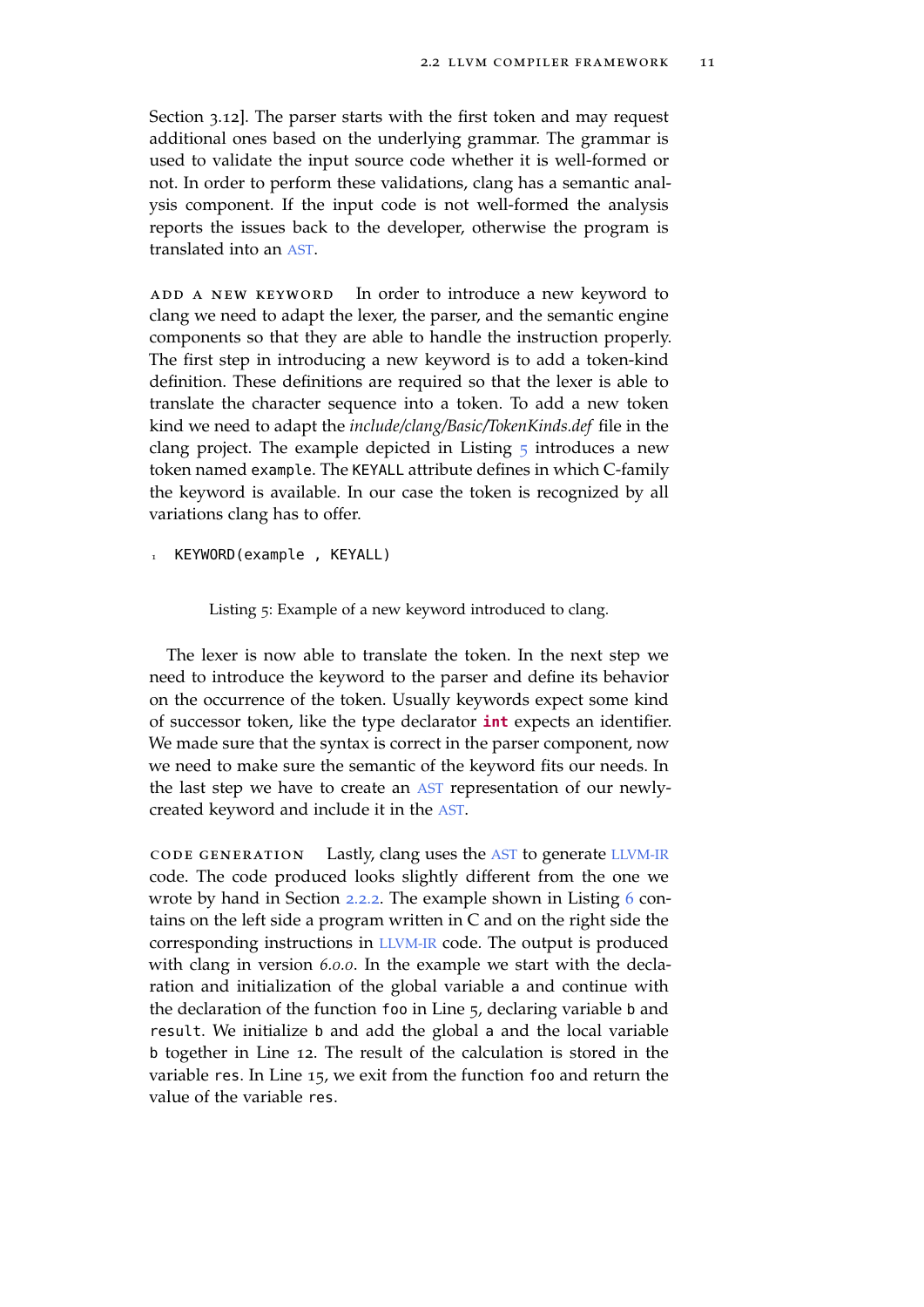Section 3.12]. The parser starts with the first token and may request additional ones based on the underlying grammar. The grammar is used to validate the input source code whether it is well-formed or not. In order to perform these validations, clang has a semantic analysis component. If the input code is not well-formed the analysis reports the issues back to the developer, otherwise the program is translated into an AST.

**ADD A NEW KEYWORD** In order to introduce a new keyword to clang we need to adapt the lexer, the parser, and the semantic engine components so that they are able to handle the instruction properly. The first step in introducing a new keyword is to add a token-kind definition. These definitions are required so that the lexer is able to translate the character sequence into a token. To add a new token kind we need to adapt the *include/clang/Basic/TokenKinds.def* file in the clang project. The example depicted in Listing 5 introduces a new token named `example`. The `KEYALL` attribute defines in which C-family the keyword is available. In our case the token is recognized by all variations clang has to offer.

```
1  KEYWORD(example , KEYALL)
```

Listing 5: Example of a new keyword introduced to clang.

The lexer is now able to translate the token. In the next step we need to introduce the keyword to the parser and define its behavior on the occurrence of the token. Usually keywords expect some kind of successor token, like the type declarator **`int`** expects an identifier. We made sure that the syntax is correct in the parser component, now we need to make sure the semantic of the keyword fits our needs. In the last step we have to create an AST representation of our newly-created keyword and include it in the AST.

**CODE GENERATION** Lastly, clang uses the AST to generate LLVM-IR code. The code produced looks slightly different from the one we wrote by hand in Section 2.2.2. The example shown in Listing 6 contains on the left side a program written in C and on the right side the corresponding instructions in LLVM-IR code. The output is produced with clang in version *6.0.0*. In the example we start with the declaration and initialization of the global variable `a` and continue with the declaration of the function `foo` in Line 5, declaring variable `b` and `result`. We initialize `b` and add the global `a` and the local variable `b` together in Line 12. The result of the calculation is stored in the variable `res`. In Line 15, we exit from the function `foo` and return the value of the variable `res`.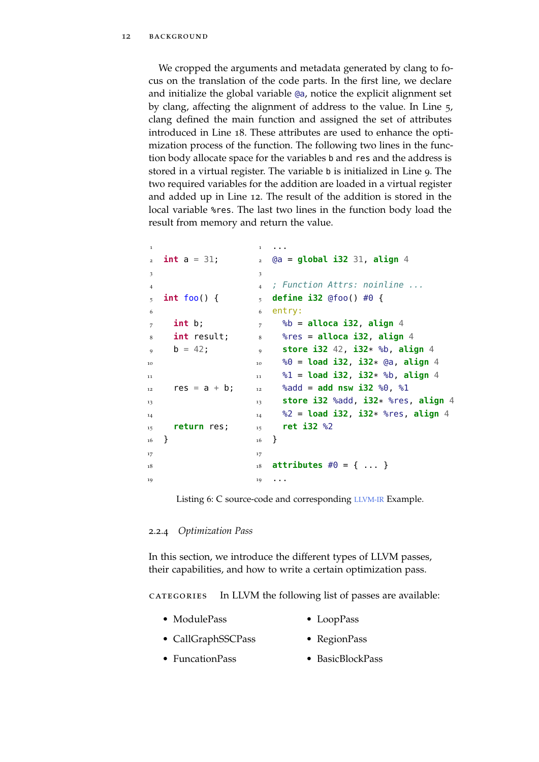We cropped the arguments and metadata generated by clang to focus on the translation of the code parts. In the first line, we declare and initialize the global variable `@a`, notice the explicit alignment set by clang, affecting the alignment of address to the value. In Line 5, clang defined the main function and assigned the set of attributes introduced in Line 18. These attributes are used to enhance the optimization process of the function. The following two lines in the function body allocate space for the variables `b` and `res` and the address is stored in a virtual register. The variable `b` is initialized in Line 9. The two required variables for the addition are loaded in a virtual register and added up in Line 12. The result of the addition is stored in the local variable `%res`. The last two lines in the function body load the result from memory and return the value.

```c

int a = 31;


int foo() {

  int b;
  int result;
  b = 42;


  res = a + b;


  return res;
}
```

```llvm
...
@a = global i32 31, align 4

; Function Attrs: noinline ...
define i32 @foo() #0 {
entry:
  %b = alloca i32, align 4
  %res = alloca i32, align 4
  store i32 42, i32* %b, align 4
  %0 = load i32, i32* @a, align 4
  %1 = load i32, i32* %b, align 4
  %add = add nsw i32 %0, %1
  store i32 %add, i32* %res, align 4
  %2 = load i32, i32* %res, align 4
  ret i32 %2
}

attributes #0 = { ... }
...
```

Listing 6: C source-code and corresponding LLVM-IR Example.

### 2.2.4 *Optimization Pass*

In this section, we introduce the different types of LLVM passes, their capabilities, and how to write a certain optimization pass.

CATEGORIES In LLVM the following list of passes are available:

- ModulePass
- CallGraphSSCPass
- FuncationPass
- LoopPass
- RegionPass
- BasicBlockPass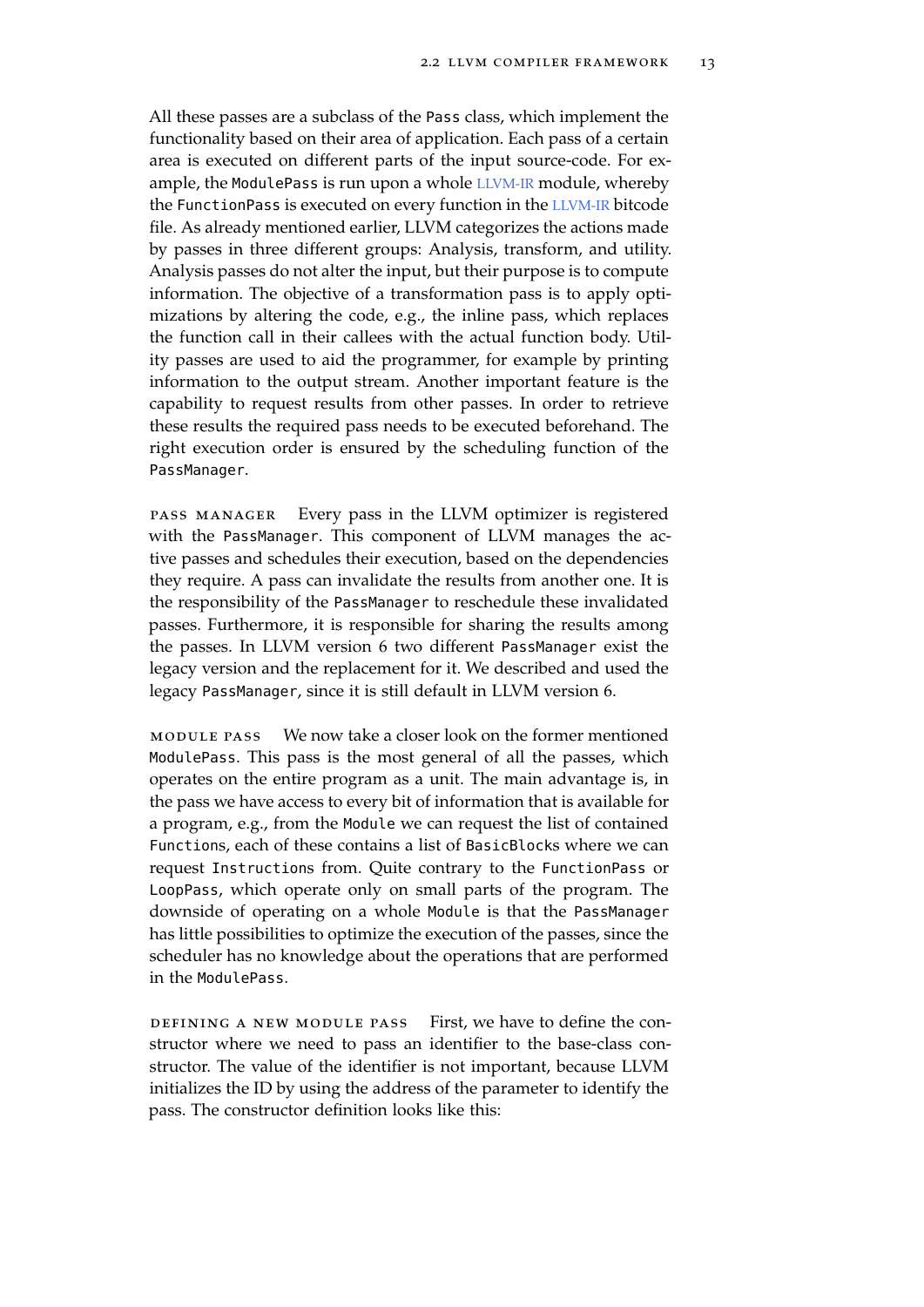All these passes are a subclass of the `Pass` class, which implement the functionality based on their area of application. Each pass of a certain area is executed on different parts of the input source-code. For example, the `ModulePass` is run upon a whole LLVM-IR module, whereby the `FunctionPass` is executed on every function in the LLVM-IR bitcode file. As already mentioned earlier, LLVM categorizes the actions made by passes in three different groups: Analysis, transform, and utility. Analysis passes do not alter the input, but their purpose is to compute information. The objective of a transformation pass is to apply optimizations by altering the code, e.g., the inline pass, which replaces the function call in their callees with the actual function body. Utility passes are used to aid the programmer, for example by printing information to the output stream. Another important feature is the capability to request results from other passes. In order to retrieve these results the required pass needs to be executed beforehand. The right execution order is ensured by the scheduling function of the `PassManager`.

**Pass Manager** Every pass in the LLVM optimizer is registered with the `PassManager`. This component of LLVM manages the active passes and schedules their execution, based on the dependencies they require. A pass can invalidate the results from another one. It is the responsibility of the `PassManager` to reschedule these invalidated passes. Furthermore, it is responsible for sharing the results among the passes. In LLVM version 6 two different `PassManager` exist the legacy version and the replacement for it. We described and used the legacy `PassManager`, since it is still default in LLVM version 6.

**Module Pass** We now take a closer look on the former mentioned `ModulePass`. This pass is the most general of all the passes, which operates on the entire program as a unit. The main advantage is, in the pass we have access to every bit of information that is available for a program, e.g., from the `Module` we can request the list of contained `Functions`, each of these contains a list of `BasicBlocks` where we can request `Instructions` from. Quite contrary to the `FunctionPass` or `LoopPass`, which operate only on small parts of the program. The downside of operating on a whole `Module` is that the `PassManager` has little possibilities to optimize the execution of the passes, since the scheduler has no knowledge about the operations that are performed in the `ModulePass`.

**Defining a new Module Pass** First, we have to define the constructor where we need to pass an identifier to the base-class constructor. The value of the identifier is not important, because LLVM initializes the ID by using the address of the parameter to identify the pass. The constructor definition looks like this: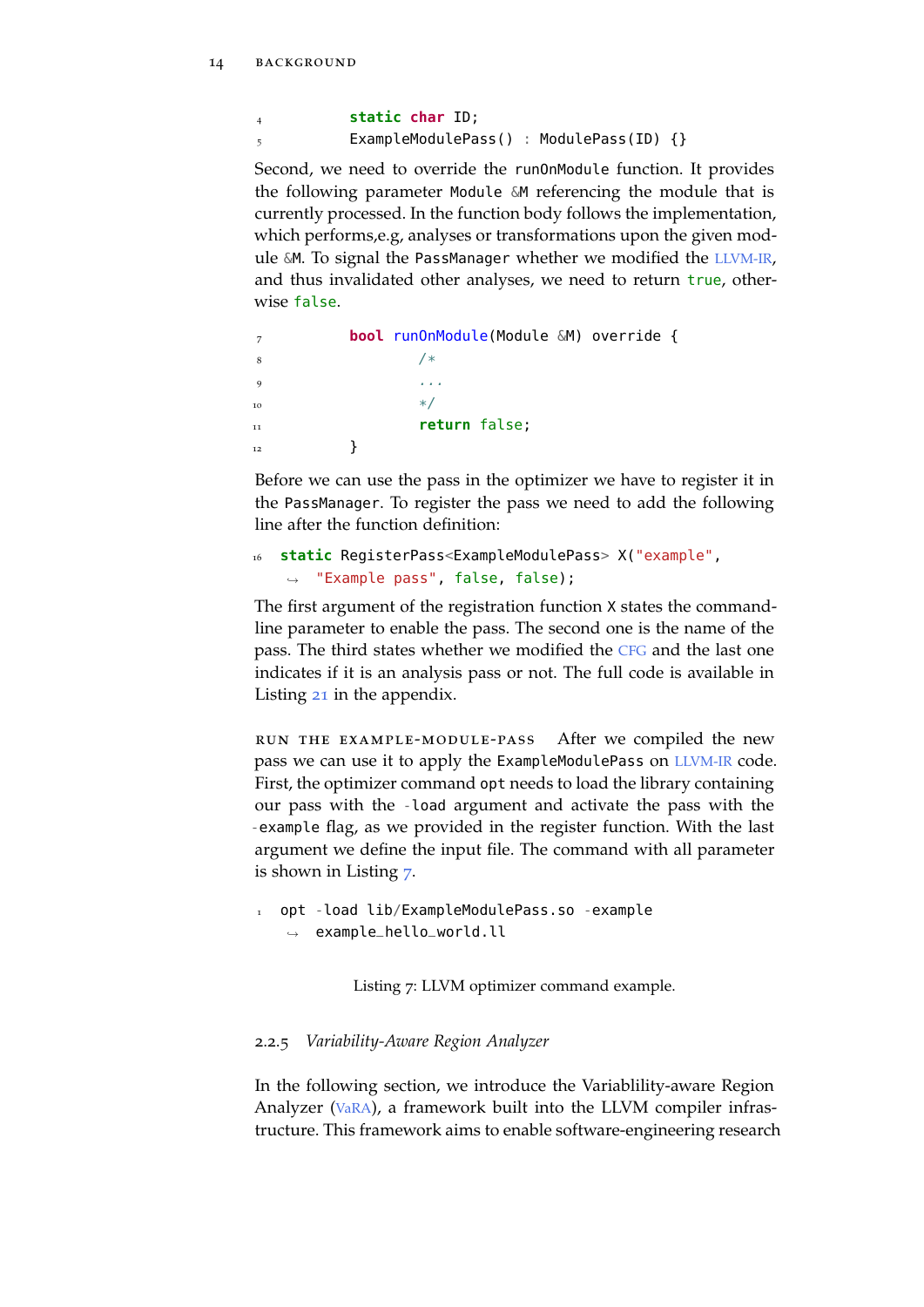```
4         static char ID;
5         ExampleModulePass() : ModulePass(ID) {}
```

Second, we need to override the `runOnModule` function. It provides the following parameter `Module &M` referencing the module that is currently processed. In the function body follows the implementation, which performs,e.g, analyses or transformations upon the given module `&M`. To signal the `PassManager` whether we modified the LLVM-IR, and thus invalidated other analyses, we need to return `true`, otherwise `false`.

```
7         bool runOnModule(Module &M) override {
8                 /*
9                 ...
10                */
11                return false;
12        }
```

Before we can use the pass in the optimizer we have to register it in the `PassManager`. To register the pass we need to add the following line after the function definition:

```
16  static RegisterPass<ExampleModulePass> X("example",
    ↪  "Example pass", false, false);
```

The first argument of the registration function `X` states the command-line parameter to enable the pass. The second one is the name of the pass. The third states whether we modified the CFG and the last one indicates if it is an analysis pass or not. The full code is available in Listing 21 in the appendix.

**Run the Example-Module-Pass** After we compiled the new pass we can use it to apply the `ExampleModulePass` on LLVM-IR code. First, the optimizer command `opt` needs to load the library containing our pass with the `-load` argument and activate the pass with the `-example` flag, as we provided in the register function. With the last argument we define the input file. The command with all parameter is shown in Listing 7.

```
1  opt -load lib/ExampleModulePass.so -example
   ↪  example_hello_world.ll
```

Listing 7: LLVM optimizer command example.

### 2.2.5 *Variability-Aware Region Analyzer*

In the following section, we introduce the Variablility-aware Region Analyzer (VaRA), a framework built into the LLVM compiler infrastructure. This framework aims to enable software-engineering research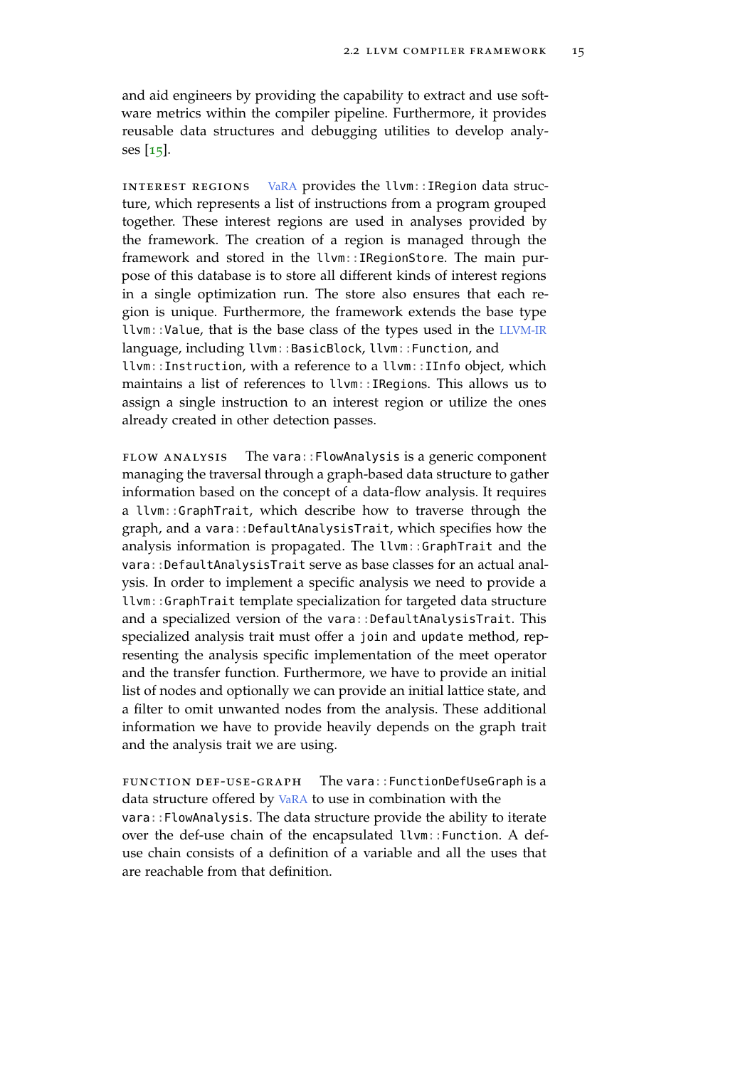and aid engineers by providing the capability to extract and use software metrics within the compiler pipeline. Furthermore, it provides reusable data structures and debugging utilities to develop analyses [15].

**Interest regions** VaRA provides the `llvm::IRegion` data structure, which represents a list of instructions from a program grouped together. These interest regions are used in analyses provided by the framework. The creation of a region is managed through the framework and stored in the `llvm::IRegionStore`. The main purpose of this database is to store all different kinds of interest regions in a single optimization run. The store also ensures that each region is unique. Furthermore, the framework extends the base type `llvm::Value`, that is the base class of the types used in the LLVM-IR language, including `llvm::BasicBlock`, `llvm::Function`, and `llvm::Instruction`, with a reference to a `llvm::IInfo` object, which maintains a list of references to `llvm::IRegions`. This allows us to assign a single instruction to an interest region or utilize the ones already created in other detection passes.

**Flow analysis** The `vara::FlowAnalysis` is a generic component managing the traversal through a graph-based data structure to gather information based on the concept of a data-flow analysis. It requires a `llvm::GraphTrait`, which describe how to traverse through the graph, and a `vara::DefaultAnalysisTrait`, which specifies how the analysis information is propagated. The `llvm::GraphTrait` and the `vara::DefaultAnalysisTrait` serve as base classes for an actual analysis. In order to implement a specific analysis we need to provide a `llvm::GraphTrait` template specialization for targeted data structure and a specialized version of the `vara::DefaultAnalysisTrait`. This specialized analysis trait must offer a `join` and `update` method, representing the analysis specific implementation of the meet operator and the transfer function. Furthermore, we have to provide an initial list of nodes and optionally we can provide an initial lattice state, and a filter to omit unwanted nodes from the analysis. These additional information we have to provide heavily depends on the graph trait and the analysis trait we are using.

**Function def-use-graph** The `vara::FunctionDefUseGraph` is a data structure offered by VaRA to use in combination with the `vara::FlowAnalysis`. The data structure provide the ability to iterate over the def-use chain of the encapsulated `llvm::Function`. A def-use chain consists of a definition of a variable and all the uses that are reachable from that definition.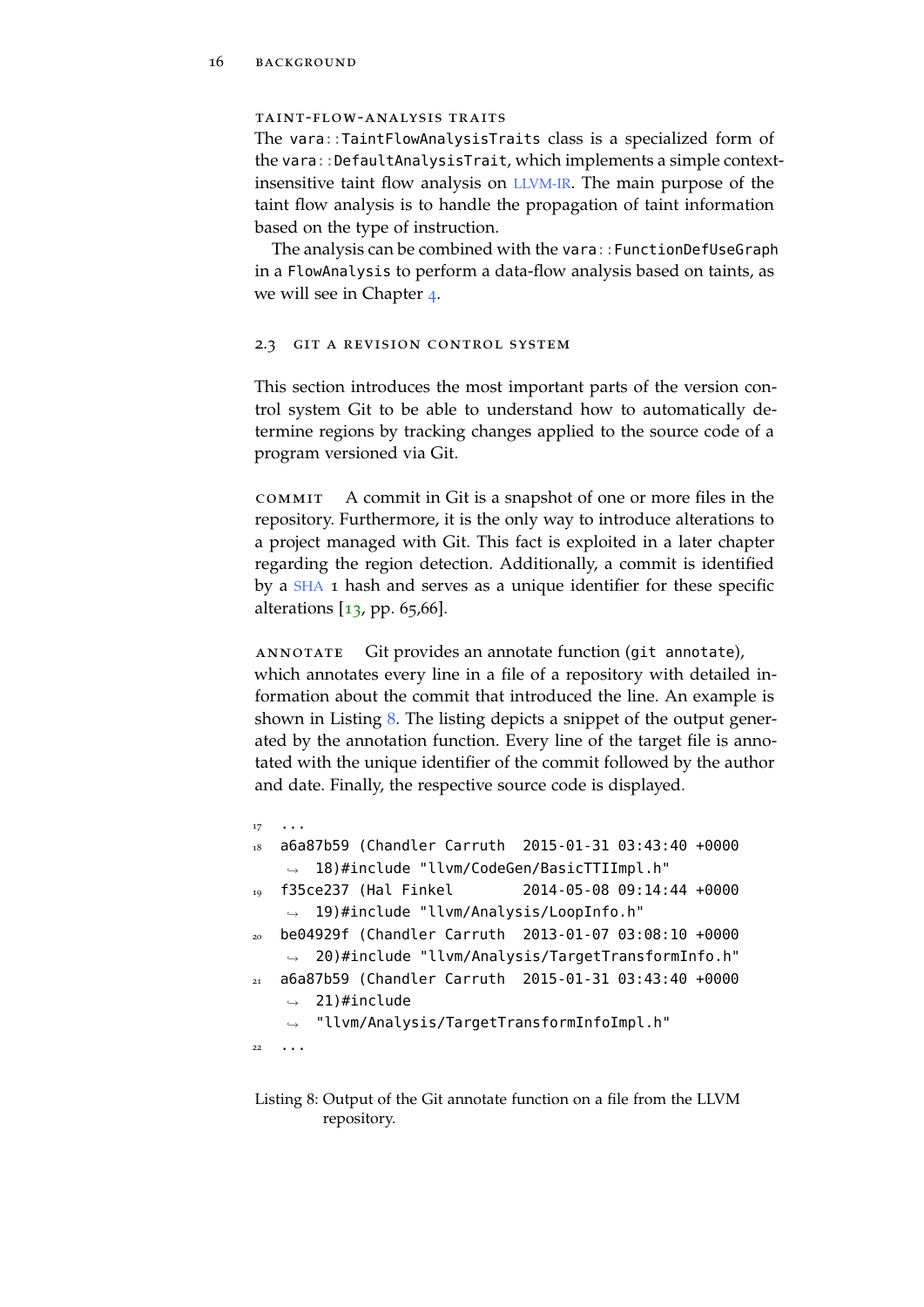#### Taint-Flow-Analysis Traits

The `vara::TaintFlowAnalysisTraits` class is a specialized form of the `vara::DefaultAnalysisTrait`, which implements a simple context-insensitive taint flow analysis on LLVM-IR. The main purpose of the taint flow analysis is to handle the propagation of taint information based on the type of instruction.

The analysis can be combined with the `vara::FunctionDefUseGraph` in a `FlowAnalysis` to perform a data-flow analysis based on taints, as we will see in Chapter 4.

## 2.3 Git a revision control system

This section introduces the most important parts of the version control system Git to be able to understand how to automatically determine regions by tracking changes applied to the source code of a program versioned via Git.

**Commit** A commit in Git is a snapshot of one or more files in the repository. Furthermore, it is the only way to introduce alterations to a project managed with Git. This fact is exploited in a later chapter regarding the region detection. Additionally, a commit is identified by a SHA 1 hash and serves as a unique identifier for these specific alterations [13, pp. 65,66].

**Annotate** Git provides an annotate function (`git annotate`), which annotates every line in a file of a repository with detailed information about the commit that introduced the line. An example is shown in Listing 8. The listing depicts a snippet of the output generated by the annotation function. Every line of the target file is annotated with the unique identifier of the commit followed by the author and date. Finally, the respective source code is displayed.

```
...
a6a87b59 (Chandler Carruth  2015-01-31 03:43:40 +0000
    18)#include "llvm/CodeGen/BasicTTIImpl.h"
f35ce237 (Hal Finkel        2014-05-08 09:14:44 +0000
    19)#include "llvm/Analysis/LoopInfo.h"
be04929f (Chandler Carruth  2013-01-07 03:08:10 +0000
    20)#include "llvm/Analysis/TargetTransformInfo.h"
a6a87b59 (Chandler Carruth  2015-01-31 03:43:40 +0000
    21)#include
    "llvm/Analysis/TargetTransformInfoImpl.h"
...
```

Listing 8: Output of the Git annotate function on a file from the LLVM repository.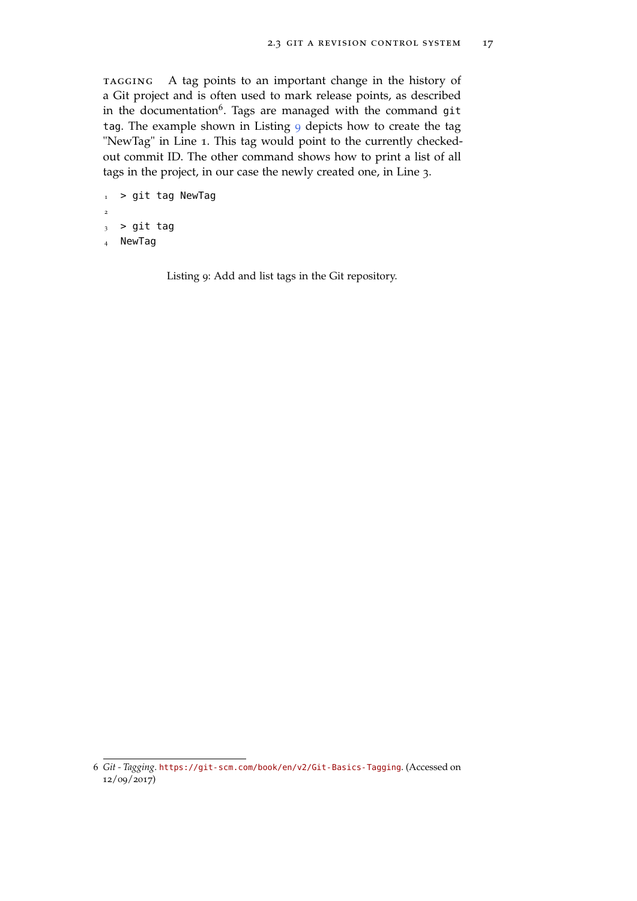**Tagging** A tag points to an important change in the history of a Git project and is often used to mark release points, as described in the documentation[6]. Tags are managed with the command `git tag`. The example shown in Listing 9 depicts how to create the tag "NewTag" in Line 1. This tag would point to the currently checked-out commit ID. The other command shows how to print a list of all tags in the project, in our case the newly created one, in Line 3.

```
> git tag NewTag

> git tag
NewTag
```

Listing 9: Add and list tags in the Git repository.

6 *Git - Tagging*. https://git-scm.com/book/en/v2/Git-Basics-Tagging. (Accessed on 12/09/2017)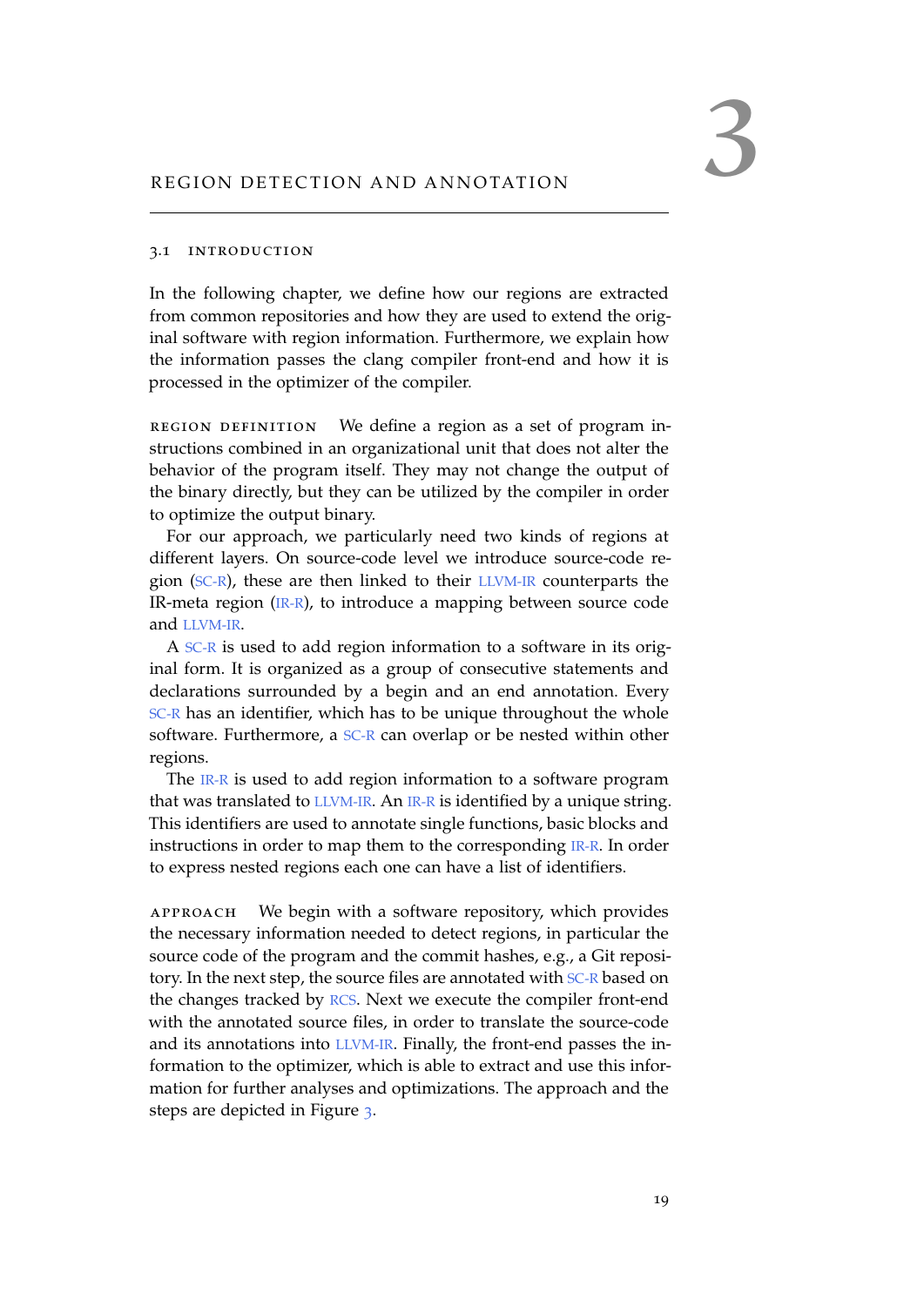# 3 REGION DETECTION AND ANNOTATION

## 3.1 INTRODUCTION

In the following chapter, we define how our regions are extracted from common repositories and how they are used to extend the original software with region information. Furthermore, we explain how the information passes the clang compiler front-end and how it is processed in the optimizer of the compiler.

REGION DEFINITION We define a region as a set of program instructions combined in an organizational unit that does not alter the behavior of the program itself. They may not change the output of the binary directly, but they can be utilized by the compiler in order to optimize the output binary.

For our approach, we particularly need two kinds of regions at different layers. On source-code level we introduce source-code region (SC-R), these are then linked to their LLVM-IR counterparts the IR-meta region (IR-R), to introduce a mapping between source code and LLVM-IR.

A SC-R is used to add region information to a software in its original form. It is organized as a group of consecutive statements and declarations surrounded by a begin and an end annotation. Every SC-R has an identifier, which has to be unique throughout the whole software. Furthermore, a SC-R can overlap or be nested within other regions.

The IR-R is used to add region information to a software program that was translated to LLVM-IR. An IR-R is identified by a unique string. This identifiers are used to annotate single functions, basic blocks and instructions in order to map them to the corresponding IR-R. In order to express nested regions each one can have a list of identifiers.

APPROACH We begin with a software repository, which provides the necessary information needed to detect regions, in particular the source code of the program and the commit hashes, e.g., a Git repository. In the next step, the source files are annotated with SC-R based on the changes tracked by RCS. Next we execute the compiler front-end with the annotated source files, in order to translate the source-code and its annotations into LLVM-IR. Finally, the front-end passes the information to the optimizer, which is able to extract and use this information for further analyses and optimizations. The approach and the steps are depicted in Figure 3.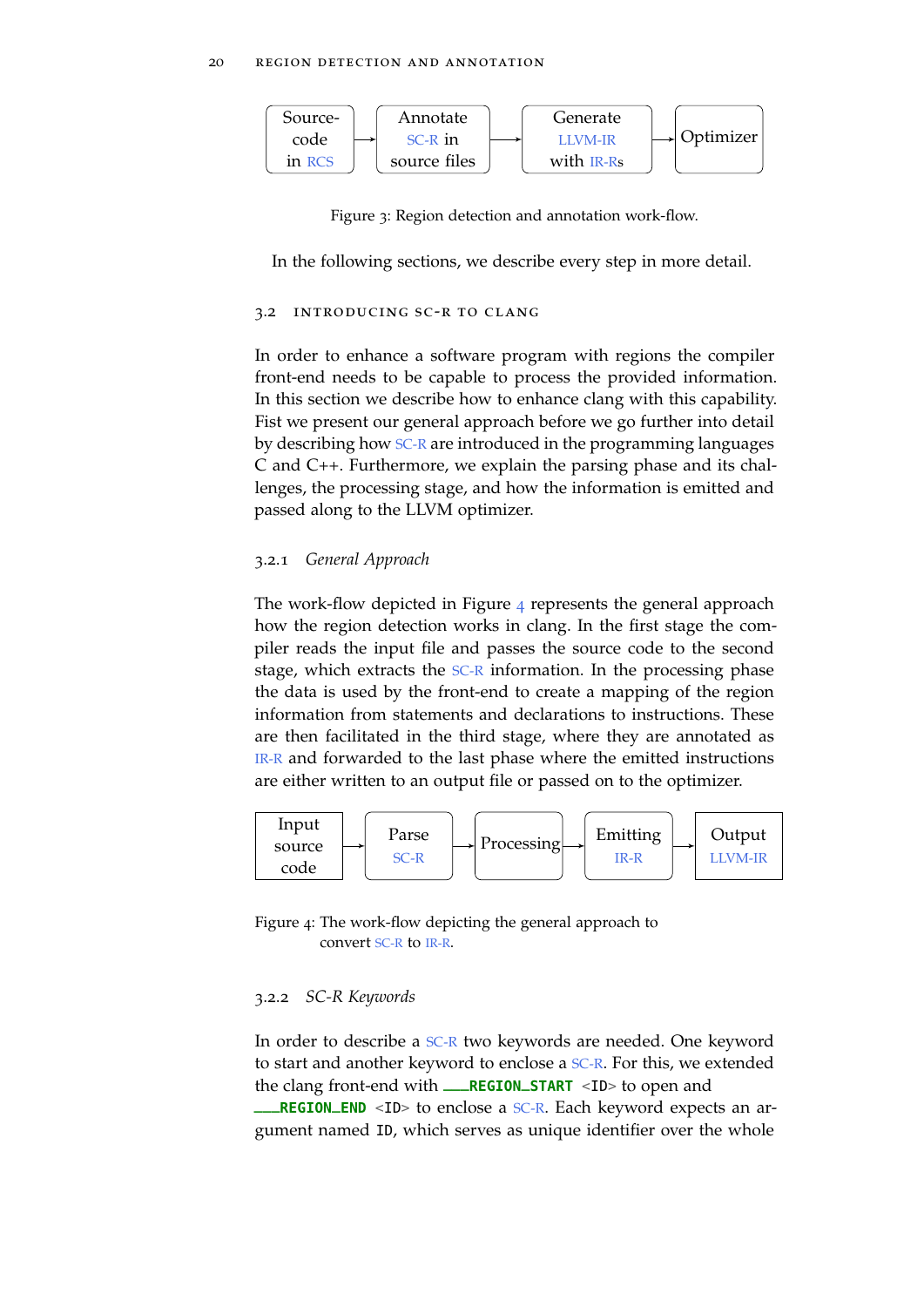Source-code in RCS → Annotate SC-R in source files → Generate LLVM-IR with IR-Rs → Optimizer

Figure 3: Region detection and annotation work-flow.

In the following sections, we describe every step in more detail.

## 3.2 Introducing SC-R to clang

In order to enhance a software program with regions the compiler front-end needs to be capable to process the provided information. In this section we describe how to enhance clang with this capability. Fist we present our general approach before we go further into detail by describing how SC-R are introduced in the programming languages C and C++. Furthermore, we explain the parsing phase and its challenges, the processing stage, and how the information is emitted and passed along to the LLVM optimizer.

### 3.2.1 *General Approach*

The work-flow depicted in Figure 4 represents the general approach how the region detection works in clang. In the first stage the compiler reads the input file and passes the source code to the second stage, which extracts the SC-R information. In the processing phase the data is used by the front-end to create a mapping of the region information from statements and declarations to instructions. These are then facilitated in the third stage, where they are annotated as IR-R and forwarded to the last phase where the emitted instructions are either written to an output file or passed on to the optimizer.

Input source code → Parse SC-R → Processing → Emitting IR-R → Output LLVM-IR

Figure 4: The work-flow depicting the general approach to convert SC-R to IR-R.

### 3.2.2 *SC-R Keywords*

In order to describe a SC-R two keywords are needed. One keyword to start and another keyword to enclose a SC-R. For this, we extended the clang front-end with `__REGION_START <ID>` to open and `__REGION_END <ID>` to enclose a SC-R. Each keyword expects an argument named `ID`, which serves as unique identifier over the whole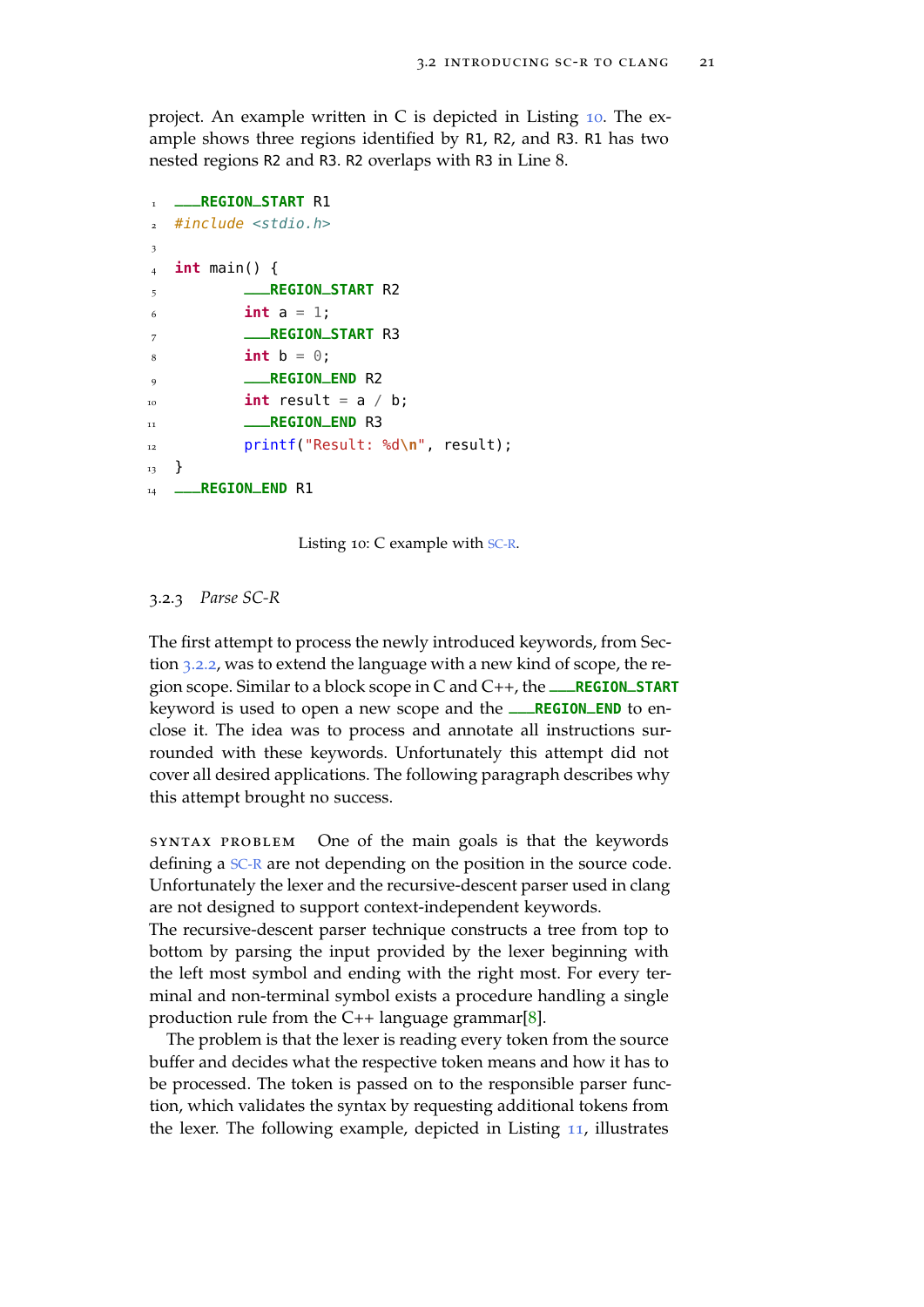project. An example written in C is depicted in Listing 10. The example shows three regions identified by R1, R2, and R3. R1 has two nested regions R2 and R3. R2 overlaps with R3 in Line 8.

```
__REGION_START R1
#include <stdio.h>

int main() {
        __REGION_START R2
        int a = 1;
        __REGION_START R3
        int b = 0;
        __REGION_END R2
        int result = a / b;
        __REGION_END R3
        printf("Result: %d\n", result);
}
__REGION_END R1
```

Listing 10: C example with SC-R.

### 3.2.3 *Parse SC-R*

The first attempt to process the newly introduced keywords, from Section 3.2.2, was to extend the language with a new kind of scope, the region scope. Similar to a block scope in C and C++, the `__REGION_START` keyword is used to open a new scope and the `__REGION_END` to enclose it. The idea was to process and annotate all instructions surrounded with these keywords. Unfortunately this attempt did not cover all desired applications. The following paragraph describes why this attempt brought no success.

Syntax problem One of the main goals is that the keywords defining a SC-R are not depending on the position in the source code. Unfortunately the lexer and the recursive-descent parser used in clang are not designed to support context-independent keywords.
The recursive-descent parser technique constructs a tree from top to bottom by parsing the input provided by the lexer beginning with the left most symbol and ending with the right most. For every terminal and non-terminal symbol exists a procedure handling a single production rule from the C++ language grammar[8].

The problem is that the lexer is reading every token from the source buffer and decides what the respective token means and how it has to be processed. The token is passed on to the responsible parser function, which validates the syntax by requesting additional tokens from the lexer. The following example, depicted in Listing 11, illustrates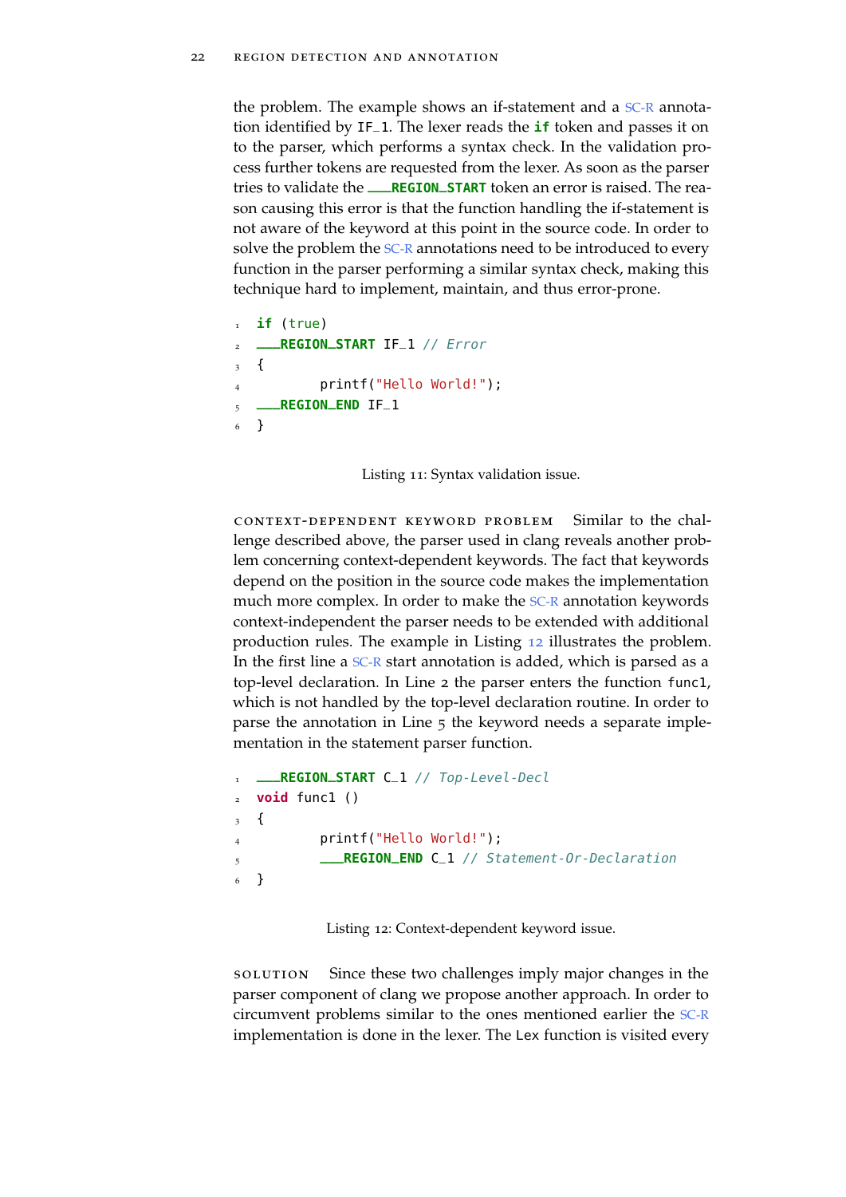the problem. The example shows an if-statement and a SC-R annotation identified by IF_1. The lexer reads the **if** token and passes it on to the parser, which performs a syntax check. In the validation process further tokens are requested from the lexer. As soon as the parser tries to validate the ___REGION_START token an error is raised. The reason causing this error is that the function handling the if-statement is not aware of the keyword at this point in the source code. In order to solve the problem the SC-R annotations need to be introduced to every function in the parser performing a similar syntax check, making this technique hard to implement, maintain, and thus error-prone.

```
if (true)
___REGION_START IF_1 // Error
{
        printf("Hello World!");
___REGION_END IF_1
}
```

Listing 11: Syntax validation issue.

**context-dependent keyword problem** Similar to the challenge described above, the parser used in clang reveals another problem concerning context-dependent keywords. The fact that keywords depend on the position in the source code makes the implementation much more complex. In order to make the SC-R annotation keywords context-independent the parser needs to be extended with additional production rules. The example in Listing 12 illustrates the problem. In the first line a SC-R start annotation is added, which is parsed as a top-level declaration. In Line 2 the parser enters the function func1, which is not handled by the top-level declaration routine. In order to parse the annotation in Line 5 the keyword needs a separate implementation in the statement parser function.

```
___REGION_START C_1 // Top-Level-Decl
void func1 ()
{
        printf("Hello World!");
        ___REGION_END C_1 // Statement-Or-Declaration
}
```

Listing 12: Context-dependent keyword issue.

**solution** Since these two challenges imply major changes in the parser component of clang we propose another approach. In order to circumvent problems similar to the ones mentioned earlier the SC-R implementation is done in the lexer. The Lex function is visited every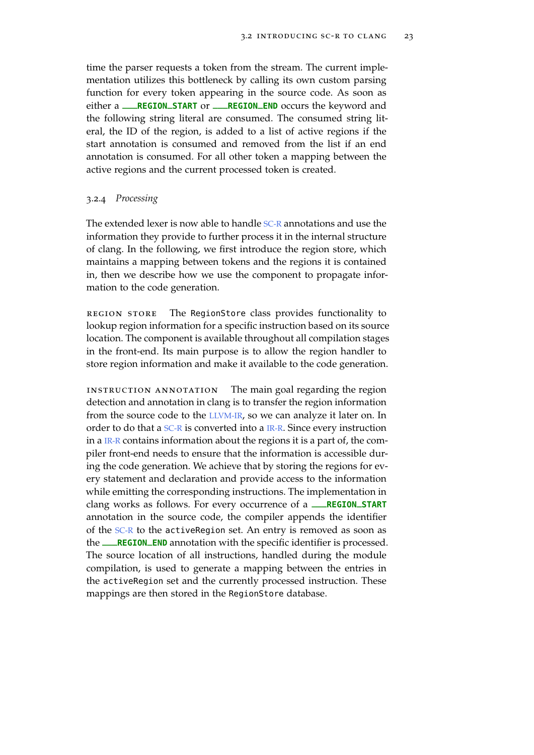time the parser requests a token from the stream. The current implementation utilizes this bottleneck by calling its own custom parsing function for every token appearing in the source code. As soon as either a **__REGION_START** or **__REGION_END** occurs the keyword and the following string literal are consumed. The consumed string literal, the ID of the region, is added to a list of active regions if the start annotation is consumed and removed from the list if an end annotation is consumed. For all other token a mapping between the active regions and the current processed token is created.

### 3.2.4 *Processing*

The extended lexer is now able to handle SC-R annotations and use the information they provide to further process it in the internal structure of clang. In the following, we first introduce the region store, which maintains a mapping between tokens and the regions it is contained in, then we describe how we use the component to propagate information to the code generation.

REGION STORE The `RegionStore` class provides functionality to lookup region information for a specific instruction based on its source location. The component is available throughout all compilation stages in the front-end. Its main purpose is to allow the region handler to store region information and make it available to the code generation.

INSTRUCTION ANNOTATION The main goal regarding the region detection and annotation in clang is to transfer the region information from the source code to the LLVM-IR, so we can analyze it later on. In order to do that a SC-R is converted into a IR-R. Since every instruction in a IR-R contains information about the regions it is a part of, the compiler front-end needs to ensure that the information is accessible during the code generation. We achieve that by storing the regions for every statement and declaration and provide access to the information while emitting the corresponding instructions. The implementation in clang works as follows. For every occurrence of a **__REGION_START** annotation in the source code, the compiler appends the identifier of the SC-R to the `activeRegion` set. An entry is removed as soon as the **__REGION_END** annotation with the specific identifier is processed. The source location of all instructions, handled during the module compilation, is used to generate a mapping between the entries in the `activeRegion` set and the currently processed instruction. These mappings are then stored in the `RegionStore` database.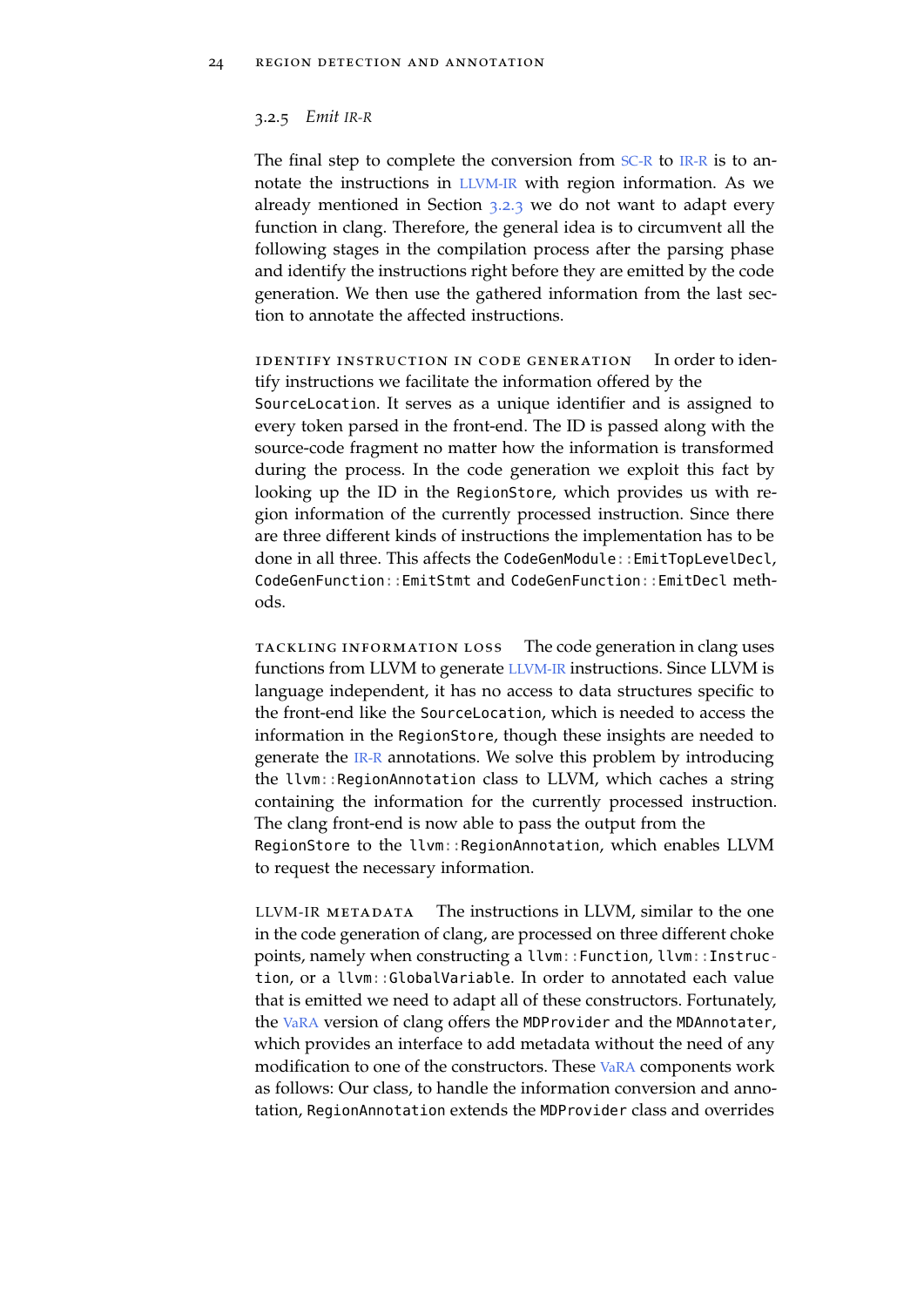### 3.2.5 *Emit IR-R*

The final step to complete the conversion from SC-R to IR-R is to annotate the instructions in LLVM-IR with region information. As we already mentioned in Section 3.2.3 we do not want to adapt every function in clang. Therefore, the general idea is to circumvent all the following stages in the compilation process after the parsing phase and identify the instructions right before they are emitted by the code generation. We then use the gathered information from the last section to annotate the affected instructions.

**Identify instruction in code generation** In order to identify instructions we facilitate the information offered by the `SourceLocation`. It serves as a unique identifier and is assigned to every token parsed in the front-end. The ID is passed along with the source-code fragment no matter how the information is transformed during the process. In the code generation we exploit this fact by looking up the ID in the `RegionStore`, which provides us with region information of the currently processed instruction. Since there are three different kinds of instructions the implementation has to be done in all three. This affects the `CodeGenModule::EmitTopLevelDecl`, `CodeGenFunction::EmitStmt` and `CodeGenFunction::EmitDecl` methods.

**Tackling information loss** The code generation in clang uses functions from LLVM to generate LLVM-IR instructions. Since LLVM is language independent, it has no access to data structures specific to the front-end like the `SourceLocation`, which is needed to access the information in the `RegionStore`, though these insights are needed to generate the IR-R annotations. We solve this problem by introducing the `llvm::RegionAnnotation` class to LLVM, which caches a string containing the information for the currently processed instruction. The clang front-end is now able to pass the output from the `RegionStore` to the `llvm::RegionAnnotation`, which enables LLVM to request the necessary information.

**LLVM-IR metadata** The instructions in LLVM, similar to the one in the code generation of clang, are processed on three different choke points, namely when constructing a `llvm::Function`, `llvm::Instruction`, or a `llvm::GlobalVariable`. In order to annotated each value that is emitted we need to adapt all of these constructors. Fortunately, the VaRA version of clang offers the `MDProvider` and the `MDAnnotater`, which provides an interface to add metadata without the need of any modification to one of the constructors. These VaRA components work as follows: Our class, to handle the information conversion and annotation, `RegionAnnotation` extends the `MDProvider` class and overrides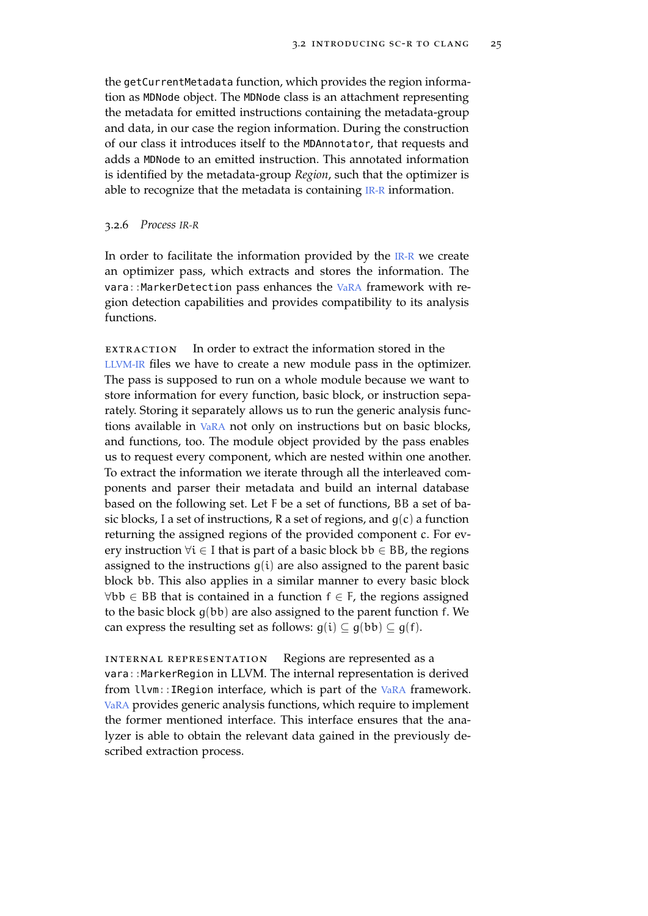the `getCurrentMetadata` function, which provides the region information as `MDNode` object. The `MDNode` class is an attachment representing the metadata for emitted instructions containing the metadata-group and data, in our case the region information. During the construction of our class it introduces itself to the `MDAnnotator`, that requests and adds a `MDNode` to an emitted instruction. This annotated information is identified by the metadata-group *Region*, such that the optimizer is able to recognize that the metadata is containing IR-R information.

### 3.2.6 *Process IR-R*

In order to facilitate the information provided by the IR-R we create an optimizer pass, which extracts and stores the information. The `vara::MarkerDetection` pass enhances the VaRA framework with region detection capabilities and provides compatibility to its analysis functions.

**EXTRACTION** In order to extract the information stored in the LLVM-IR files we have to create a new module pass in the optimizer. The pass is supposed to run on a whole module because we want to store information for every function, basic block, or instruction separately. Storing it separately allows us to run the generic analysis functions available in VaRA not only on instructions but on basic blocks, and functions, too. The module object provided by the pass enables us to request every component, which are nested within one another. To extract the information we iterate through all the interleaved components and parser their metadata and build an internal database based on the following set. Let $F$ be a set of functions, $BB$ a set of basic blocks, $I$ a set of instructions, $R$ a set of regions, and $g(c)$ a function returning the assigned regions of the provided component $c$. For every instruction $\forall i \in I$ that is part of a basic block $bb \in BB$, the regions assigned to the instructions $g(i)$ are also assigned to the parent basic block $bb$. This also applies in a similar manner to every basic block $\forall bb \in BB$ that is contained in a function $f \in F$, the regions assigned to the basic block $g(bb)$ are also assigned to the parent function $f$. We can express the resulting set as follows: $g(i) \subseteq g(bb) \subseteq g(f)$.

**INTERNAL REPRESENTATION** Regions are represented as a `vara::MarkerRegion` in LLVM. The internal representation is derived from `llvm::IRegion` interface, which is part of the VaRA framework. VaRA provides generic analysis functions, which require to implement the former mentioned interface. This interface ensures that the analyzer is able to obtain the relevant data gained in the previously described extraction process.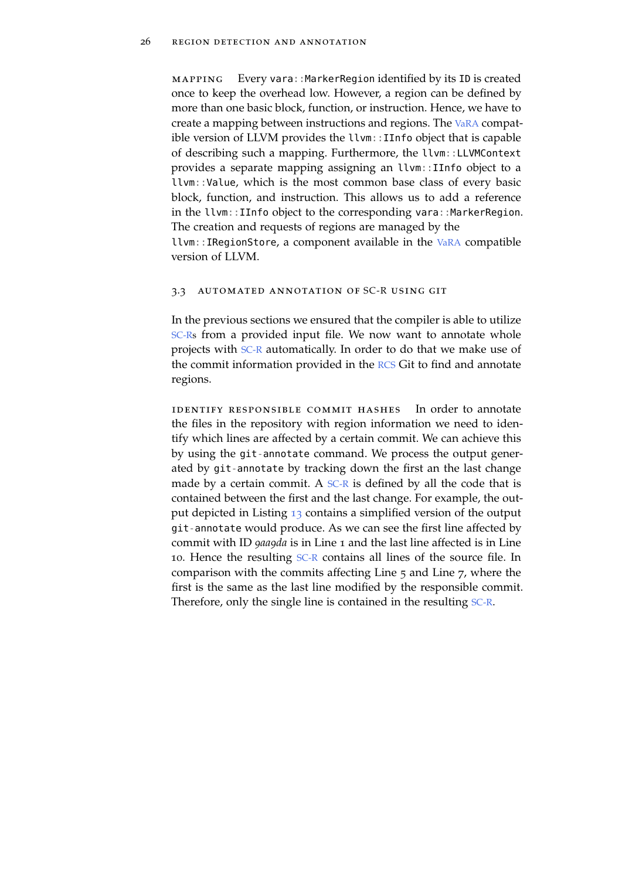**Mapping** Every `vara::MarkerRegion` identified by its `ID` is created once to keep the overhead low. However, a region can be defined by more than one basic block, function, or instruction. Hence, we have to create a mapping between instructions and regions. The VaRA compatible version of LLVM provides the `llvm::IInfo` object that is capable of describing such a mapping. Furthermore, the `llvm::LLVMContext` provides a separate mapping assigning an `llvm::IInfo` object to a `llvm::Value`, which is the most common base class of every basic block, function, and instruction. This allows us to add a reference in the `llvm::IInfo` object to the corresponding `vara::MarkerRegion`. The creation and requests of regions are managed by the `llvm::IRegionStore`, a component available in the VaRA compatible version of LLVM.

## 3.3 Automated Annotation of SC-R Using Git

In the previous sections we ensured that the compiler is able to utilize SC-Rs from a provided input file. We now want to annotate whole projects with SC-R automatically. In order to do that we make use of the commit information provided in the RCS Git to find and annotate regions.

**Identify responsible commit hashes** In order to annotate the files in the repository with region information we need to identify which lines are affected by a certain commit. We can achieve this by using the `git-annotate` command. We process the output generated by `git-annotate` by tracking down the first an the last change made by a certain commit. A SC-R is defined by all the code that is contained between the first and the last change. For example, the output depicted in Listing 13 contains a simplified version of the output `git-annotate` would produce. As we can see the first line affected by commit with ID *9aa9da* is in Line 1 and the last line affected is in Line 10. Hence the resulting SC-R contains all lines of the source file. In comparison with the commits affecting Line 5 and Line 7, where the first is the same as the last line modified by the responsible commit. Therefore, only the single line is contained in the resulting SC-R.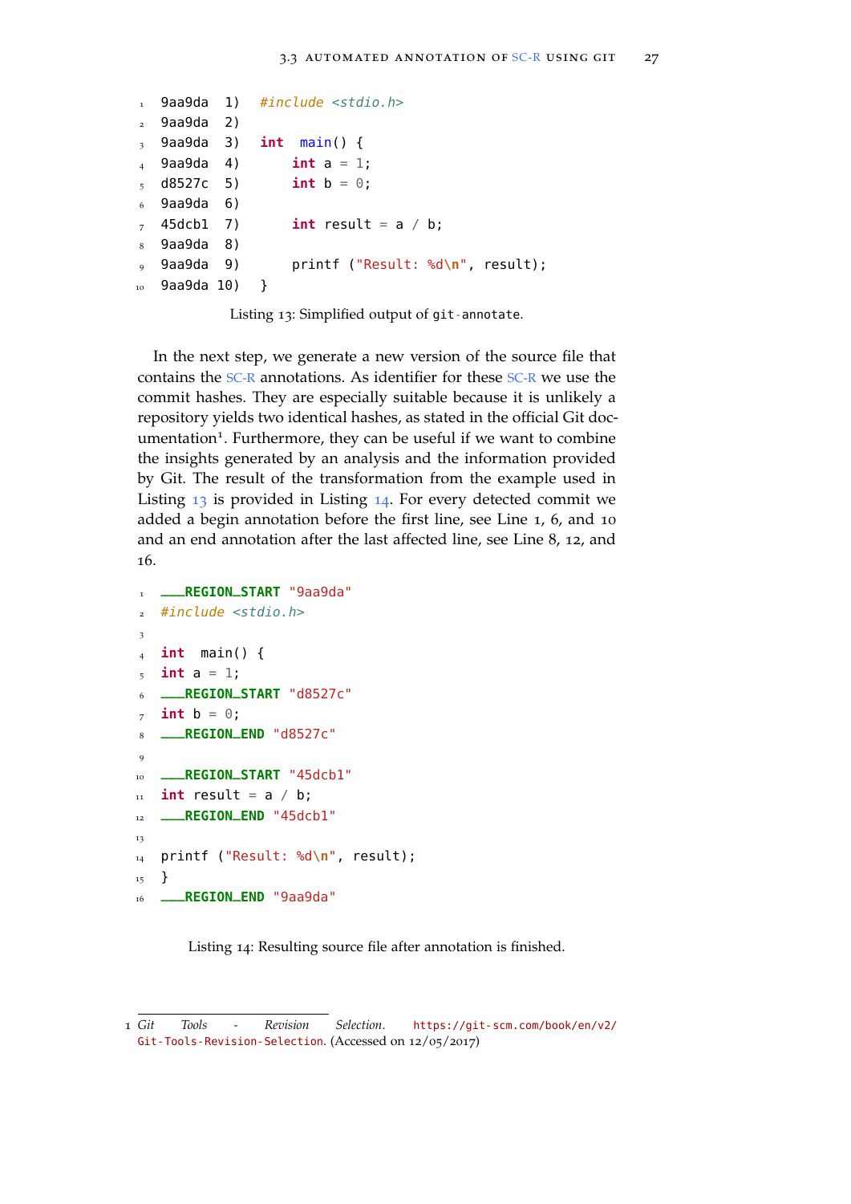```
9aa9da  1)   #include <stdio.h>
9aa9da  2)
9aa9da  3)   int  main() {
9aa9da  4)       int a = 1;
d8527c  5)       int b = 0;
9aa9da  6)
45dcb1  7)       int result = a / b;
9aa9da  8)
9aa9da  9)       printf ("Result: %d\n", result);
9aa9da 10)   }
```

Listing 13: Simplified output of git-annotate.

In the next step, we generate a new version of the source file that contains the SC-R annotations. As identifier for these SC-R we use the commit hashes. They are especially suitable because it is unlikely a repository yields two identical hashes, as stated in the official Git documentation[1]. Furthermore, they can be useful if we want to combine the insights generated by an analysis and the information provided by Git. The result of the transformation from the example used in Listing 13 is provided in Listing 14. For every detected commit we added a begin annotation before the first line, see Line 1, 6, and 10 and an end annotation after the last affected line, see Line 8, 12, and 16.

```
___REGION_START "9aa9da"
#include <stdio.h>

int  main() {
int a = 1;
___REGION_START "d8527c"
int b = 0;
___REGION_END "d8527c"

___REGION_START "45dcb1"
int result = a / b;
___REGION_END "45dcb1"

printf ("Result: %d\n", result);
}
___REGION_END "9aa9da"
```

Listing 14: Resulting source file after annotation is finished.

1 *Git Tools - Revision Selection*. https://git-scm.com/book/en/v2/Git-Tools-Revision-Selection. (Accessed on 12/05/2017)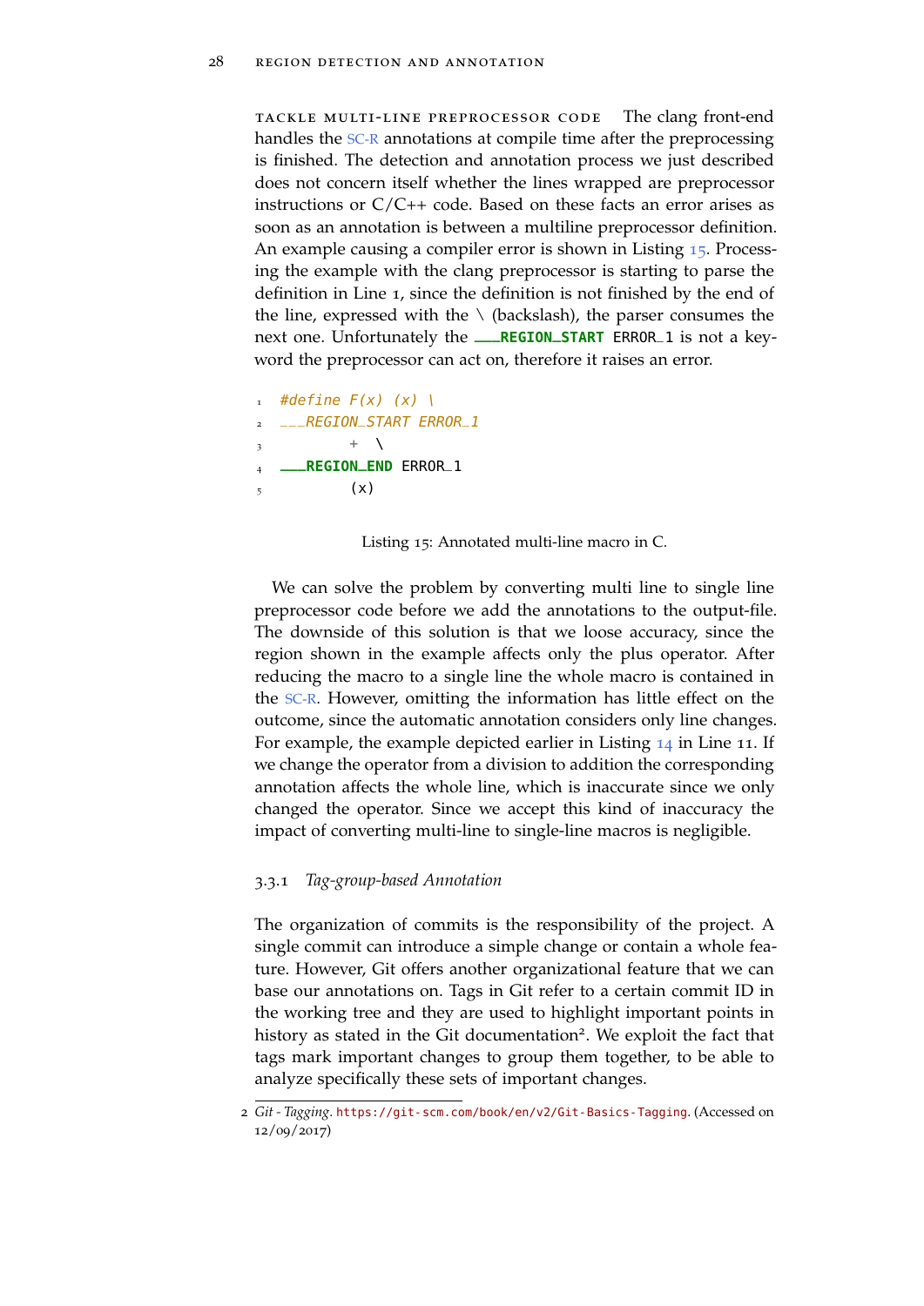**tackle multi-line preprocessor code** The clang front-end handles the SC-R annotations at compile time after the preprocessing is finished. The detection and annotation process we just described does not concern itself whether the lines wrapped are preprocessor instructions or C/C++ code. Based on these facts an error arises as soon as an annotation is between a multiline preprocessor definition. An example causing a compiler error is shown in Listing 15. Processing the example with the clang preprocessor is starting to parse the definition in Line 1, since the definition is not finished by the end of the line, expressed with the \ (backslash), the parser consumes the next one. Unfortunately the `___REGION_START ERROR_1` is not a keyword the preprocessor can act on, therefore it raises an error.

```
1  #define F(x) (x) \
2  ___REGION_START ERROR_1
3          +  \
4  ___REGION_END ERROR_1
5          (x)
```

Listing 15: Annotated multi-line macro in C.

We can solve the problem by converting multi line to single line preprocessor code before we add the annotations to the output-file. The downside of this solution is that we loose accuracy, since the region shown in the example affects only the plus operator. After reducing the macro to a single line the whole macro is contained in the SC-R. However, omitting the information has little effect on the outcome, since the automatic annotation considers only line changes. For example, the example depicted earlier in Listing 14 in Line 11. If we change the operator from a division to addition the corresponding annotation affects the whole line, which is inaccurate since we only changed the operator. Since we accept this kind of inaccuracy the impact of converting multi-line to single-line macros is negligible.

### 3.3.1 *Tag-group-based Annotation*

The organization of commits is the responsibility of the project. A single commit can introduce a simple change or contain a whole feature. However, Git offers another organizational feature that we can base our annotations on. Tags in Git refer to a certain commit ID in the working tree and they are used to highlight important points in history as stated in the Git documentation[2]. We exploit the fact that tags mark important changes to group them together, to be able to analyze specifically these sets of important changes.

2 *Git - Tagging*. https://git-scm.com/book/en/v2/Git-Basics-Tagging. (Accessed on 12/09/2017)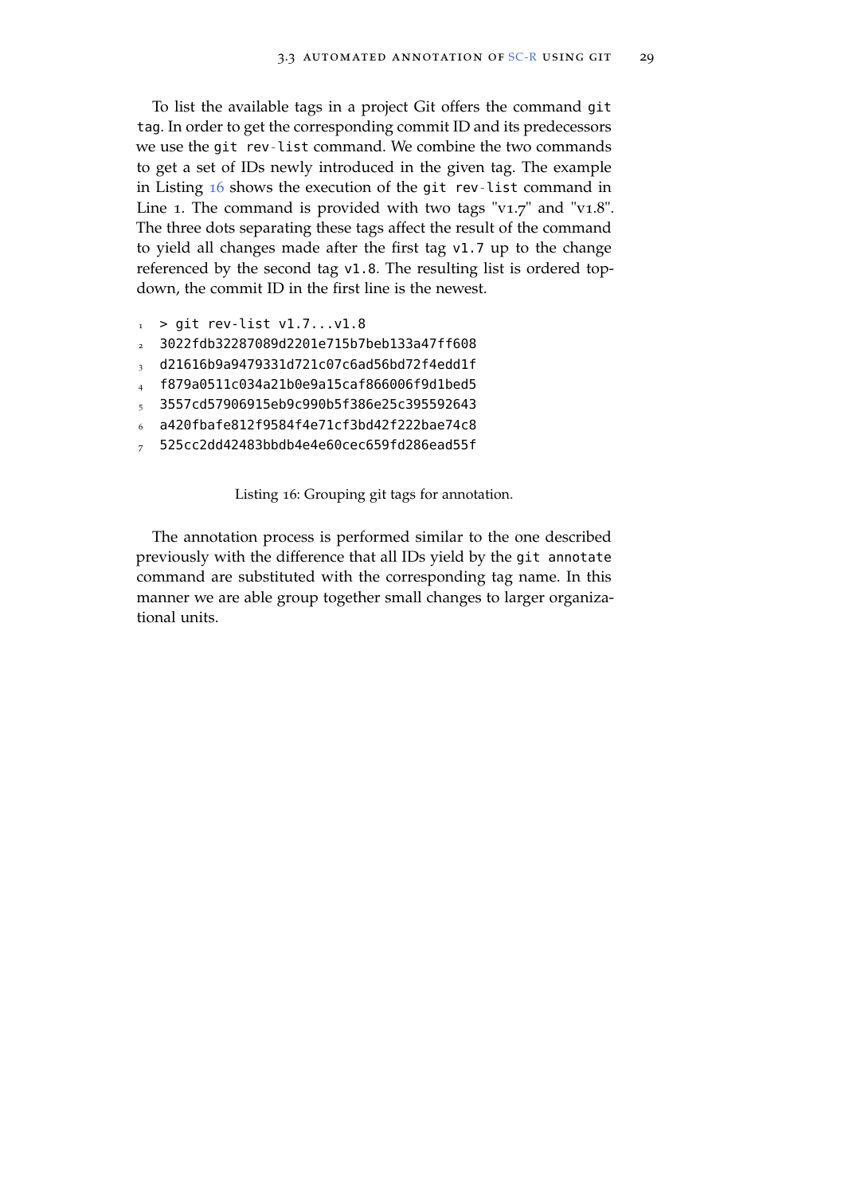To list the available tags in a project Git offers the command `git tag`. In order to get the corresponding commit ID and its predecessors we use the `git rev-list` command. We combine the two commands to get a set of IDs newly introduced in the given tag. The example in Listing 16 shows the execution of the `git rev-list` command in Line 1. The command is provided with two tags "v1.7" and "v1.8". The three dots separating these tags affect the result of the command to yield all changes made after the first tag `v1.7` up to the change referenced by the second tag `v1.8`. The resulting list is ordered top-down, the commit ID in the first line is the newest.

```
> git rev-list v1.7...v1.8
3022fdb32287089d2201e715b7beb133a47ff608
d21616b9a9479331d721c07c6ad56bd72f4edd1f
f879a0511c034a21b0e9a15caf866006f9d1bed5
3557cd57906915eb9c990b5f386e25c395592643
a420fbafe812f9584f4e71cf3bd42f222bae74c8
525cc2dd42483bbdb4e4e60cec659fd286ead55f
```

Listing 16: Grouping git tags for annotation.

The annotation process is performed similar to the one described previously with the difference that all IDs yield by the `git annotate` command are substituted with the corresponding tag name. In this manner we are able group together small changes to larger organizational units.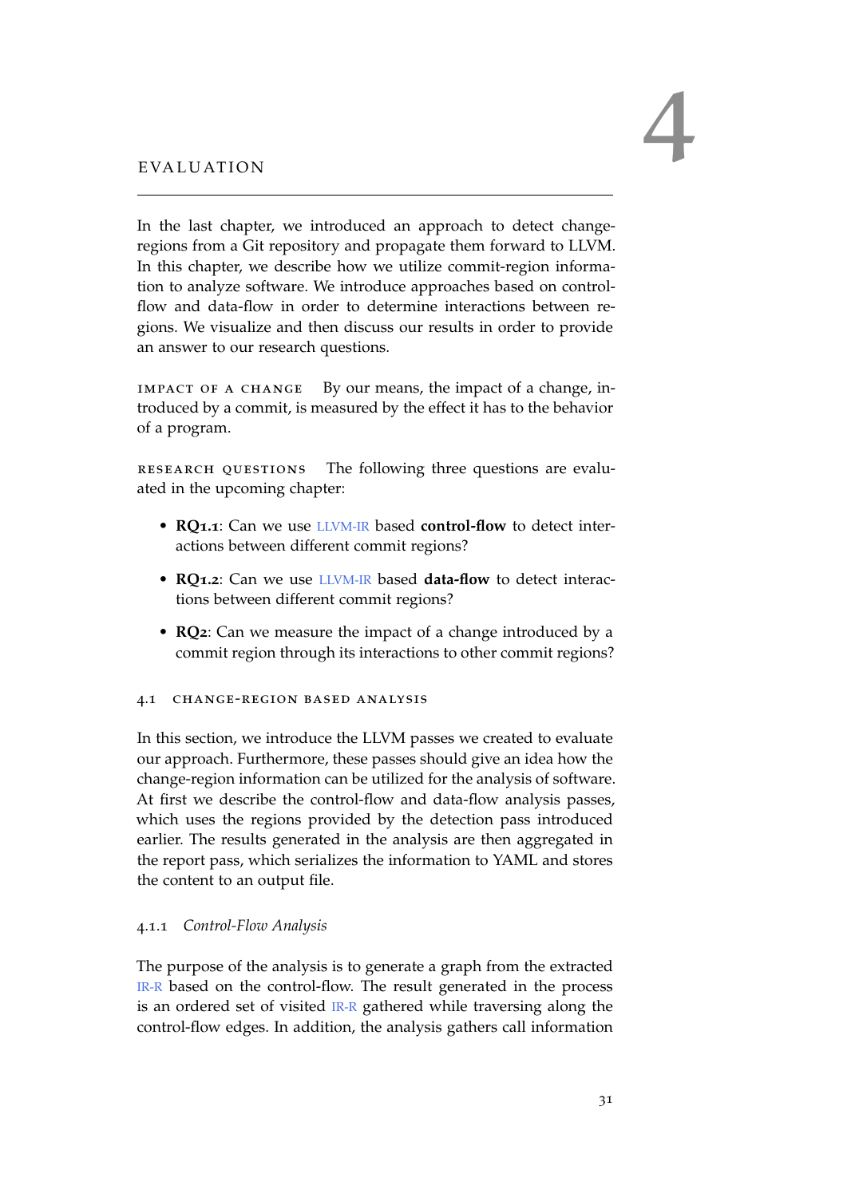# 4 EVALUATION

In the last chapter, we introduced an approach to detect change-regions from a Git repository and propagate them forward to LLVM. In this chapter, we describe how we utilize commit-region information to analyze software. We introduce approaches based on control-flow and data-flow in order to determine interactions between regions. We visualize and then discuss our results in order to provide an answer to our research questions.

**Impact of a change** By our means, the impact of a change, introduced by a commit, is measured by the effect it has to the behavior of a program.

**Research questions** The following three questions are evaluated in the upcoming chapter:

- **RQ1.1**: Can we use LLVM-IR based **control-flow** to detect interactions between different commit regions?
- **RQ1.2**: Can we use LLVM-IR based **data-flow** to detect interactions between different commit regions?
- **RQ2**: Can we measure the impact of a change introduced by a commit region through its interactions to other commit regions?

## 4.1 Change-region based analysis

In this section, we introduce the LLVM passes we created to evaluate our approach. Furthermore, these passes should give an idea how the change-region information can be utilized for the analysis of software. At first we describe the control-flow and data-flow analysis passes, which uses the regions provided by the detection pass introduced earlier. The results generated in the analysis are then aggregated in the report pass, which serializes the information to YAML and stores the content to an output file.

### 4.1.1 *Control-Flow Analysis*

The purpose of the analysis is to generate a graph from the extracted IR-R based on the control-flow. The result generated in the process is an ordered set of visited IR-R gathered while traversing along the control-flow edges. In addition, the analysis gathers call information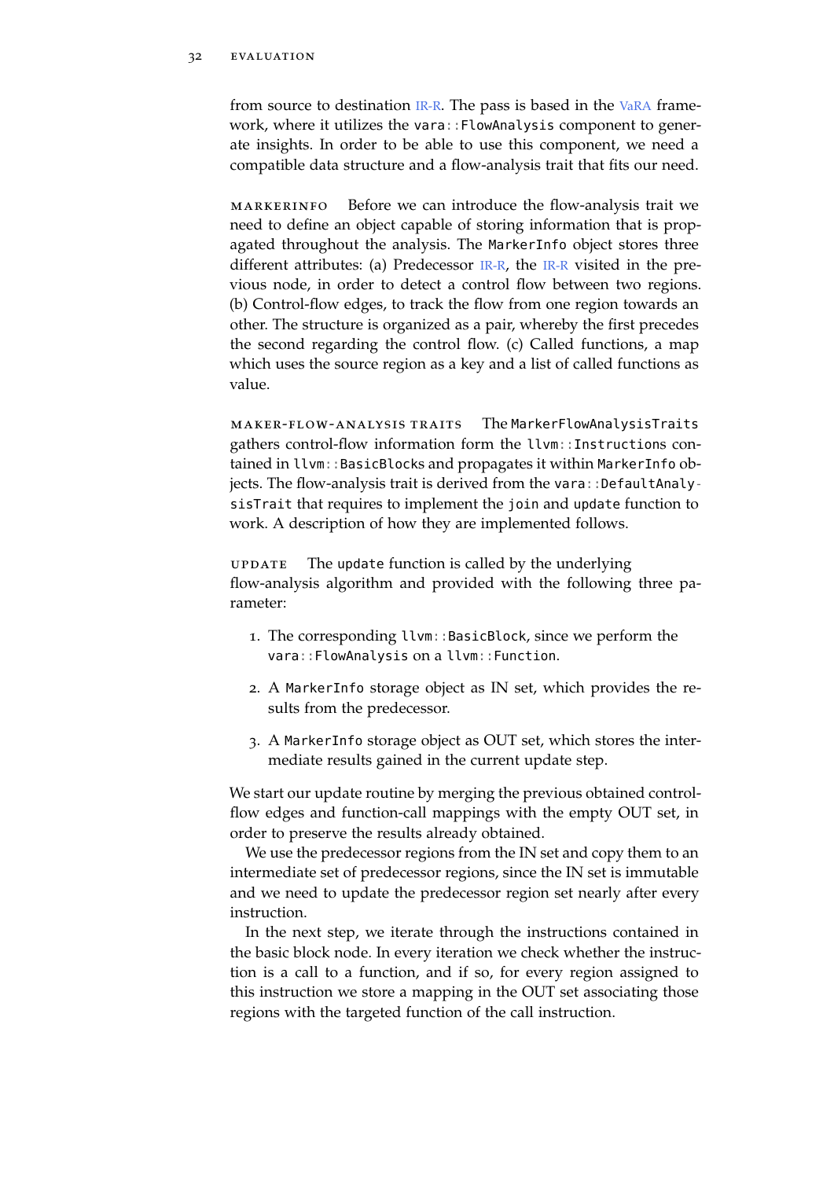from source to destination IR-R. The pass is based in the VaRA framework, where it utilizes the `vara::FlowAnalysis` component to generate insights. In order to be able to use this component, we need a compatible data structure and a flow-analysis trait that fits our need.

**MarkerInfo** Before we can introduce the flow-analysis trait we need to define an object capable of storing information that is propagated throughout the analysis. The `MarkerInfo` object stores three different attributes: (a) Predecessor IR-R, the IR-R visited in the previous node, in order to detect a control flow between two regions. (b) Control-flow edges, to track the flow from one region towards an other. The structure is organized as a pair, whereby the first precedes the second regarding the control flow. (c) Called functions, a map which uses the source region as a key and a list of called functions as value.

**Maker-flow-analysis traits** The `MarkerFlowAnalysisTraits` gathers control-flow information form the `llvm::Instructions` contained in `llvm::BasicBlocks` and propagates it within `MarkerInfo` objects. The flow-analysis trait is derived from the `vara::DefaultAnalysisTrait` that requires to implement the `join` and `update` function to work. A description of how they are implemented follows.

**Update** The `update` function is called by the underlying flow-analysis algorithm and provided with the following three parameter:

1. The corresponding `llvm::BasicBlock`, since we perform the `vara::FlowAnalysis` on a `llvm::Function`.
2. A `MarkerInfo` storage object as IN set, which provides the results from the predecessor.
3. A `MarkerInfo` storage object as OUT set, which stores the intermediate results gained in the current update step.

We start our update routine by merging the previous obtained control-flow edges and function-call mappings with the empty OUT set, in order to preserve the results already obtained.

We use the predecessor regions from the IN set and copy them to an intermediate set of predecessor regions, since the IN set is immutable and we need to update the predecessor region set nearly after every instruction.

In the next step, we iterate through the instructions contained in the basic block node. In every iteration we check whether the instruction is a call to a function, and if so, for every region assigned to this instruction we store a mapping in the OUT set associating those regions with the targeted function of the call instruction.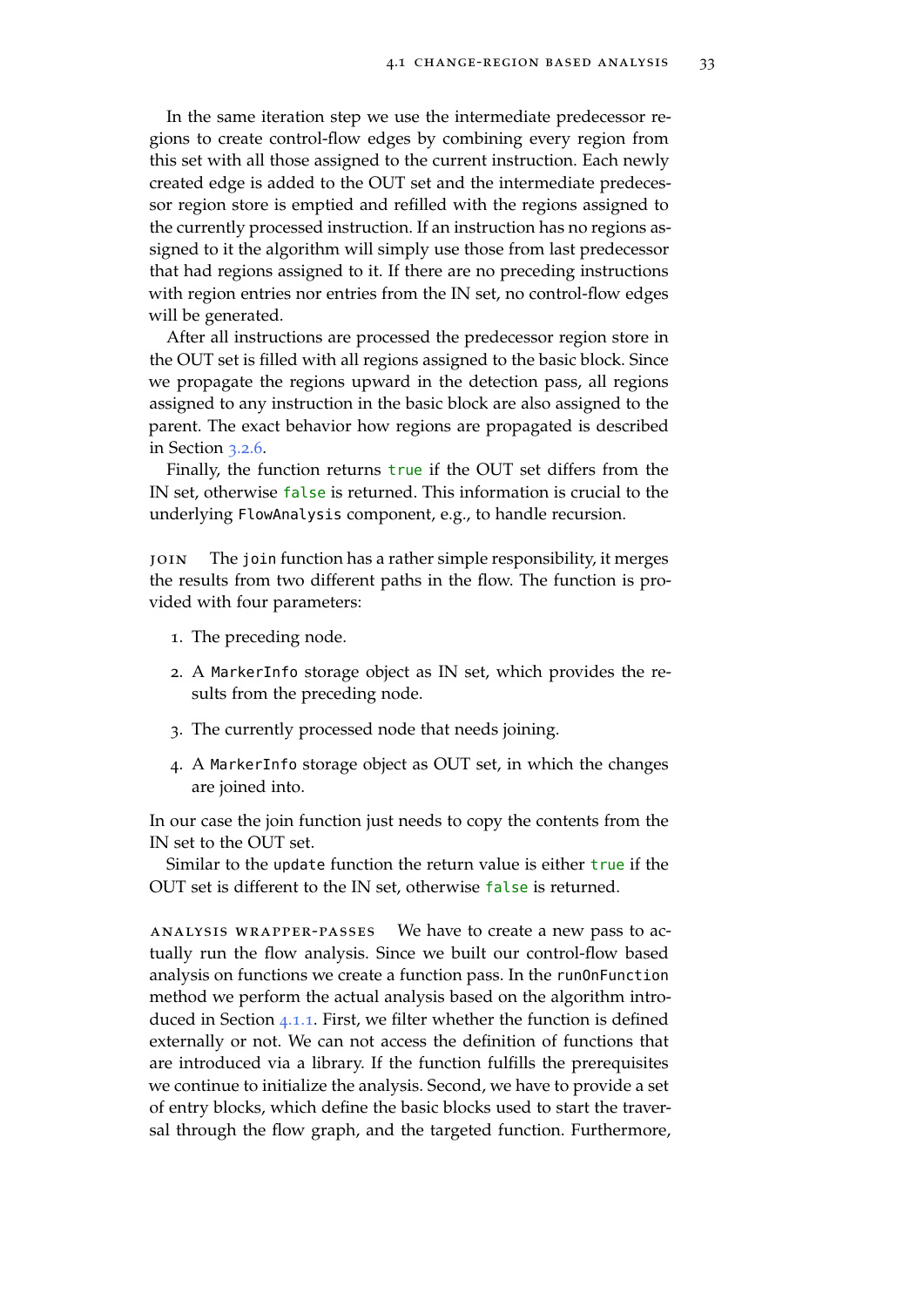In the same iteration step we use the intermediate predecessor regions to create control-flow edges by combining every region from this set with all those assigned to the current instruction. Each newly created edge is added to the OUT set and the intermediate predecessor region store is emptied and refilled with the regions assigned to the currently processed instruction. If an instruction has no regions assigned to it the algorithm will simply use those from last predecessor that had regions assigned to it. If there are no preceding instructions with region entries nor entries from the IN set, no control-flow edges will be generated.

After all instructions are processed the predecessor region store in the OUT set is filled with all regions assigned to the basic block. Since we propagate the regions upward in the detection pass, all regions assigned to any instruction in the basic block are also assigned to the parent. The exact behavior how regions are propagated is described in Section 3.2.6.

Finally, the function returns `true` if the OUT set differs from the IN set, otherwise `false` is returned. This information is crucial to the underlying `FlowAnalysis` component, e.g., to handle recursion.

**join** The `join` function has a rather simple responsibility, it merges the results from two different paths in the flow. The function is provided with four parameters:

1. The preceding node.
2. A `MarkerInfo` storage object as IN set, which provides the results from the preceding node.
3. The currently processed node that needs joining.
4. A `MarkerInfo` storage object as OUT set, in which the changes are joined into.

In our case the join function just needs to copy the contents from the IN set to the OUT set.

Similar to the `update` function the return value is either `true` if the OUT set is different to the IN set, otherwise `false` is returned.

**analysis wrapper-passes** We have to create a new pass to actually run the flow analysis. Since we built our control-flow based analysis on functions we create a function pass. In the `runOnFunction` method we perform the actual analysis based on the algorithm introduced in Section 4.1.1. First, we filter whether the function is defined externally or not. We can not access the definition of functions that are introduced via a library. If the function fulfills the prerequisites we continue to initialize the analysis. Second, we have to provide a set of entry blocks, which define the basic blocks used to start the traversal through the flow graph, and the targeted function. Furthermore,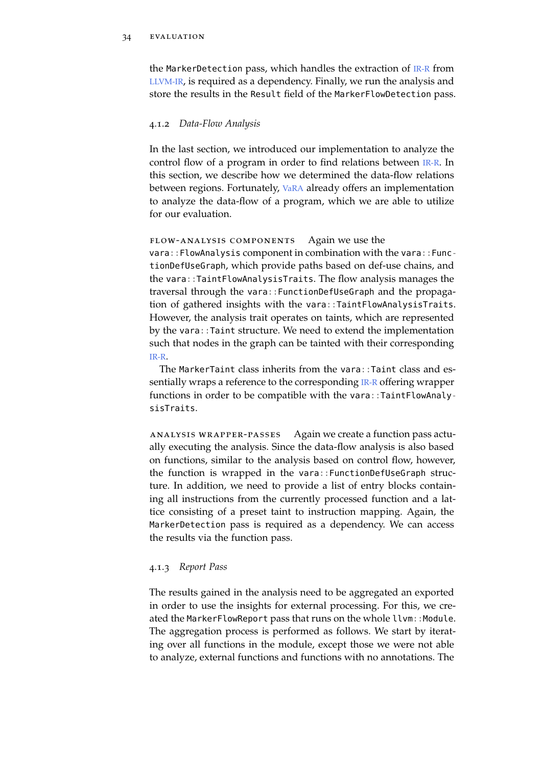the `MarkerDetection` pass, which handles the extraction of IR-R from LLVM-IR, is required as a dependency. Finally, we run the analysis and store the results in the `Result` field of the `MarkerFlowDetection` pass.

### 4.1.2 *Data-Flow Analysis*

In the last section, we introduced our implementation to analyze the control flow of a program in order to find relations between IR-R. In this section, we describe how we determined the data-flow relations between regions. Fortunately, VaRA already offers an implementation to analyze the data-flow of a program, which we are able to utilize for our evaluation.

**Flow-analysis components** Again we use the `vara::FlowAnalysis` component in combination with the `vara::FunctionDefUseGraph`, which provide paths based on def-use chains, and the `vara::TaintFlowAnalysisTraits`. The flow analysis manages the traversal through the `vara::FunctionDefUseGraph` and the propagation of gathered insights with the `vara::TaintFlowAnalysisTraits`. However, the analysis trait operates on taints, which are represented by the `vara::Taint` structure. We need to extend the implementation such that nodes in the graph can be tainted with their corresponding IR-R.

The `MarkerTaint` class inherits from the `vara::Taint` class and essentially wraps a reference to the corresponding IR-R offering wrapper functions in order to be compatible with the `vara::TaintFlowAnalysisTraits`.

**Analysis wrapper-passes** Again we create a function pass actually executing the analysis. Since the data-flow analysis is also based on functions, similar to the analysis based on control flow, however, the function is wrapped in the `vara::FunctionDefUseGraph` structure. In addition, we need to provide a list of entry blocks containing all instructions from the currently processed function and a lattice consisting of a preset taint to instruction mapping. Again, the `MarkerDetection` pass is required as a dependency. We can access the results via the function pass.

### 4.1.3 *Report Pass*

The results gained in the analysis need to be aggregated an exported in order to use the insights for external processing. For this, we created the `MarkerFlowReport` pass that runs on the whole `llvm::Module`. The aggregation process is performed as follows. We start by iterating over all functions in the module, except those we were not able to analyze, external functions and functions with no annotations. The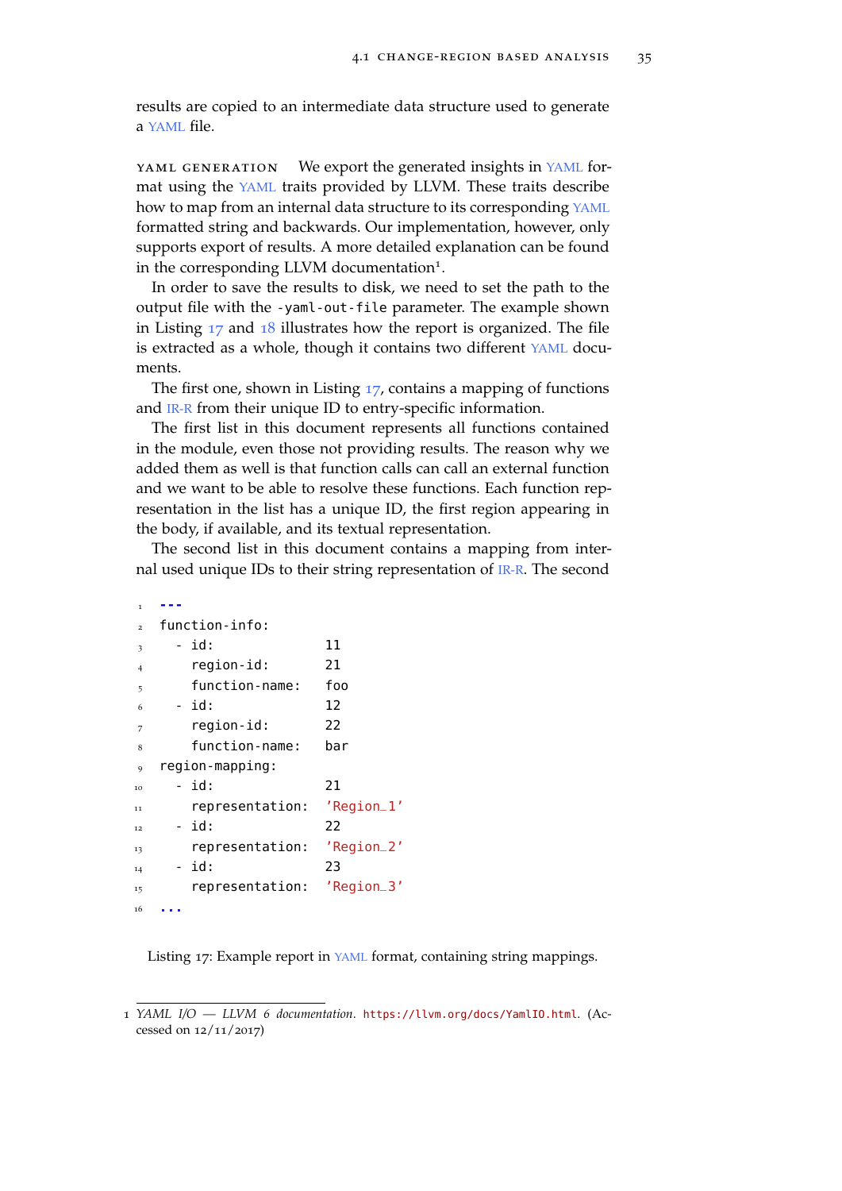results are copied to an intermediate data structure used to generate a YAML file.

**YAML GENERATION** We export the generated insights in YAML format using the YAML traits provided by LLVM. These traits describe how to map from an internal data structure to its corresponding YAML formatted string and backwards. Our implementation, however, only supports export of results. A more detailed explanation can be found in the corresponding LLVM documentation[1].

In order to save the results to disk, we need to set the path to the output file with the `-yaml-out-file` parameter. The example shown in Listing 17 and 18 illustrates how the report is organized. The file is extracted as a whole, though it contains two different YAML documents.

The first one, shown in Listing 17, contains a mapping of functions and IR-R from their unique ID to entry-specific information.

The first list in this document represents all functions contained in the module, even those not providing results. The reason why we added them as well is that function calls can call an external function and we want to be able to resolve these functions. Each function representation in the list has a unique ID, the first region appearing in the body, if available, and its textual representation.

The second list in this document contains a mapping from internal used unique IDs to their string representation of IR-R. The second

```
---
function-info:
  - id:             11
    region-id:      21
    function-name:  foo
  - id:             12
    region-id:      22
    function-name:  bar
region-mapping:
  - id:             21
    representation:  'Region_1'
  - id:             22
    representation:  'Region_2'
  - id:             23
    representation:  'Region_3'
...
```

Listing 17: Example report in YAML format, containing string mappings.

[1] *YAML I/O — LLVM 6 documentation*. https://llvm.org/docs/YamlIO.html. (Accessed on 12/11/2017)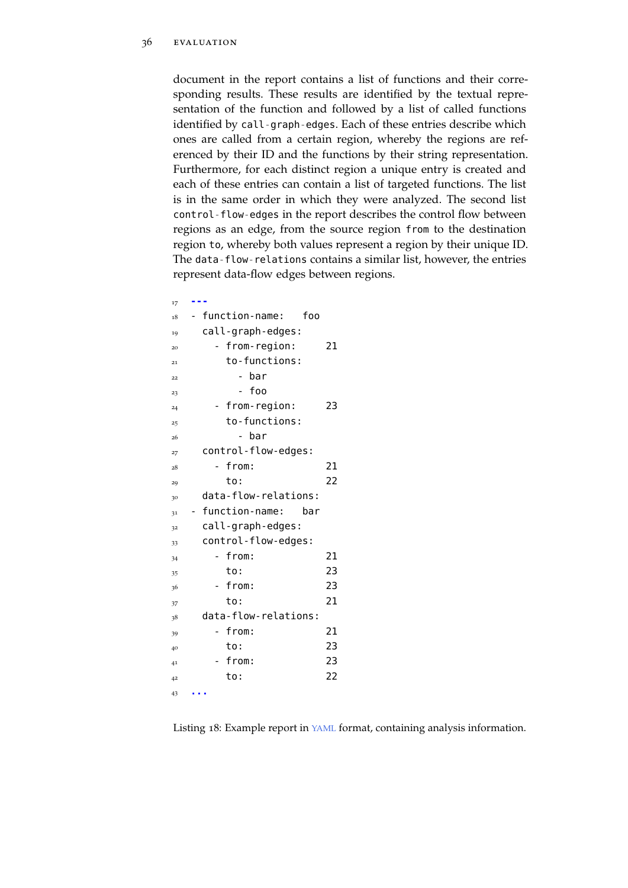document in the report contains a list of functions and their corresponding results. These results are identified by the textual representation of the function and followed by a list of called functions identified by `call-graph-edges`. Each of these entries describe which ones are called from a certain region, whereby the regions are referenced by their ID and the functions by their string representation. Furthermore, for each distinct region a unique entry is created and each of these entries can contain a list of targeted functions. The list is in the same order in which they were analyzed. The second list `control-flow-edges` in the report describes the control flow between regions as an edge, from the source region `from` to the destination region `to`, whereby both values represent a region by their unique ID. The `data-flow-relations` contains a similar list, however, the entries represent data-flow edges between regions.

```yaml
---
- function-name:   foo
  call-graph-edges:
    - from-region:     21
      to-functions:
        - bar
        - foo
    - from-region:     23
      to-functions:
        - bar
  control-flow-edges:
    - from:            21
      to:              22
  data-flow-relations:
- function-name:   bar
  call-graph-edges:
  control-flow-edges:
    - from:            21
      to:              23
    - from:            23
      to:              21
  data-flow-relations:
    - from:            21
      to:              23
    - from:            23
      to:              22
...
```

Listing 18: Example report in YAML format, containing analysis information.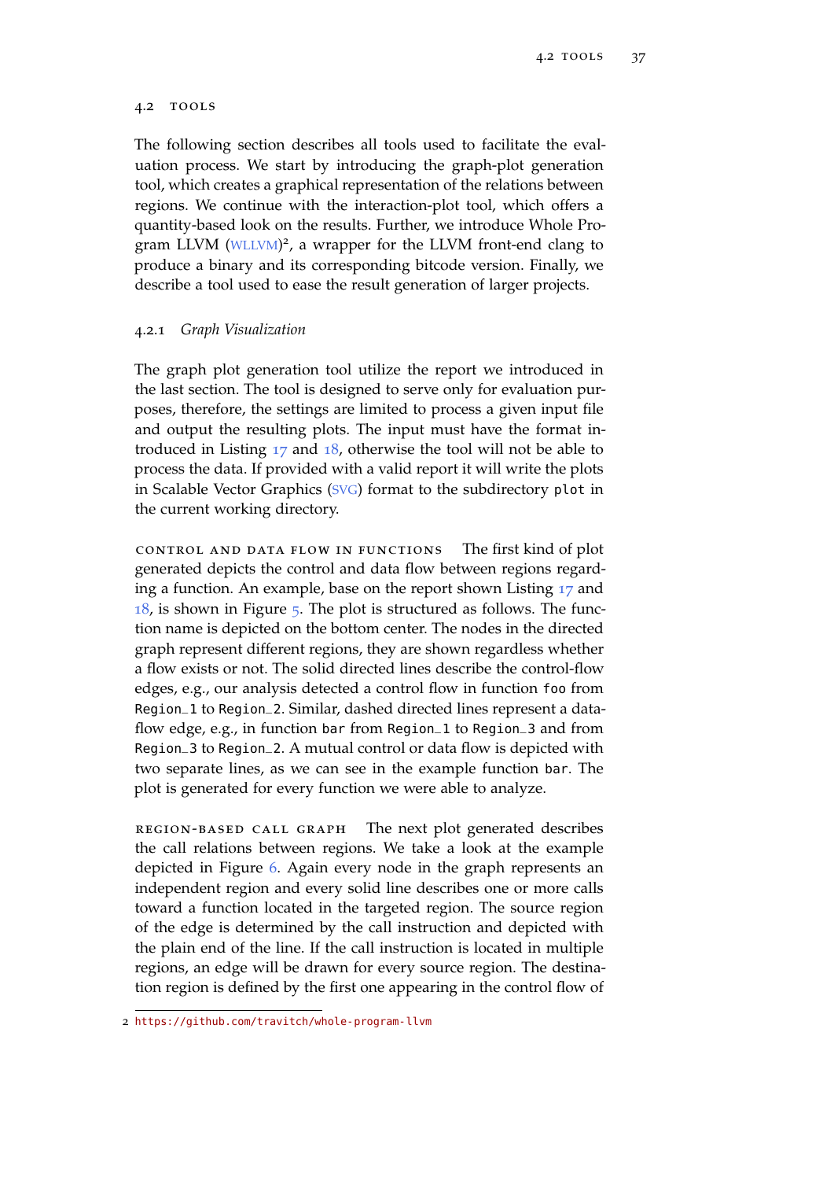## 4.2 TOOLS

The following section describes all tools used to facilitate the evaluation process. We start by introducing the graph-plot generation tool, which creates a graphical representation of the relations between regions. We continue with the interaction-plot tool, which offers a quantity-based look on the results. Further, we introduce Whole Program LLVM (WLLVM)[2], a wrapper for the LLVM front-end clang to produce a binary and its corresponding bitcode version. Finally, we describe a tool used to ease the result generation of larger projects.

### 4.2.1 *Graph Visualization*

The graph plot generation tool utilize the report we introduced in the last section. The tool is designed to serve only for evaluation purposes, therefore, the settings are limited to process a given input file and output the resulting plots. The input must have the format introduced in Listing 17 and 18, otherwise the tool will not be able to process the data. If provided with a valid report it will write the plots in Scalable Vector Graphics (SVG) format to the subdirectory `plot` in the current working directory.

CONTROL AND DATA FLOW IN FUNCTIONS The first kind of plot generated depicts the control and data flow between regions regarding a function. An example, base on the report shown Listing 17 and 18, is shown in Figure 5. The plot is structured as follows. The function name is depicted on the bottom center. The nodes in the directed graph represent different regions, they are shown regardless whether a flow exists or not. The solid directed lines describe the control-flow edges, e.g., our analysis detected a control flow in function `foo` from `Region_1` to `Region_2`. Similar, dashed directed lines represent a data-flow edge, e.g., in function `bar` from `Region_1` to `Region_3` and from `Region_3` to `Region_2`. A mutual control or data flow is depicted with two separate lines, as we can see in the example function `bar`. The plot is generated for every function we were able to analyze.

REGION-BASED CALL GRAPH The next plot generated describes the call relations between regions. We take a look at the example depicted in Figure 6. Again every node in the graph represents an independent region and every solid line describes one or more calls toward a function located in the targeted region. The source region of the edge is determined by the call instruction and depicted with the plain end of the line. If the call instruction is located in multiple regions, an edge will be drawn for every source region. The destination region is defined by the first one appearing in the control flow of

[2] https://github.com/travitch/whole-program-llvm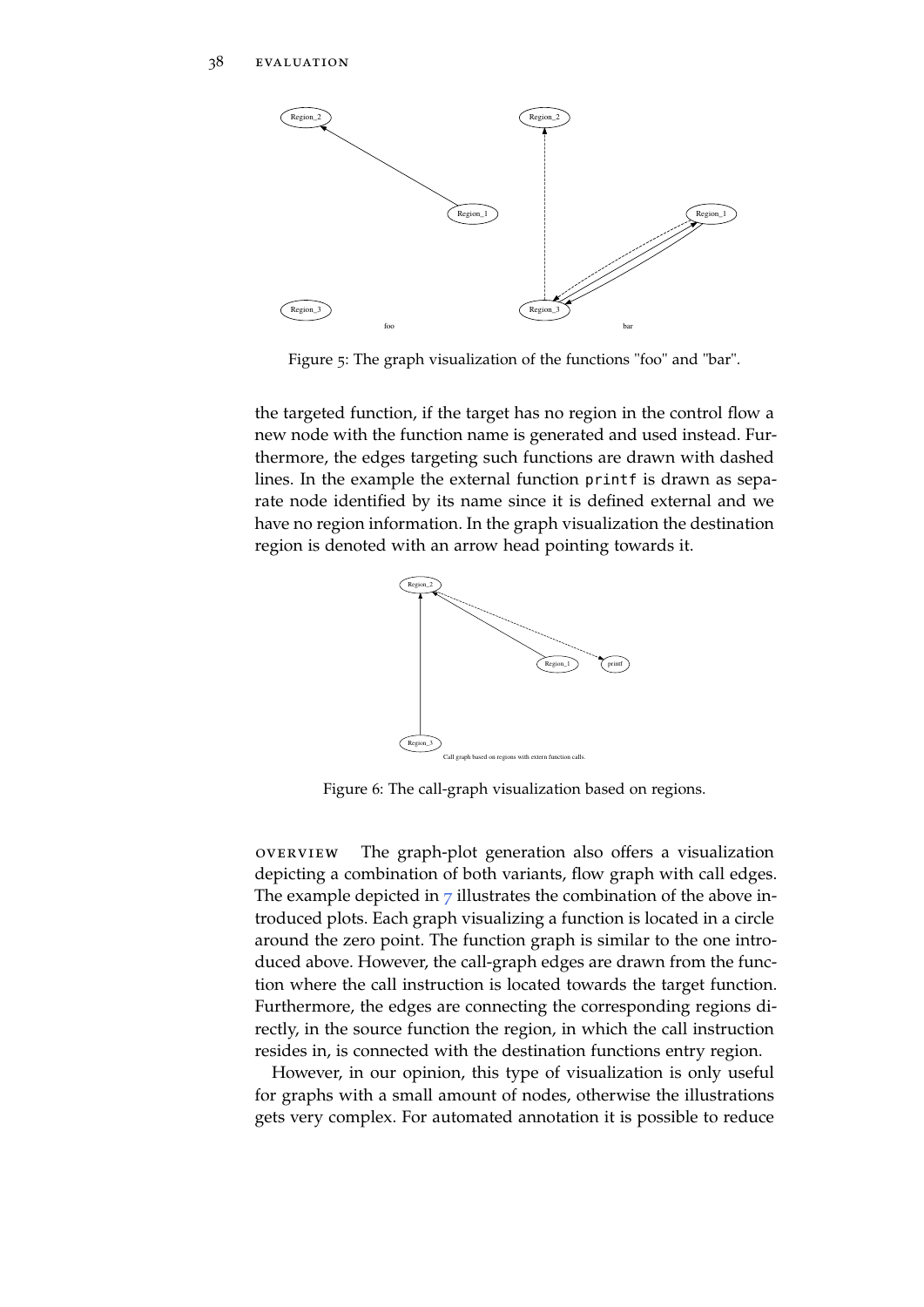Figure 5: The graph visualization of the functions "foo" and "bar".

the targeted function, if the target has no region in the control flow a new node with the function name is generated and used instead. Furthermore, the edges targeting such functions are drawn with dashed lines. In the example the external function `printf` is drawn as separate node identified by its name since it is defined external and we have no region information. In the graph visualization the destination region is denoted with an arrow head pointing towards it.

Figure 6: The call-graph visualization based on regions.

**OVERVIEW** The graph-plot generation also offers a visualization depicting a combination of both variants, flow graph with call edges. The example depicted in 7 illustrates the combination of the above introduced plots. Each graph visualizing a function is located in a circle around the zero point. The function graph is similar to the one introduced above. However, the call-graph edges are drawn from the function where the call instruction is located towards the target function. Furthermore, the edges are connecting the corresponding regions directly, in the source function the region, in which the call instruction resides in, is connected with the destination functions entry region.

However, in our opinion, this type of visualization is only useful for graphs with a small amount of nodes, otherwise the illustrations gets very complex. For automated annotation it is possible to reduce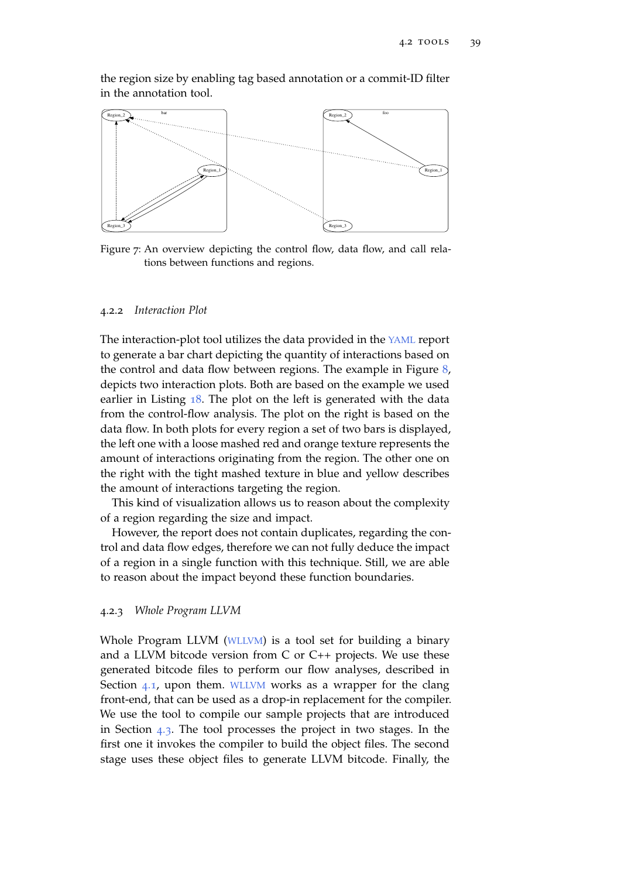the region size by enabling tag based annotation or a commit-ID filter in the annotation tool.

Figure 7: An overview depicting the control flow, data flow, and call relations between functions and regions.

### 4.2.2 *Interaction Plot*

The interaction-plot tool utilizes the data provided in the YAML report to generate a bar chart depicting the quantity of interactions based on the control and data flow between regions. The example in Figure 8, depicts two interaction plots. Both are based on the example we used earlier in Listing 18. The plot on the left is generated with the data from the control-flow analysis. The plot on the right is based on the data flow. In both plots for every region a set of two bars is displayed, the left one with a loose mashed red and orange texture represents the amount of interactions originating from the region. The other one on the right with the tight mashed texture in blue and yellow describes the amount of interactions targeting the region.

This kind of visualization allows us to reason about the complexity of a region regarding the size and impact.

However, the report does not contain duplicates, regarding the control and data flow edges, therefore we can not fully deduce the impact of a region in a single function with this technique. Still, we are able to reason about the impact beyond these function boundaries.

### 4.2.3 *Whole Program LLVM*

Whole Program LLVM (WLLVM) is a tool set for building a binary and a LLVM bitcode version from C or C++ projects. We use these generated bitcode files to perform our flow analyses, described in Section 4.1, upon them. WLLVM works as a wrapper for the clang front-end, that can be used as a drop-in replacement for the compiler. We use the tool to compile our sample projects that are introduced in Section 4.3. The tool processes the project in two stages. In the first one it invokes the compiler to build the object files. The second stage uses these object files to generate LLVM bitcode. Finally, the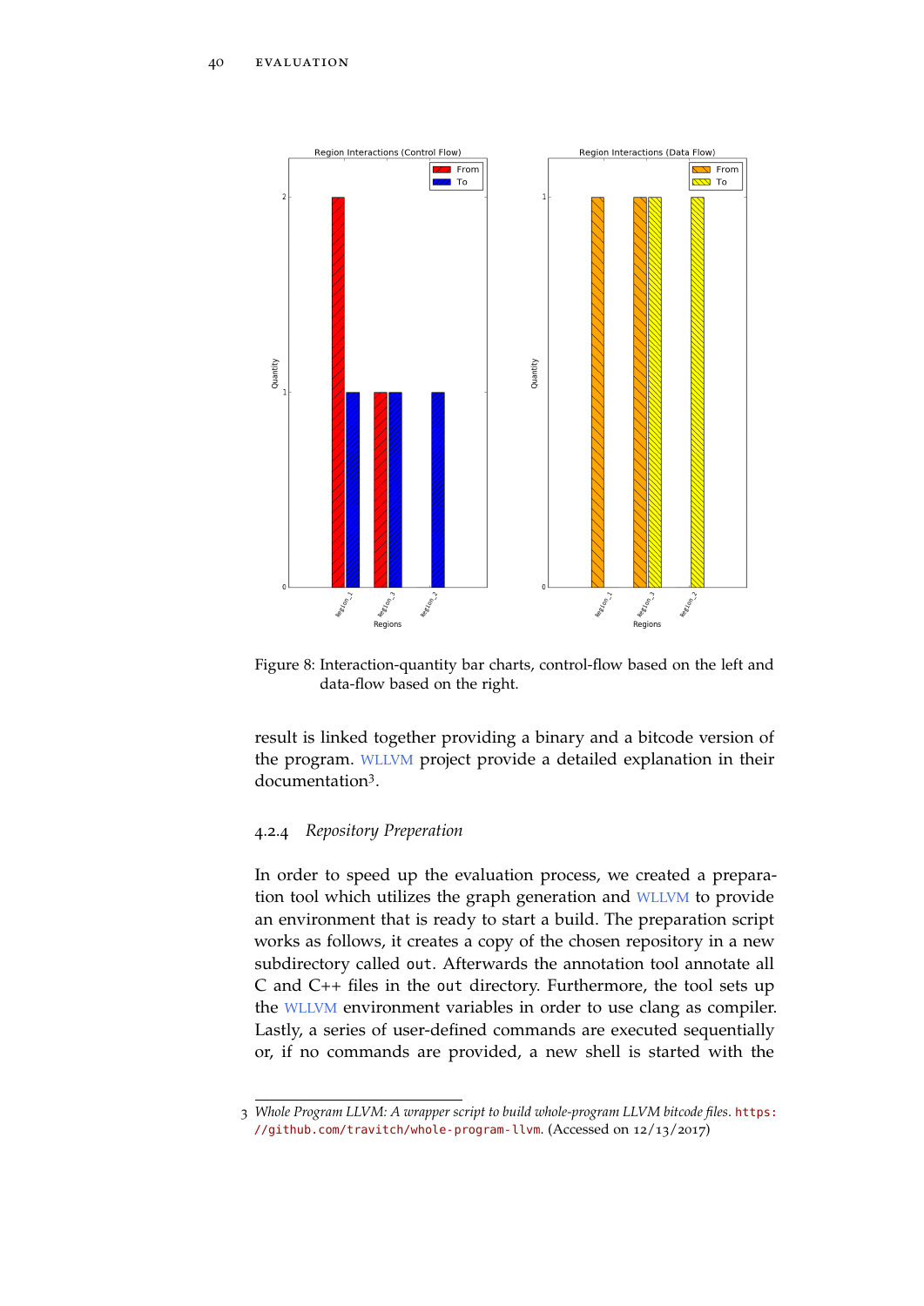Figure 8: Interaction-quantity bar charts, control-flow based on the left and data-flow based on the right.

result is linked together providing a binary and a bitcode version of the program. WLLVM project provide a detailed explanation in their documentation[3].

### 4.2.4 *Repository Preperation*

In order to speed up the evaluation process, we created a preparation tool which utilizes the graph generation and WLLVM to provide an environment that is ready to start a build. The preparation script works as follows, it creates a copy of the chosen repository in a new subdirectory called `out`. Afterwards the annotation tool annotate all C and C++ files in the `out` directory. Furthermore, the tool sets up the WLLVM environment variables in order to use clang as compiler. Lastly, a series of user-defined commands are executed sequentially or, if no commands are provided, a new shell is started with the

3 *Whole Program LLVM: A wrapper script to build whole-program LLVM bitcode files.* https://github.com/travitch/whole-program-llvm. (Accessed on 12/13/2017)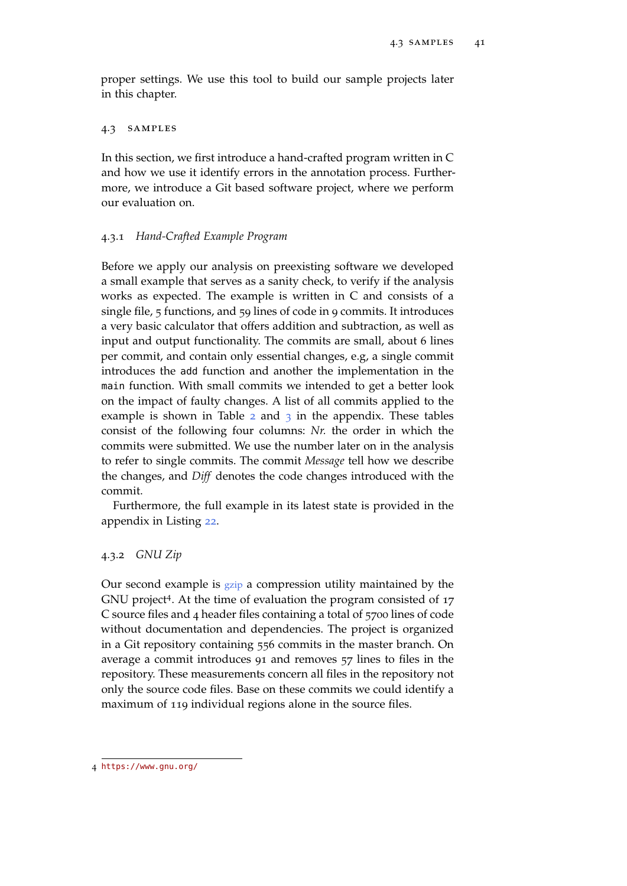proper settings. We use this tool to build our sample projects later in this chapter.

## 4.3 SAMPLES

In this section, we first introduce a hand-crafted program written in C and how we use it identify errors in the annotation process. Furthermore, we introduce a Git based software project, where we perform our evaluation on.

### 4.3.1 *Hand-Crafted Example Program*

Before we apply our analysis on preexisting software we developed a small example that serves as a sanity check, to verify if the analysis works as expected. The example is written in C and consists of a single file, 5 functions, and 59 lines of code in 9 commits. It introduces a very basic calculator that offers addition and subtraction, as well as input and output functionality. The commits are small, about 6 lines per commit, and contain only essential changes, e.g, a single commit introduces the `add` function and another the implementation in the `main` function. With small commits we intended to get a better look on the impact of faulty changes. A list of all commits applied to the example is shown in Table 2 and 3 in the appendix. These tables consist of the following four columns: *Nr.* the order in which the commits were submitted. We use the number later on in the analysis to refer to single commits. The commit *Message* tell how we describe the changes, and *Diff* denotes the code changes introduced with the commit.

Furthermore, the full example in its latest state is provided in the appendix in Listing 22.

### 4.3.2 *GNU Zip*

Our second example is gzip a compression utility maintained by the GNU project[4]. At the time of evaluation the program consisted of 17 C source files and 4 header files containing a total of 5700 lines of code without documentation and dependencies. The project is organized in a Git repository containing 556 commits in the master branch. On average a commit introduces 91 and removes 57 lines to files in the repository. These measurements concern all files in the repository not only the source code files. Base on these commits we could identify a maximum of 119 individual regions alone in the source files.

4 https://www.gnu.org/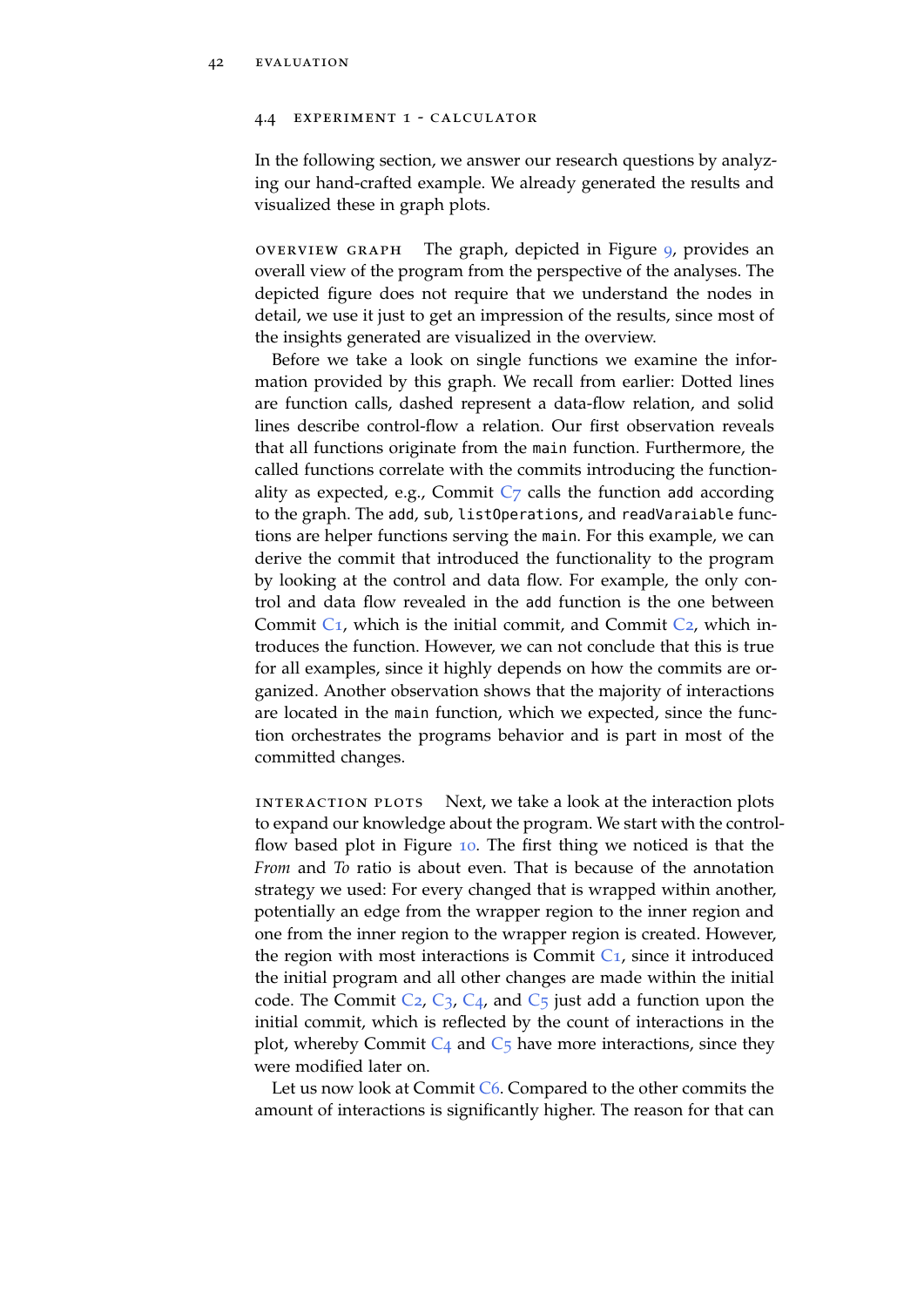## 4.4 Experiment 1 - Calculator

In the following section, we answer our research questions by analyzing our hand-crafted example. We already generated the results and visualized these in graph plots.

**Overview graph** The graph, depicted in Figure 9, provides an overall view of the program from the perspective of the analyses. The depicted figure does not require that we understand the nodes in detail, we use it just to get an impression of the results, since most of the insights generated are visualized in the overview.

Before we take a look on single functions we examine the information provided by this graph. We recall from earlier: Dotted lines are function calls, dashed represent a data-flow relation, and solid lines describe control-flow a relation. Our first observation reveals that all functions originate from the `main` function. Furthermore, the called functions correlate with the commits introducing the functionality as expected, e.g., Commit C7 calls the function `add` according to the graph. The `add`, `sub`, `listOperations`, and `readVaraiable` functions are helper functions serving the `main`. For this example, we can derive the commit that introduced the functionality to the program by looking at the control and data flow. For example, the only control and data flow revealed in the `add` function is the one between Commit C1, which is the initial commit, and Commit C2, which introduces the function. However, we can not conclude that this is true for all examples, since it highly depends on how the commits are organized. Another observation shows that the majority of interactions are located in the `main` function, which we expected, since the function orchestrates the programs behavior and is part in most of the committed changes.

**Interaction plots** Next, we take a look at the interaction plots to expand our knowledge about the program. We start with the control-flow based plot in Figure 10. The first thing we noticed is that the *From* and *To* ratio is about even. That is because of the annotation strategy we used: For every changed that is wrapped within another, potentially an edge from the wrapper region to the inner region and one from the inner region to the wrapper region is created. However, the region with most interactions is Commit C1, since it introduced the initial program and all other changes are made within the initial code. The Commit C2, C3, C4, and C5 just add a function upon the initial commit, which is reflected by the count of interactions in the plot, whereby Commit C4 and C5 have more interactions, since they were modified later on.

Let us now look at Commit C6. Compared to the other commits the amount of interactions is significantly higher. The reason for that can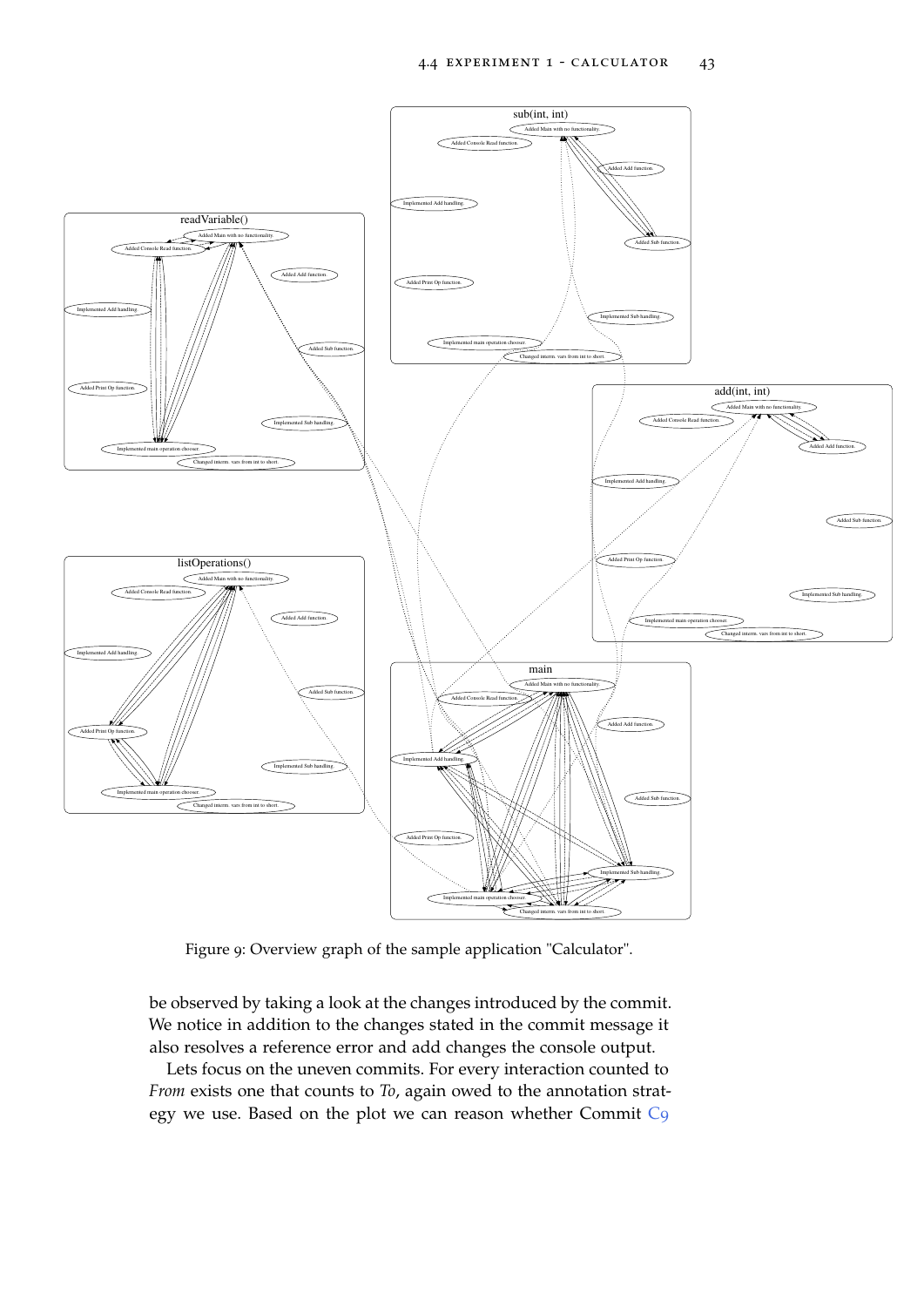Figure 9: Overview graph of the sample application "Calculator".

be observed by taking a look at the changes introduced by the commit. We notice in addition to the changes stated in the commit message it also resolves a reference error and add changes the console output.

Lets focus on the uneven commits. For every interaction counted to *From* exists one that counts to *To*, again owed to the annotation strategy we use. Based on the plot we can reason whether Commit C9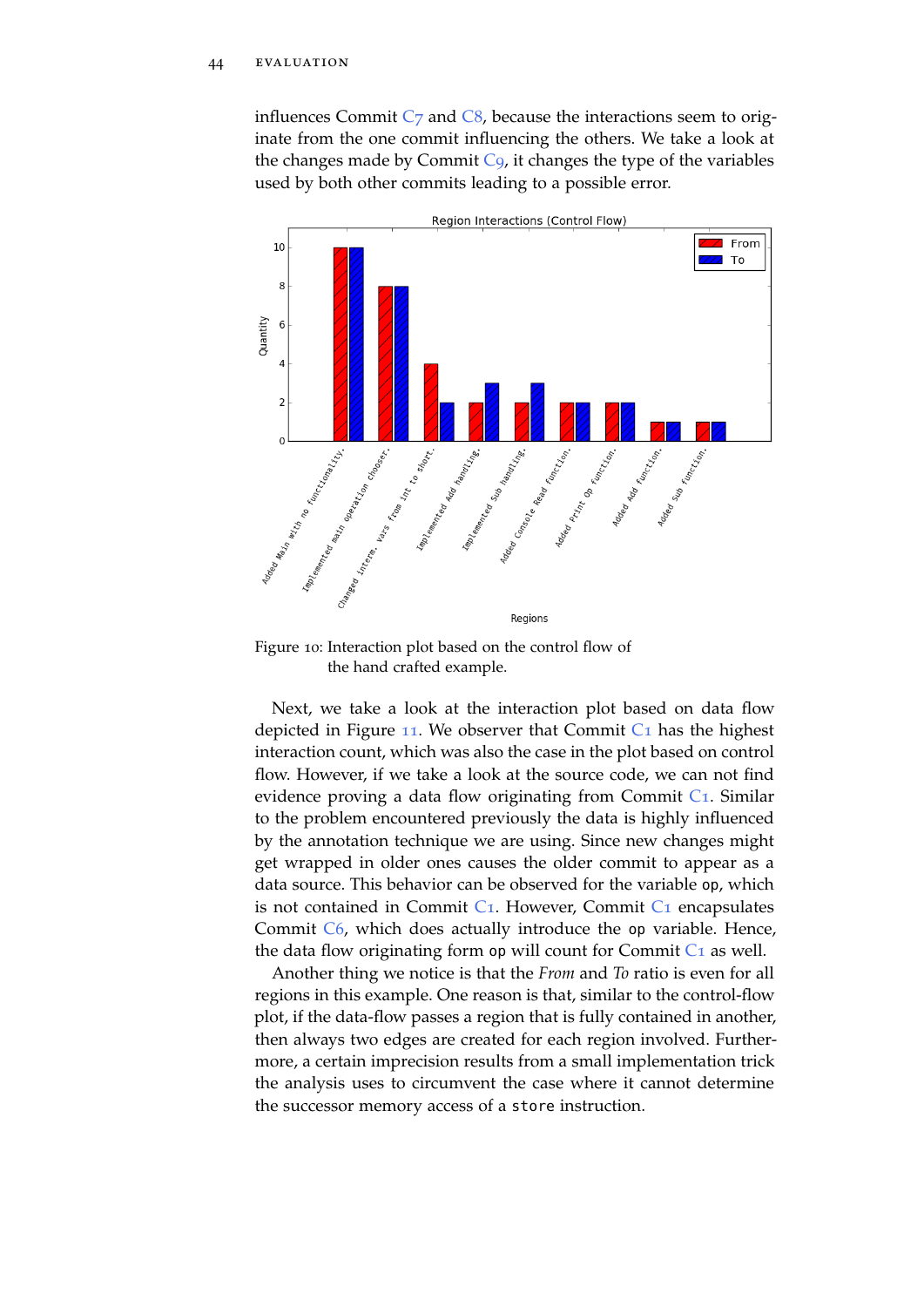influences Commit C7 and C8, because the interactions seem to originate from the one commit influencing the others. We take a look at the changes made by Commit C9, it changes the type of the variables used by both other commits leading to a possible error.

Figure 10: Interaction plot based on the control flow of the hand crafted example.

Next, we take a look at the interaction plot based on data flow depicted in Figure 11. We observer that Commit C1 has the highest interaction count, which was also the case in the plot based on control flow. However, if we take a look at the source code, we can not find evidence proving a data flow originating from Commit C1. Similar to the problem encountered previously the data is highly influenced by the annotation technique we are using. Since new changes might get wrapped in older ones causes the older commit to appear as a data source. This behavior can be observed for the variable `op`, which is not contained in Commit C1. However, Commit C1 encapsulates Commit C6, which does actually introduce the `op` variable. Hence, the data flow originating form `op` will count for Commit C1 as well.

Another thing we notice is that the *From* and *To* ratio is even for all regions in this example. One reason is that, similar to the control-flow plot, if the data-flow passes a region that is fully contained in another, then always two edges are created for each region involved. Furthermore, a certain imprecision results from a small implementation trick the analysis uses to circumvent the case where it cannot determine the successor memory access of a `store` instruction.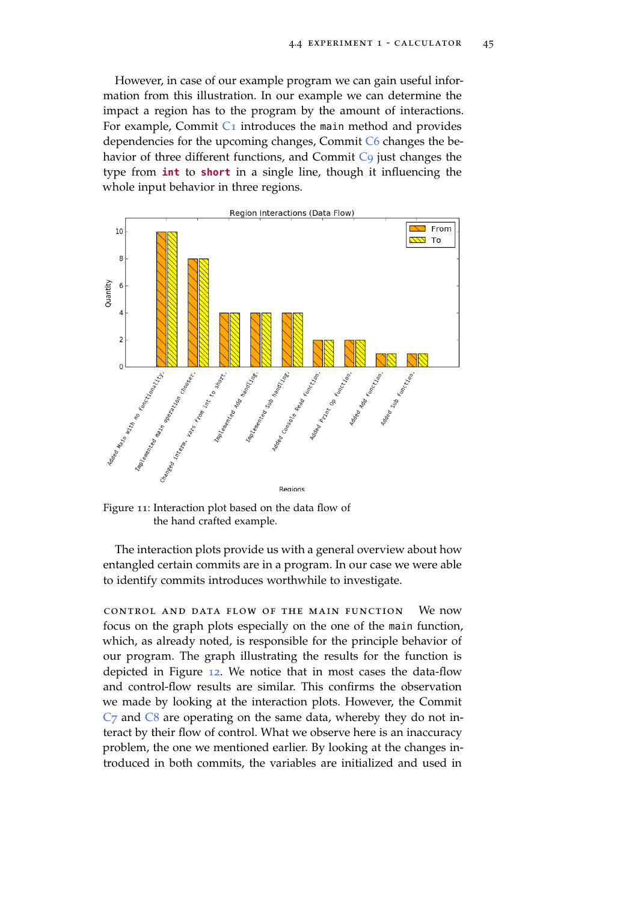However, in case of our example program we can gain useful information from this illustration. In our example we can determine the impact a region has to the program by the amount of interactions. For example, Commit C1 introduces the `main` method and provides dependencies for the upcoming changes, Commit C6 changes the behavior of three different functions, and Commit C9 just changes the type from **`int`** to **`short`** in a single line, though it influencing the whole input behavior in three regions.

Figure 11: Interaction plot based on the data flow of the hand crafted example.

The interaction plots provide us with a general overview about how entangled certain commits are in a program. In our case we were able to identify commits introduces worthwhile to investigate.

CONTROL AND DATA FLOW OF THE MAIN FUNCTION We now focus on the graph plots especially on the one of the `main` function, which, as already noted, is responsible for the principle behavior of our program. The graph illustrating the results for the function is depicted in Figure 12. We notice that in most cases the data-flow and control-flow results are similar. This confirms the observation we made by looking at the interaction plots. However, the Commit C7 and C8 are operating on the same data, whereby they do not interact by their flow of control. What we observe here is an inaccuracy problem, the one we mentioned earlier. By looking at the changes introduced in both commits, the variables are initialized and used in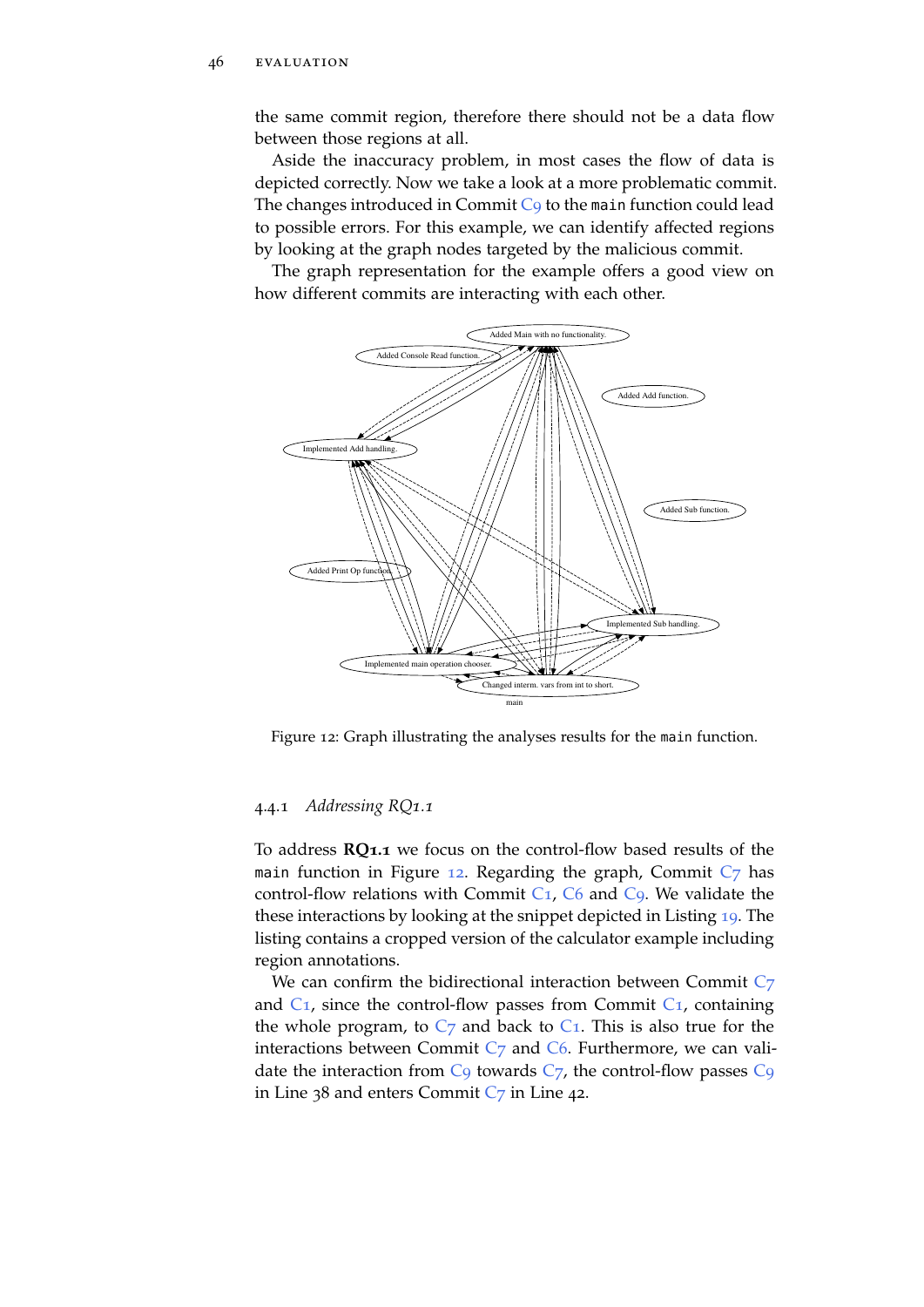the same commit region, therefore there should not be a data flow between those regions at all.

Aside the inaccuracy problem, in most cases the flow of data is depicted correctly. Now we take a look at a more problematic commit. The changes introduced in Commit C9 to the `main` function could lead to possible errors. For this example, we can identify affected regions by looking at the graph nodes targeted by the malicious commit.

The graph representation for the example offers a good view on how different commits are interacting with each other.

Figure 12: Graph illustrating the analyses results for the `main` function.

### 4.4.1 *Addressing RQ1.1*

To address **RQ1.1** we focus on the control-flow based results of the `main` function in Figure 12. Regarding the graph, Commit C7 has control-flow relations with Commit C1, C6 and C9. We validate the these interactions by looking at the snippet depicted in Listing 19. The listing contains a cropped version of the calculator example including region annotations.

We can confirm the bidirectional interaction between Commit C7 and C1, since the control-flow passes from Commit C1, containing the whole program, to C7 and back to C1. This is also true for the interactions between Commit C7 and C6. Furthermore, we can validate the interaction from C9 towards C7, the control-flow passes C9 in Line 38 and enters Commit C7 in Line 42.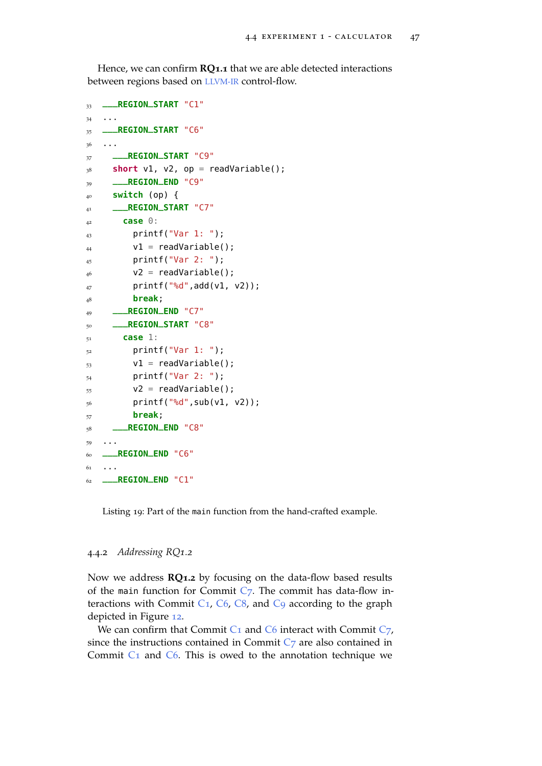Hence, we can confirm **RQ1.1** that we are able detected interactions between regions based on LLVM-IR control-flow.

```
33 ___REGION_START "C1"
34 ...
35 ___REGION_START "C6"
36 ...
37   ___REGION_START "C9"
38   short v1, v2, op = readVariable();
39   ___REGION_END "C9"
40   switch (op) {
41   ___REGION_START "C7"
42     case 0:
43       printf("Var 1: ");
44       v1 = readVariable();
45       printf("Var 2: ");
46       v2 = readVariable();
47       printf("%d",add(v1, v2));
48       break;
49   ___REGION_END "C7"
50   ___REGION_START "C8"
51     case 1:
52       printf("Var 1: ");
53       v1 = readVariable();
54       printf("Var 2: ");
55       v2 = readVariable();
56       printf("%d",sub(v1, v2));
57       break;
58   ___REGION_END "C8"
59 ...
60 ___REGION_END "C6"
61 ...
62 ___REGION_END "C1"
```

Listing 19: Part of the `main` function from the hand-crafted example.

### 4.4.2 *Addressing RQ1.2*

Now we address **RQ1.2** by focusing on the data-flow based results of the `main` function for Commit C7. The commit has data-flow interactions with Commit C1, C6, C8, and C9 according to the graph depicted in Figure 12.

We can confirm that Commit C1 and C6 interact with Commit C7, since the instructions contained in Commit C7 are also contained in Commit C1 and C6. This is owed to the annotation technique we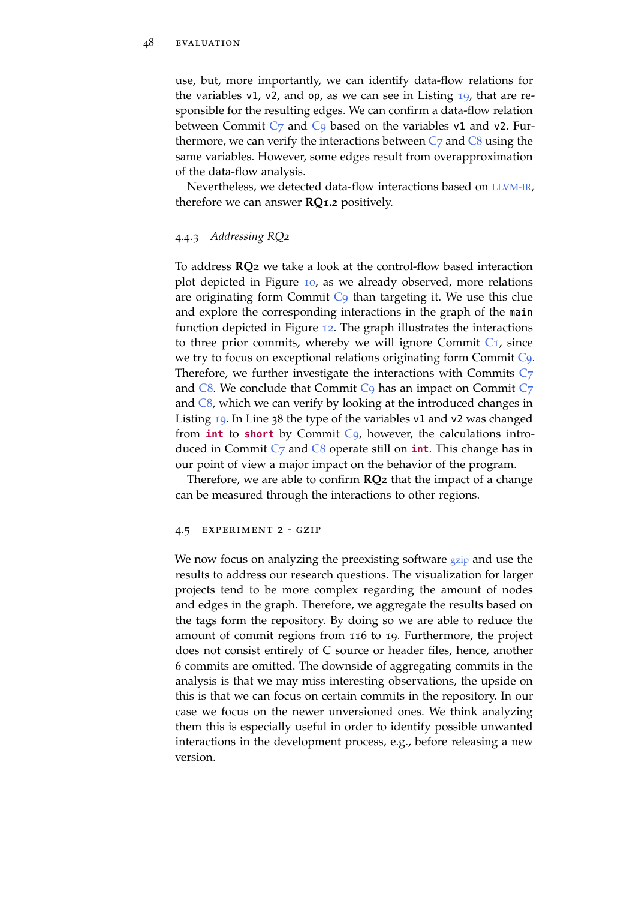use, but, more importantly, we can identify data-flow relations for the variables `v1`, `v2`, and `op`, as we can see in Listing 19, that are responsible for the resulting edges. We can confirm a data-flow relation between Commit C7 and C9 based on the variables `v1` and `v2`. Furthermore, we can verify the interactions between C7 and C8 using the same variables. However, some edges result from overapproximation of the data-flow analysis.

Nevertheless, we detected data-flow interactions based on LLVM-IR, therefore we can answer **RQ1.2** positively.

### 4.4.3 *Addressing RQ2*

To address **RQ2** we take a look at the control-flow based interaction plot depicted in Figure 10, as we already observed, more relations are originating form Commit C9 than targeting it. We use this clue and explore the corresponding interactions in the graph of the `main` function depicted in Figure 12. The graph illustrates the interactions to three prior commits, whereby we will ignore Commit C1, since we try to focus on exceptional relations originating form Commit C9. Therefore, we further investigate the interactions with Commits C7 and C8. We conclude that Commit C9 has an impact on Commit C7 and C8, which we can verify by looking at the introduced changes in Listing 19. In Line 38 the type of the variables `v1` and `v2` was changed from **`int`** to **`short`** by Commit C9, however, the calculations introduced in Commit C7 and C8 operate still on **`int`**. This change has in our point of view a major impact on the behavior of the program.

Therefore, we are able to confirm **RQ2** that the impact of a change can be measured through the interactions to other regions.

## 4.5 Experiment 2 - gzip

We now focus on analyzing the preexisting software gzip and use the results to address our research questions. The visualization for larger projects tend to be more complex regarding the amount of nodes and edges in the graph. Therefore, we aggregate the results based on the tags form the repository. By doing so we are able to reduce the amount of commit regions from 116 to 19. Furthermore, the project does not consist entirely of C source or header files, hence, another 6 commits are omitted. The downside of aggregating commits in the analysis is that we may miss interesting observations, the upside on this is that we can focus on certain commits in the repository. In our case we focus on the newer unversioned ones. We think analyzing them this is especially useful in order to identify possible unwanted interactions in the development process, e.g., before releasing a new version.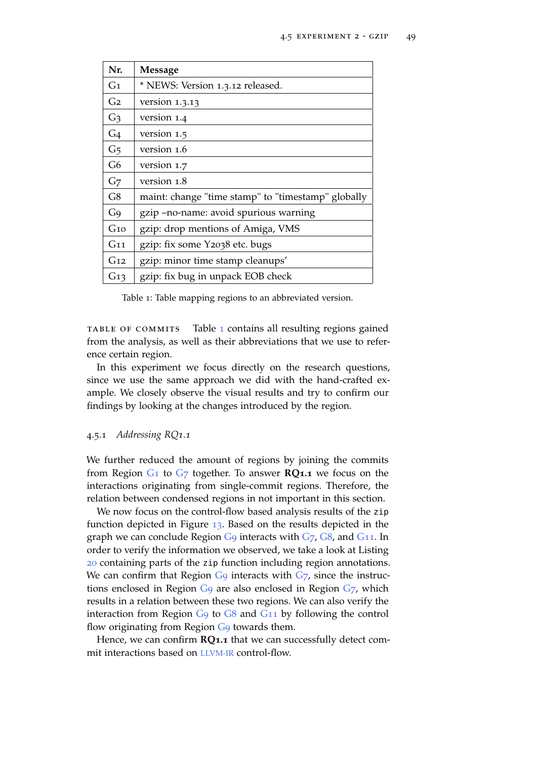| Nr. | Message |
|---|---|
| G1 | * NEWS: Version 1.3.12 released. |
| G2 | version 1.3.13 |
| G3 | version 1.4 |
| G4 | version 1.5 |
| G5 | version 1.6 |
| G6 | version 1.7 |
| G7 | version 1.8 |
| G8 | maint: change "time stamp" to "timestamp" globally |
| G9 | gzip –no-name: avoid spurious warning |
| G10 | gzip: drop mentions of Amiga, VMS |
| G11 | gzip: fix some Y2038 etc. bugs |
| G12 | gzip: minor time stamp cleanups' |
| G13 | gzip: fix bug in unpack EOB check |

Table 1: Table mapping regions to an abbreviated version.

TABLE OF COMMITS Table 1 contains all resulting regions gained from the analysis, as well as their abbreviations that we use to reference certain region.

In this experiment we focus directly on the research questions, since we use the same approach we did with the hand-crafted example. We closely observe the visual results and try to confirm our findings by looking at the changes introduced by the region.

### 4.5.1 *Addressing RQ1.1*

We further reduced the amount of regions by joining the commits from Region G1 to G7 together. To answer **RQ1.1** we focus on the interactions originating from single-commit regions. Therefore, the relation between condensed regions in not important in this section.

We now focus on the control-flow based analysis results of the `zip` function depicted in Figure 13. Based on the results depicted in the graph we can conclude Region G9 interacts with G7, G8, and G11. In order to verify the information we observed, we take a look at Listing 20 containing parts of the `zip` function including region annotations. We can confirm that Region G9 interacts with G7, since the instructions enclosed in Region G9 are also enclosed in Region G7, which results in a relation between these two regions. We can also verify the interaction from Region G9 to G8 and G11 by following the control flow originating from Region G9 towards them.

Hence, we can confirm **RQ1.1** that we can successfully detect commit interactions based on LLVM-IR control-flow.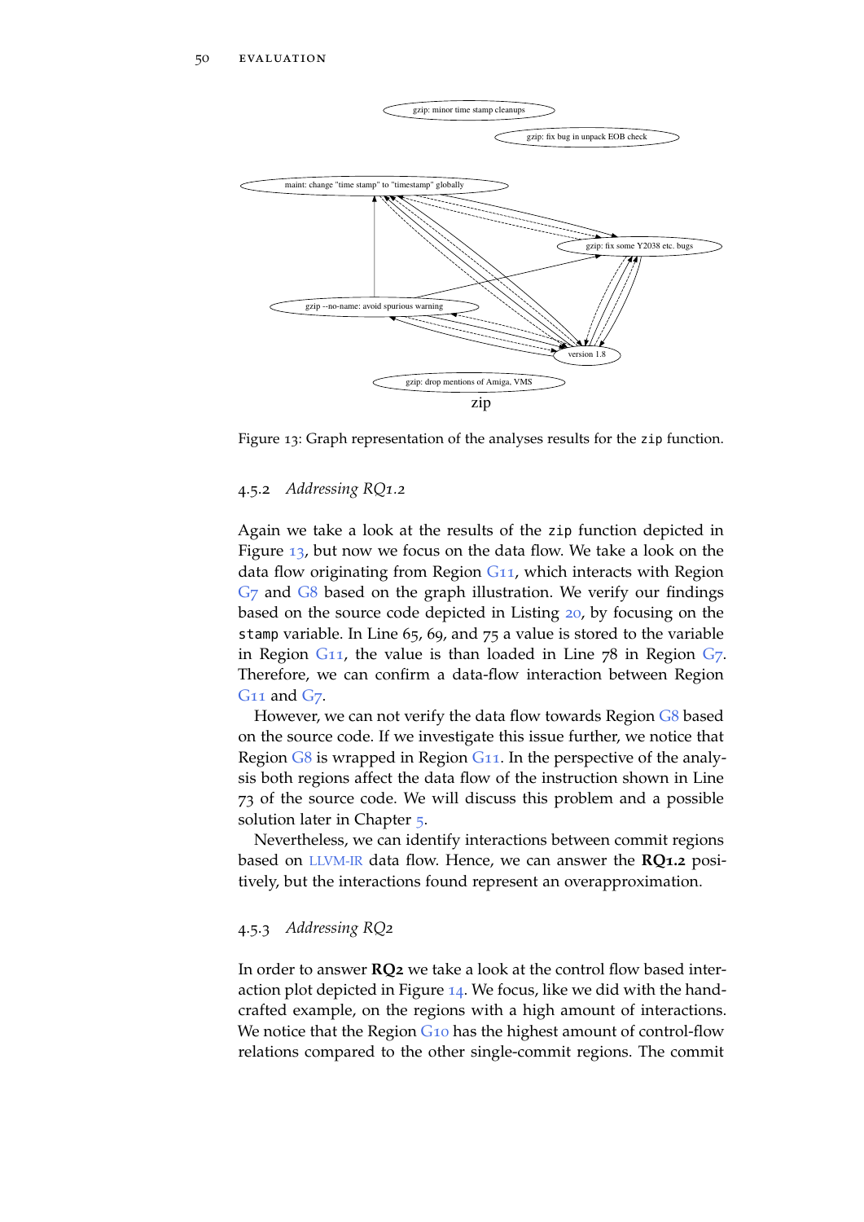gzip: minor time stamp cleanups

gzip: fix bug in unpack EOB check

maint: change "time stamp" to "timestamp" globally

gzip: fix some Y2038 etc. bugs

gzip --no-name: avoid spurious warning

version 1.8

gzip: drop mentions of Amiga, VMS

zip

Figure 13: Graph representation of the analyses results for the `zip` function.

### 4.5.2 *Addressing RQ1.2*

Again we take a look at the results of the `zip` function depicted in Figure 13, but now we focus on the data flow. We take a look on the data flow originating from Region G11, which interacts with Region G7 and G8 based on the graph illustration. We verify our findings based on the source code depicted in Listing 20, by focusing on the `stamp` variable. In Line 65, 69, and 75 a value is stored to the variable in Region G11, the value is than loaded in Line 78 in Region G7. Therefore, we can confirm a data-flow interaction between Region G11 and G7.

However, we can not verify the data flow towards Region G8 based on the source code. If we investigate this issue further, we notice that Region G8 is wrapped in Region G11. In the perspective of the analysis both regions affect the data flow of the instruction shown in Line 73 of the source code. We will discuss this problem and a possible solution later in Chapter 5.

Nevertheless, we can identify interactions between commit regions based on LLVM-IR data flow. Hence, we can answer the **RQ1.2** positively, but the interactions found represent an overapproximation.

### 4.5.3 *Addressing RQ2*

In order to answer **RQ2** we take a look at the control flow based interaction plot depicted in Figure 14. We focus, like we did with the handcrafted example, on the regions with a high amount of interactions. We notice that the Region G10 has the highest amount of control-flow relations compared to the other single-commit regions. The commit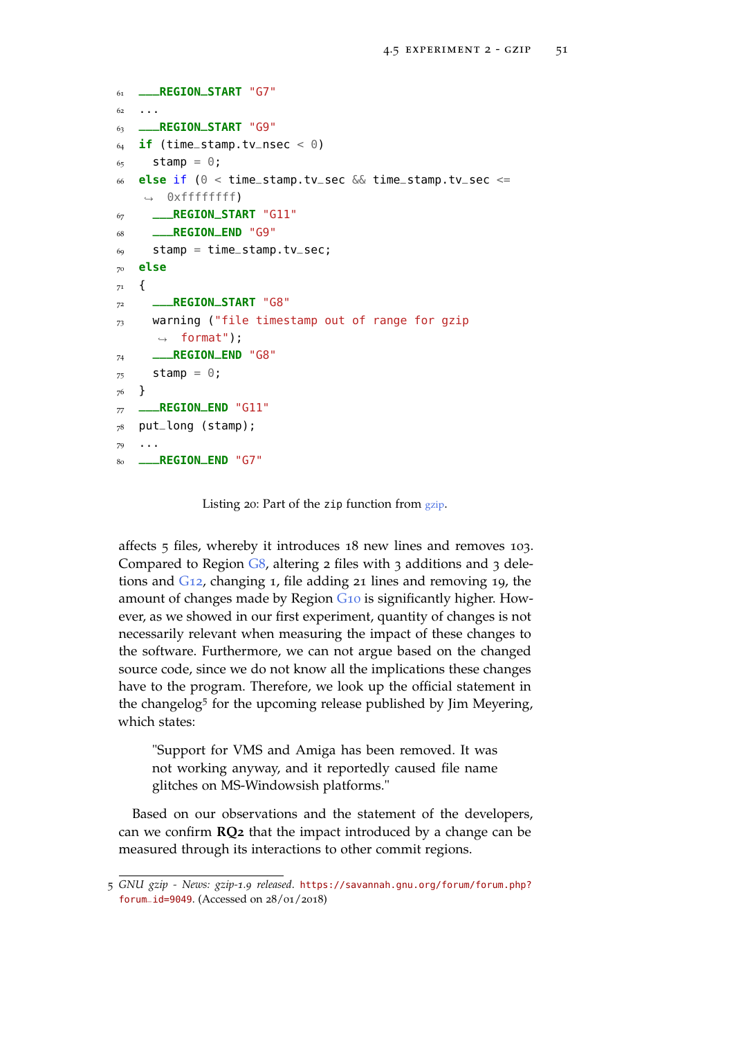```
61  ___REGION_START "G7"
62  ...
63  ___REGION_START "G9"
64  if (time_stamp.tv_nsec < 0)
65    stamp = 0;
66  else if (0 < time_stamp.tv_sec && time_stamp.tv_sec <=
     ↪  0xffffffff)
67    ___REGION_START "G11"
68    ___REGION_END "G9"
69    stamp = time_stamp.tv_sec;
70  else
71  {
72    ___REGION_START "G8"
73    warning ("file timestamp out of range for gzip
      ↪  format");
74    ___REGION_END "G8"
75    stamp = 0;
76  }
77  ___REGION_END "G11"
78  put_long (stamp);
79  ...
80  ___REGION_END "G7"
```

Listing 20: Part of the zip function from gzip.

affects 5 files, whereby it introduces 18 new lines and removes 103. Compared to Region G8, altering 2 files with 3 additions and 3 deletions and G12, changing 1, file adding 21 lines and removing 19, the amount of changes made by Region G10 is significantly higher. However, as we showed in our first experiment, quantity of changes is not necessarily relevant when measuring the impact of these changes to the software. Furthermore, we can not argue based on the changed source code, since we do not know all the implications these changes have to the program. Therefore, we look up the official statement in the changelog[5] for the upcoming release published by Jim Meyering, which states:

> "Support for VMS and Amiga has been removed. It was not working anyway, and it reportedly caused file name glitches on MS-Windowsish platforms."

Based on our observations and the statement of the developers, can we confirm **RQ2** that the impact introduced by a change can be measured through its interactions to other commit regions.

5 *GNU gzip - News: gzip-1.9 released*. https://savannah.gnu.org/forum/forum.php?forum_id=9049. (Accessed on 28/01/2018)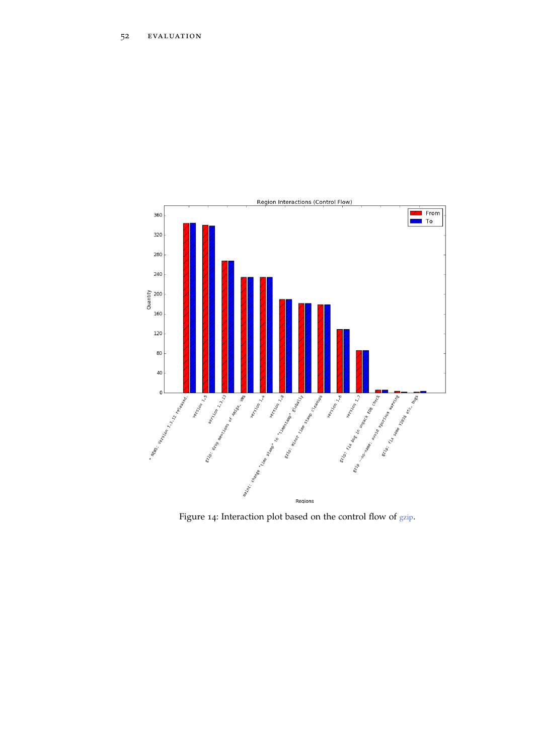Figure 14: Interaction plot based on the control flow of gzip.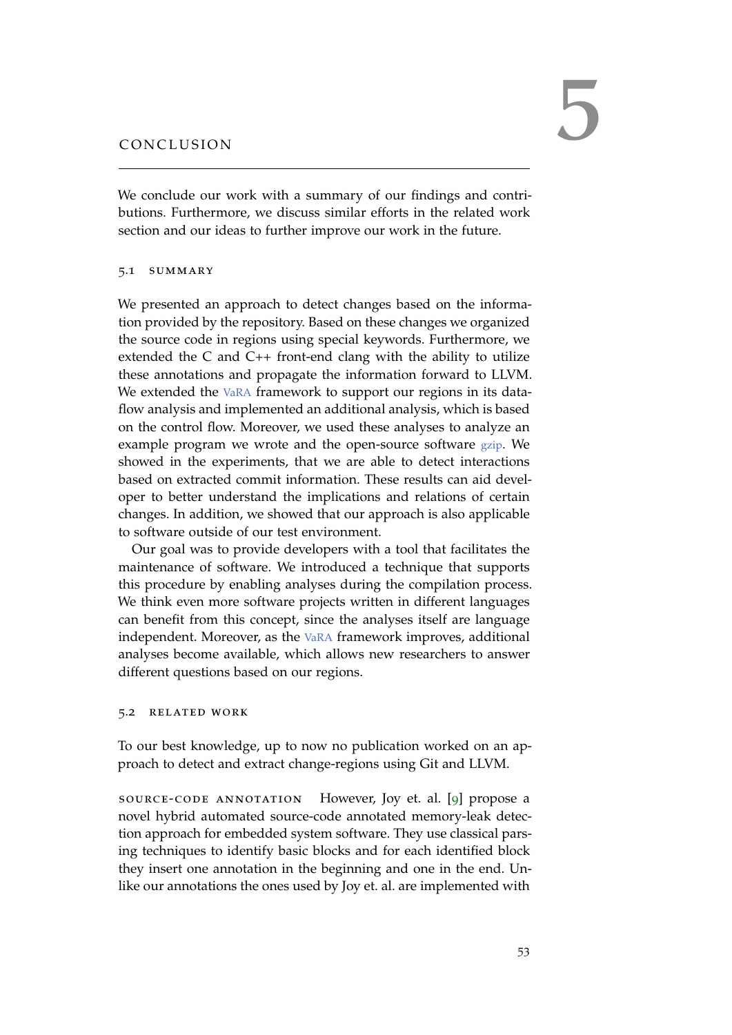# 5 CONCLUSION

We conclude our work with a summary of our findings and contributions. Furthermore, we discuss similar efforts in the related work section and our ideas to further improve our work in the future.

## 5.1 SUMMARY

We presented an approach to detect changes based on the information provided by the repository. Based on these changes we organized the source code in regions using special keywords. Furthermore, we extended the C and C++ front-end clang with the ability to utilize these annotations and propagate the information forward to LLVM. We extended the VaRA framework to support our regions in its dataflow analysis and implemented an additional analysis, which is based on the control flow. Moreover, we used these analyses to analyze an example program we wrote and the open-source software gzip. We showed in the experiments, that we are able to detect interactions based on extracted commit information. These results can aid developer to better understand the implications and relations of certain changes. In addition, we showed that our approach is also applicable to software outside of our test environment.

Our goal was to provide developers with a tool that facilitates the maintenance of software. We introduced a technique that supports this procedure by enabling analyses during the compilation process. We think even more software projects written in different languages can benefit from this concept, since the analyses itself are language independent. Moreover, as the VaRA framework improves, additional analyses become available, which allows new researchers to answer different questions based on our regions.

## 5.2 RELATED WORK

To our best knowledge, up to now no publication worked on an approach to detect and extract change-regions using Git and LLVM.

**SOURCE-CODE ANNOTATION** However, Joy et. al. [9] propose a novel hybrid automated source-code annotated memory-leak detection approach for embedded system software. They use classical parsing techniques to identify basic blocks and for each identified block they insert one annotation in the beginning and one in the end. Unlike our annotations the ones used by Joy et. al. are implemented with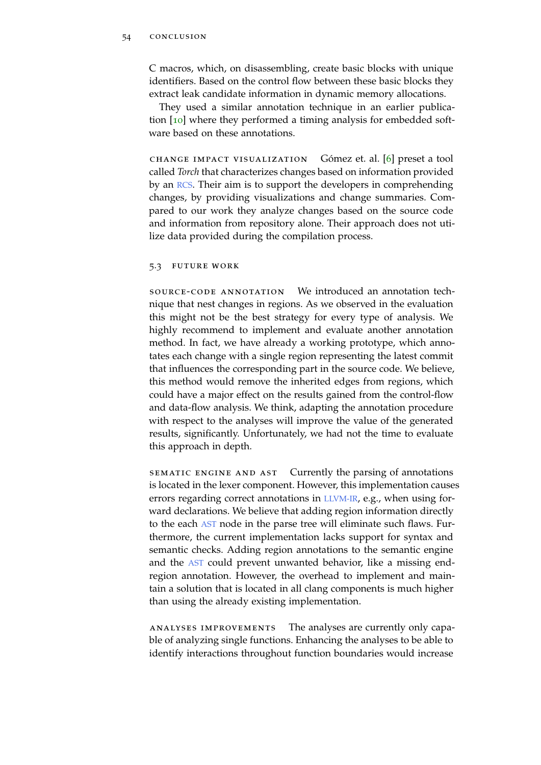C macros, which, on disassembling, create basic blocks with unique identifiers. Based on the control flow between these basic blocks they extract leak candidate information in dynamic memory allocations.

They used a similar annotation technique in an earlier publication [10] where they performed a timing analysis for embedded software based on these annotations.

**change impact visualization** Gómez et. al. [6] preset a tool called *Torch* that characterizes changes based on information provided by an RCS. Their aim is to support the developers in comprehending changes, by providing visualizations and change summaries. Compared to our work they analyze changes based on the source code and information from repository alone. Their approach does not utilize data provided during the compilation process.

## 5.3 future work

**source-code annotation** We introduced an annotation technique that nest changes in regions. As we observed in the evaluation this might not be the best strategy for every type of analysis. We highly recommend to implement and evaluate another annotation method. In fact, we have already a working prototype, which annotates each change with a single region representing the latest commit that influences the corresponding part in the source code. We believe, this method would remove the inherited edges from regions, which could have a major effect on the results gained from the control-flow and data-flow analysis. We think, adapting the annotation procedure with respect to the analyses will improve the value of the generated results, significantly. Unfortunately, we had not the time to evaluate this approach in depth.

**sematic engine and ast** Currently the parsing of annotations is located in the lexer component. However, this implementation causes errors regarding correct annotations in LLVM-IR, e.g., when using forward declarations. We believe that adding region information directly to the each AST node in the parse tree will eliminate such flaws. Furthermore, the current implementation lacks support for syntax and semantic checks. Adding region annotations to the semantic engine and the AST could prevent unwanted behavior, like a missing end-region annotation. However, the overhead to implement and maintain a solution that is located in all clang components is much higher than using the already existing implementation.

**analyses improvements** The analyses are currently only capable of analyzing single functions. Enhancing the analyses to be able to identify interactions throughout function boundaries would increase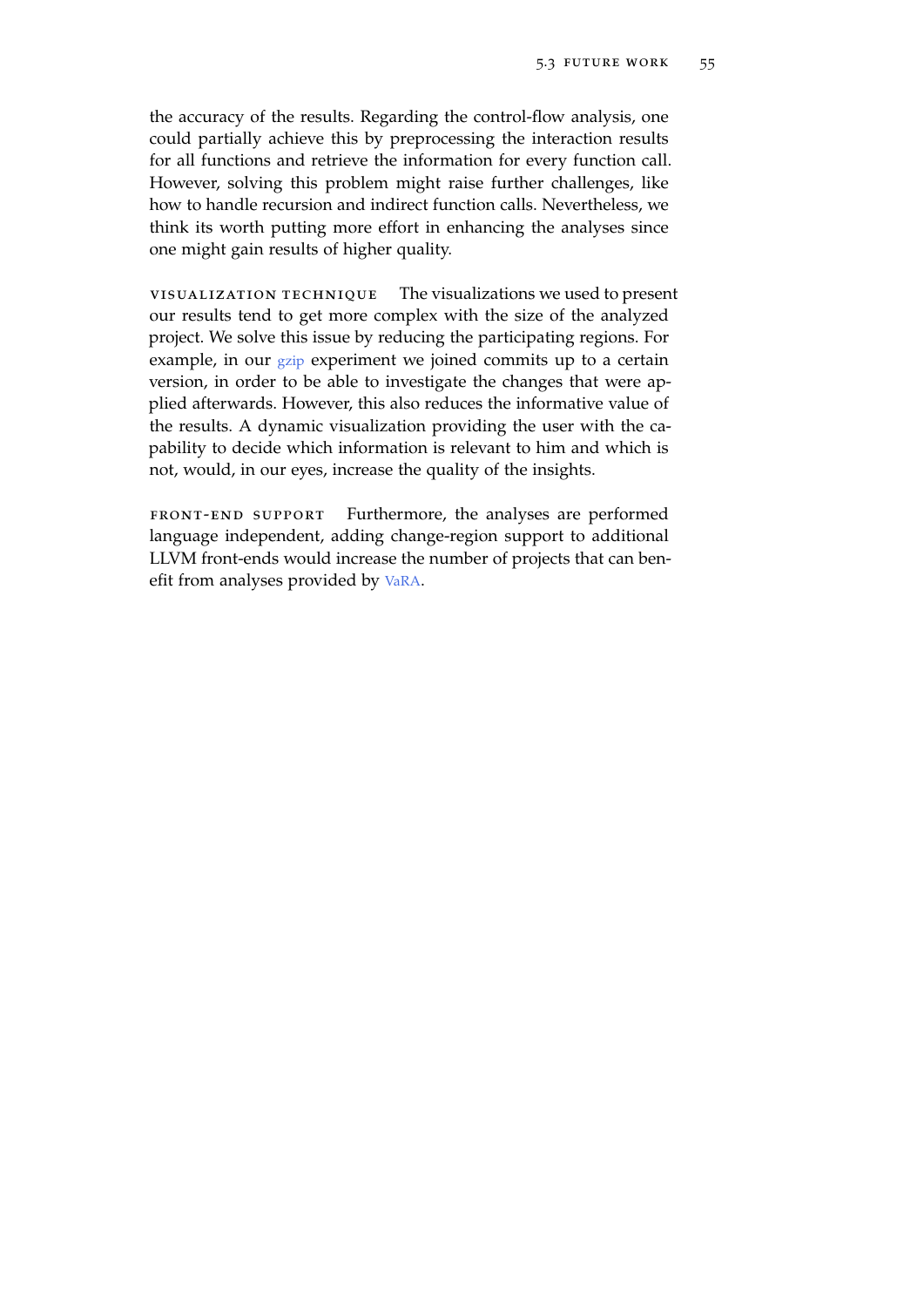the accuracy of the results. Regarding the control-flow analysis, one could partially achieve this by preprocessing the interaction results for all functions and retrieve the information for every function call. However, solving this problem might raise further challenges, like how to handle recursion and indirect function calls. Nevertheless, we think its worth putting more effort in enhancing the analyses since one might gain results of higher quality.

**Visualization technique** The visualizations we used to present our results tend to get more complex with the size of the analyzed project. We solve this issue by reducing the participating regions. For example, in our gzip experiment we joined commits up to a certain version, in order to be able to investigate the changes that were applied afterwards. However, this also reduces the informative value of the results. A dynamic visualization providing the user with the capability to decide which information is relevant to him and which is not, would, in our eyes, increase the quality of the insights.

**Front-end support** Furthermore, the analyses are performed language independent, adding change-region support to additional LLVM front-ends would increase the number of projects that can benefit from analyses provided by VaRA.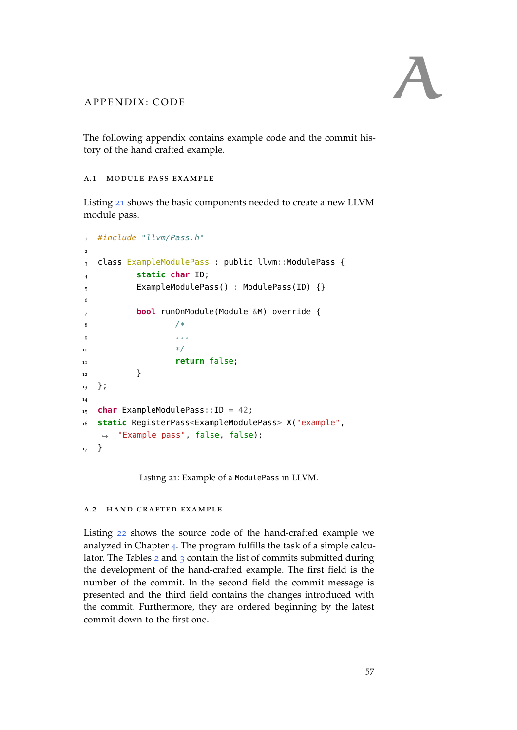# A APPENDIX: CODE

The following appendix contains example code and the commit history of the hand crafted example.

## A.1 MODULE PASS EXAMPLE

Listing 21 shows the basic components needed to create a new LLVM module pass.

```
#include "llvm/Pass.h"

class ExampleModulePass : public llvm::ModulePass {
        static char ID;
        ExampleModulePass() : ModulePass(ID) {}

        bool runOnModule(Module &M) override {
                /*
                ...
                */
                return false;
        }
};

char ExampleModulePass::ID = 42;
static RegisterPass<ExampleModulePass> X("example",
    "Example pass", false, false);
}
```

Listing 21: Example of a ModulePass in LLVM.

## A.2 HAND CRAFTED EXAMPLE

Listing 22 shows the source code of the hand-crafted example we analyzed in Chapter 4. The program fulfills the task of a simple calculator. The Tables 2 and 3 contain the list of commits submitted during the development of the hand-crafted example. The first field is the number of the commit. In the second field the commit message is presented and the third field contains the changes introduced with the commit. Furthermore, they are ordered beginning by the latest commit down to the first one.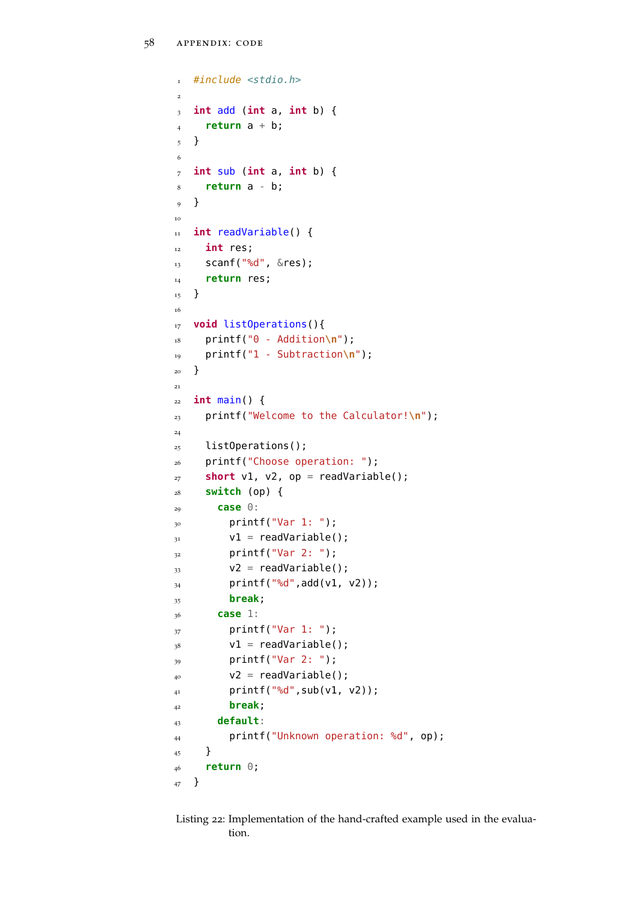```c
#include <stdio.h>

int add (int a, int b) {
  return a + b;
}

int sub (int a, int b) {
  return a - b;
}

int readVariable() {
  int res;
  scanf("%d", &res);
  return res;
}

void listOperations(){
  printf("0 - Addition\n");
  printf("1 - Subtraction\n");
}

int main() {
  printf("Welcome to the Calculator!\n");

  listOperations();
  printf("Choose operation: ");
  short v1, v2, op = readVariable();
  switch (op) {
    case 0:
      printf("Var 1: ");
      v1 = readVariable();
      printf("Var 2: ");
      v2 = readVariable();
      printf("%d",add(v1, v2));
      break;
    case 1:
      printf("Var 1: ");
      v1 = readVariable();
      printf("Var 2: ");
      v2 = readVariable();
      printf("%d",sub(v1, v2));
      break;
    default:
      printf("Unknown operation: %d", op);
  }
  return 0;
}
```

Listing 22: Implementation of the hand-crafted example used in the evaluation.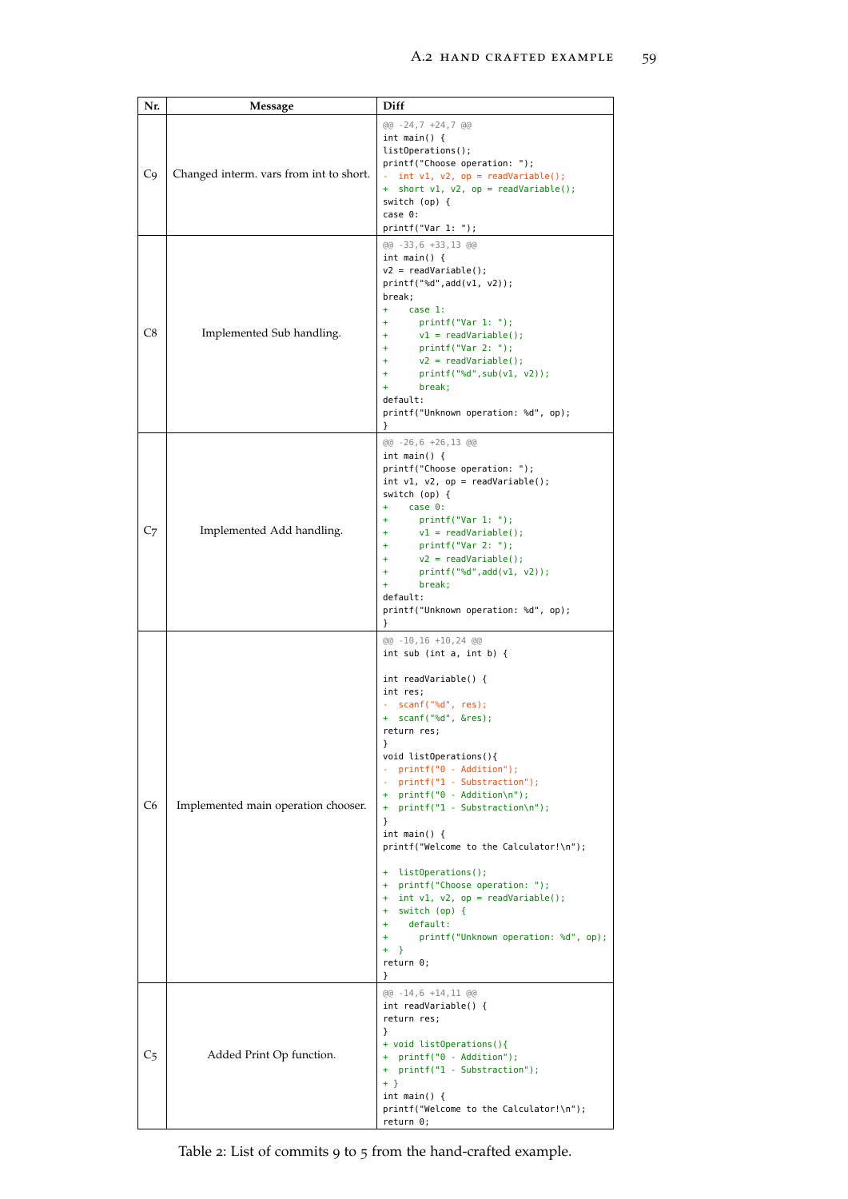| Nr. | Message | Diff |
|---|---|---|
| C9 | Changed interm. vars from int to short. | `@@ -24,7 +24,7 @@`<br>`int main() {`<br>`listOperations();`<br>`printf("Choose operation: ");`<br>`-  int v1, v2, op = readVariable();`<br>`+  short v1, v2, op = readVariable();`<br>`switch (op) {`<br>`case 0:`<br>`printf("Var 1: ");` |
| C8 | Implemented Sub handling. | `@@ -33,6 +33,13 @@`<br>`int main() {`<br>`v2 = readVariable();`<br>`printf("%d",add(v1, v2));`<br>`break;`<br>`+    case 1:`<br>`+      printf("Var 1: ");`<br>`+      v1 = readVariable();`<br>`+      printf("Var 2: ");`<br>`+      v2 = readVariable();`<br>`+      printf("%d",sub(v1, v2));`<br>`+      break;`<br>`default:`<br>`printf("Unknown operation: %d", op);`<br>`}` |
| C7 | Implemented Add handling. | `@@ -26,6 +26,13 @@`<br>`int main() {`<br>`printf("Choose operation: ");`<br>`int v1, v2, op = readVariable();`<br>`switch (op) {`<br>`+    case 0:`<br>`+      printf("Var 1: ");`<br>`+      v1 = readVariable();`<br>`+      printf("Var 2: ");`<br>`+      v2 = readVariable();`<br>`+      printf("%d",add(v1, v2));`<br>`+      break;`<br>`default:`<br>`printf("Unknown operation: %d", op);`<br>`}` |
| C6 | Implemented main operation chooser. | `@@ -10,16 +10,24 @@`<br>`int sub (int a, int b) {`<br><br>`int readVariable() {`<br>`int res;`<br>`-  scanf("%d", res);`<br>`+  scanf("%d", &res);`<br>`return res;`<br>`}`<br>`void listOperations(){`<br>`-  printf("0 - Addition");`<br>`-  printf("1 - Substraction");`<br>`+  printf("0 - Addition\n");`<br>`+  printf("1 - Substraction\n");`<br>`}`<br>`int main() {`<br>`printf("Welcome to the Calculator!\n");`<br><br>`+  listOperations();`<br>`+  printf("Choose operation: ");`<br>`+  int v1, v2, op = readVariable();`<br>`+  switch (op) {`<br>`+    default:`<br>`+      printf("Unknown operation: %d", op);`<br>`+  }`<br>`return 0;`<br>`}` |
| C5 | Added Print Op function. | `@@ -14,6 +14,11 @@`<br>`int readVariable() {`<br>`return res;`<br>`}`<br>`+ void listOperations(){`<br>`+  printf("0 - Addition");`<br>`+  printf("1 - Substraction");`<br>`+ }`<br>`int main() {`<br>`printf("Welcome to the Calculator!\n");`<br>`return 0;` |

Table 2: List of commits 9 to 5 from the hand-crafted example.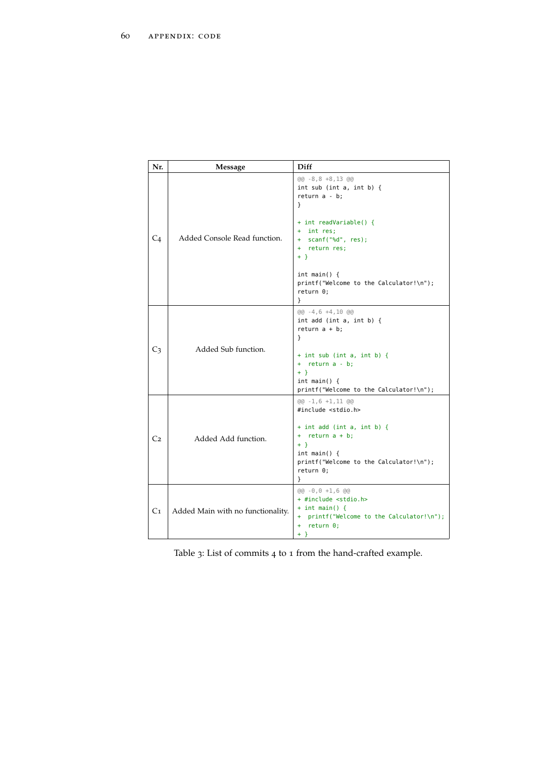| Nr. | Message | Diff |
|---|---|---|
| C4 | Added Console Read function. | `@@ -8,8 +8,13 @@`<br>`int sub (int a, int b) {`<br>`return a - b;`<br>`}`<br><br>`+ int readVariable() {`<br>`+  int res;`<br>`+  scanf("%d", res);`<br>`+  return res;`<br>`+ }`<br><br>`int main() {`<br>`printf("Welcome to the Calculator!\n");`<br>`return 0;`<br>`}` |
| C3 | Added Sub function. | `@@ -4,6 +4,10 @@`<br>`int add (int a, int b) {`<br>`return a + b;`<br>`}`<br><br>`+ int sub (int a, int b) {`<br>`+  return a - b;`<br>`+ }`<br>`int main() {`<br>`printf("Welcome to the Calculator!\n");` |
| C2 | Added Add function. | `@@ -1,6 +1,11 @@`<br>`#include <stdio.h>`<br><br>`+ int add (int a, int b) {`<br>`+  return a + b;`<br>`+ }`<br>`int main() {`<br>`printf("Welcome to the Calculator!\n");`<br>`return 0;`<br>`}` |
| C1 | Added Main with no functionality. | `@@ -0,0 +1,6 @@`<br>`+ #include <stdio.h>`<br>`+ int main() {`<br>`+  printf("Welcome to the Calculator!\n");`<br>`+  return 0;`<br>`+ }` |

Table 3: List of commits 4 to 1 from the hand-crafted example.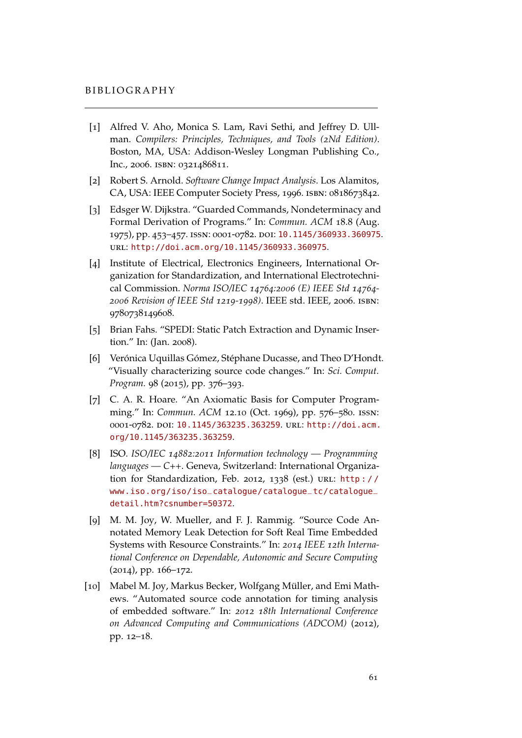# BIBLIOGRAPHY

[1] Alfred V. Aho, Monica S. Lam, Ravi Sethi, and Jeffrey D. Ullman. *Compilers: Principles, Techniques, and Tools (2Nd Edition)*. Boston, MA, USA: Addison-Wesley Longman Publishing Co., Inc., 2006. ISBN: 0321486811.

[2] Robert S. Arnold. *Software Change Impact Analysis*. Los Alamitos, CA, USA: IEEE Computer Society Press, 1996. ISBN: 0818673842.

[3] Edsger W. Dijkstra. "Guarded Commands, Nondeterminacy and Formal Derivation of Programs." In: *Commun. ACM* 18.8 (Aug. 1975), pp. 453–457. ISSN: 0001-0782. DOI: 10.1145/360933.360975. URL: http://doi.acm.org/10.1145/360933.360975.

[4] Institute of Electrical, Electronics Engineers, International Organization for Standardization, and International Electrotechnical Commission. *Norma ISO/IEC 14764:2006 (E) IEEE Std 14764-2006 Revision of IEEE Std 1219-1998)*. IEEE std. IEEE, 2006. ISBN: 9780738149608.

[5] Brian Fahs. "SPEDI: Static Patch Extraction and Dynamic Insertion." In: (Jan. 2008).

[6] Verónica Uquillas Gómez, Stéphane Ducasse, and Theo D'Hondt. "Visually characterizing source code changes." In: *Sci. Comput. Program.* 98 (2015), pp. 376–393.

[7] C. A. R. Hoare. "An Axiomatic Basis for Computer Programming." In: *Commun. ACM* 12.10 (Oct. 1969), pp. 576–580. ISSN: 0001-0782. DOI: 10.1145/363235.363259. URL: http://doi.acm.org/10.1145/363235.363259.

[8] ISO. *ISO/IEC 14882:2011 Information technology — Programming languages — C++*. Geneva, Switzerland: International Organization for Standardization, Feb. 2012, 1338 (est.) URL: http://www.iso.org/iso/iso_catalogue/catalogue_tc/catalogue_detail.htm?csnumber=50372.

[9] M. M. Joy, W. Mueller, and F. J. Rammig. "Source Code Annotated Memory Leak Detection for Soft Real Time Embedded Systems with Resource Constraints." In: *2014 IEEE 12th International Conference on Dependable, Autonomic and Secure Computing* (2014), pp. 166–172.

[10] Mabel M. Joy, Markus Becker, Wolfgang Müller, and Emi Mathews. "Automated source code annotation for timing analysis of embedded software." In: *2012 18th International Conference on Advanced Computing and Communications (ADCOM)* (2012), pp. 12–18.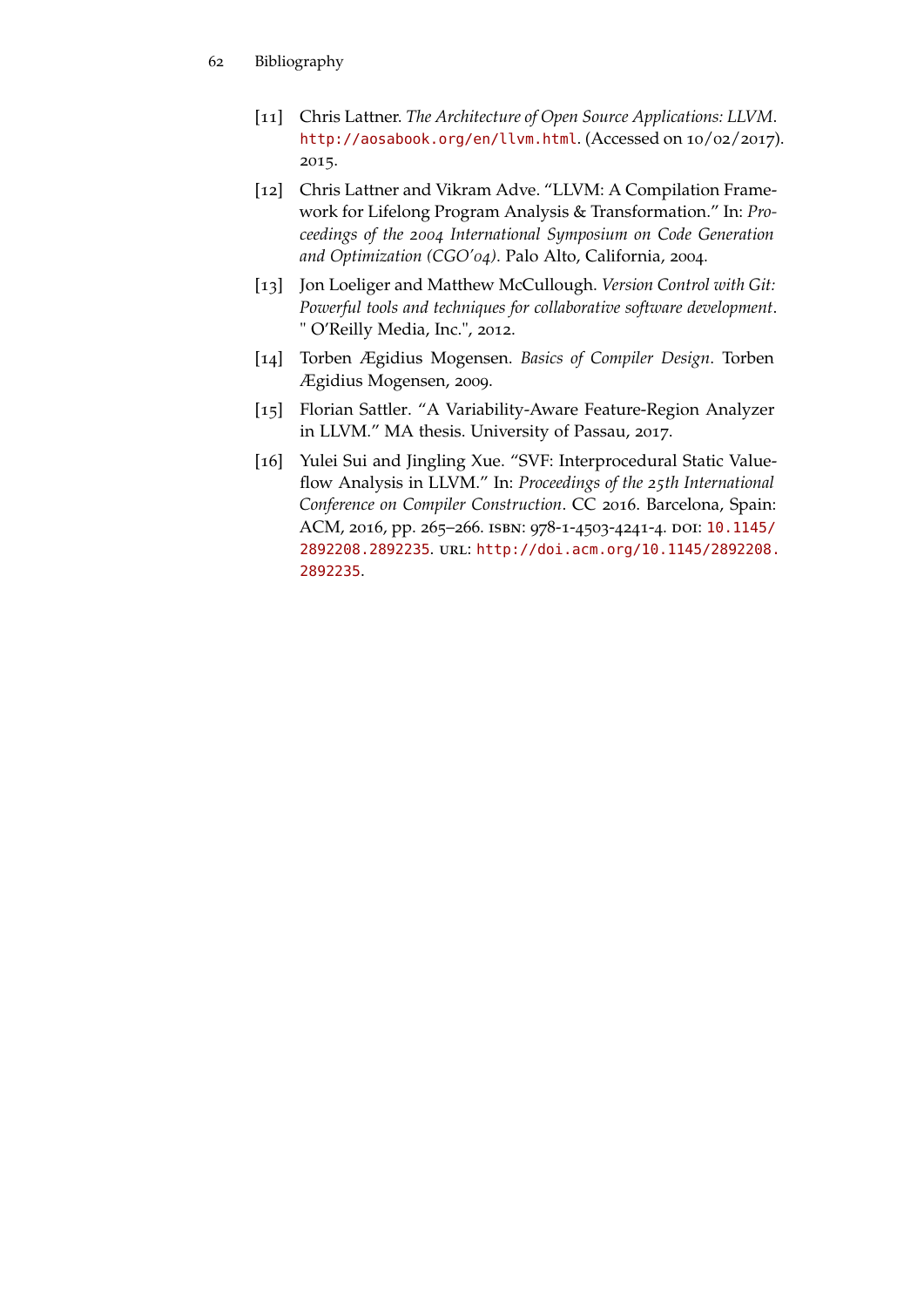[11] Chris Lattner. *The Architecture of Open Source Applications: LLVM*. http://aosabook.org/en/llvm.html. (Accessed on 10/02/2017). 2015.

[12] Chris Lattner and Vikram Adve. "LLVM: A Compilation Framework for Lifelong Program Analysis & Transformation." In: *Proceedings of the 2004 International Symposium on Code Generation and Optimization (CGO'04)*. Palo Alto, California, 2004.

[13] Jon Loeliger and Matthew McCullough. *Version Control with Git: Powerful tools and techniques for collaborative software development*. " O'Reilly Media, Inc.", 2012.

[14] Torben Ægidius Mogensen. *Basics of Compiler Design*. Torben Ægidius Mogensen, 2009.

[15] Florian Sattler. "A Variability-Aware Feature-Region Analyzer in LLVM." MA thesis. University of Passau, 2017.

[16] Yulei Sui and Jingling Xue. "SVF: Interprocedural Static Value-flow Analysis in LLVM." In: *Proceedings of the 25th International Conference on Compiler Construction*. CC 2016. Barcelona, Spain: ACM, 2016, pp. 265–266. ISBN: 978-1-4503-4241-4. DOI: 10.1145/2892208.2892235. URL: http://doi.acm.org/10.1145/2892208.2892235.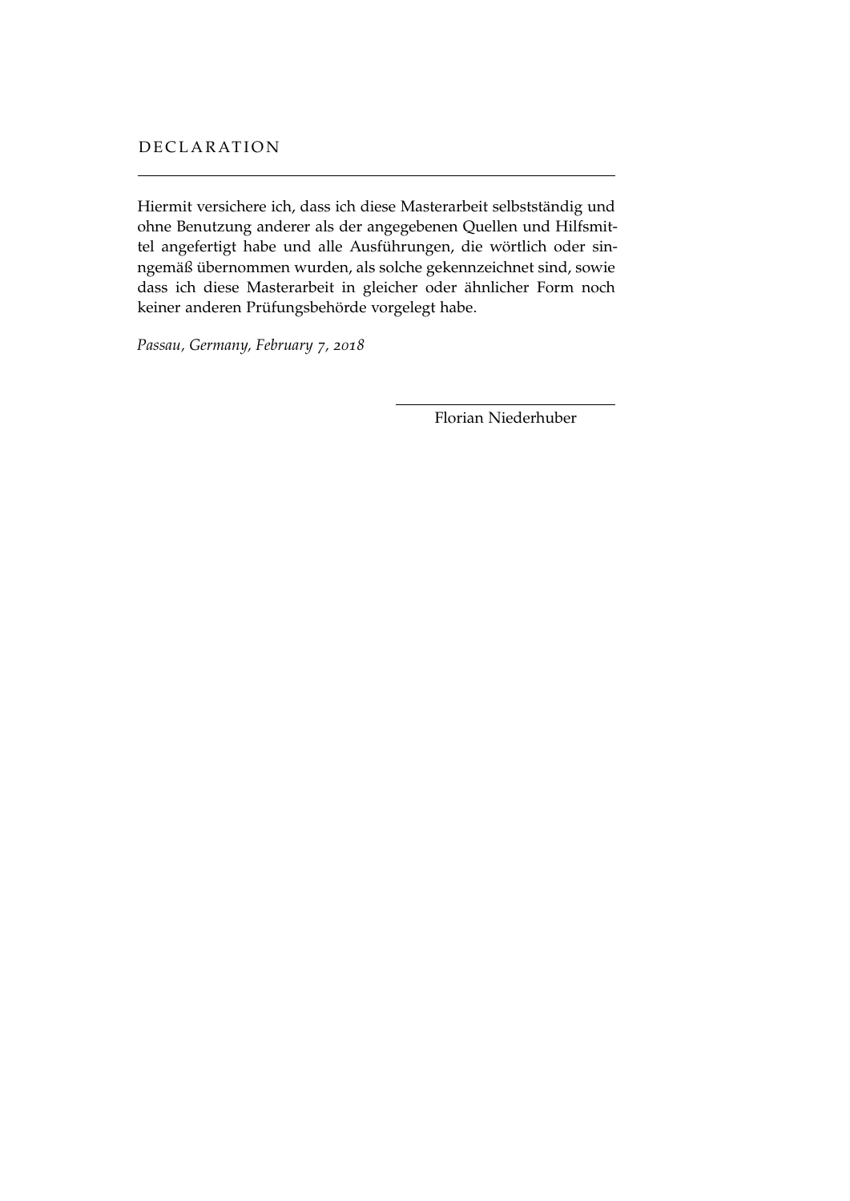# DECLARATION

Hiermit versichere ich, dass ich diese Masterarbeit selbstständig und ohne Benutzung anderer als der angegebenen Quellen und Hilfsmittel angefertigt habe und alle Ausführungen, die wörtlich oder singemäß übernommen wurden, als solche gekennzeichnet sind, sowie dass ich diese Masterarbeit in gleicher oder ähnlicher Form noch keiner anderen Prüfungsbehörde vorgelegt habe.

*Passau, Germany, February 7, 2018*

Florian Niederhuber